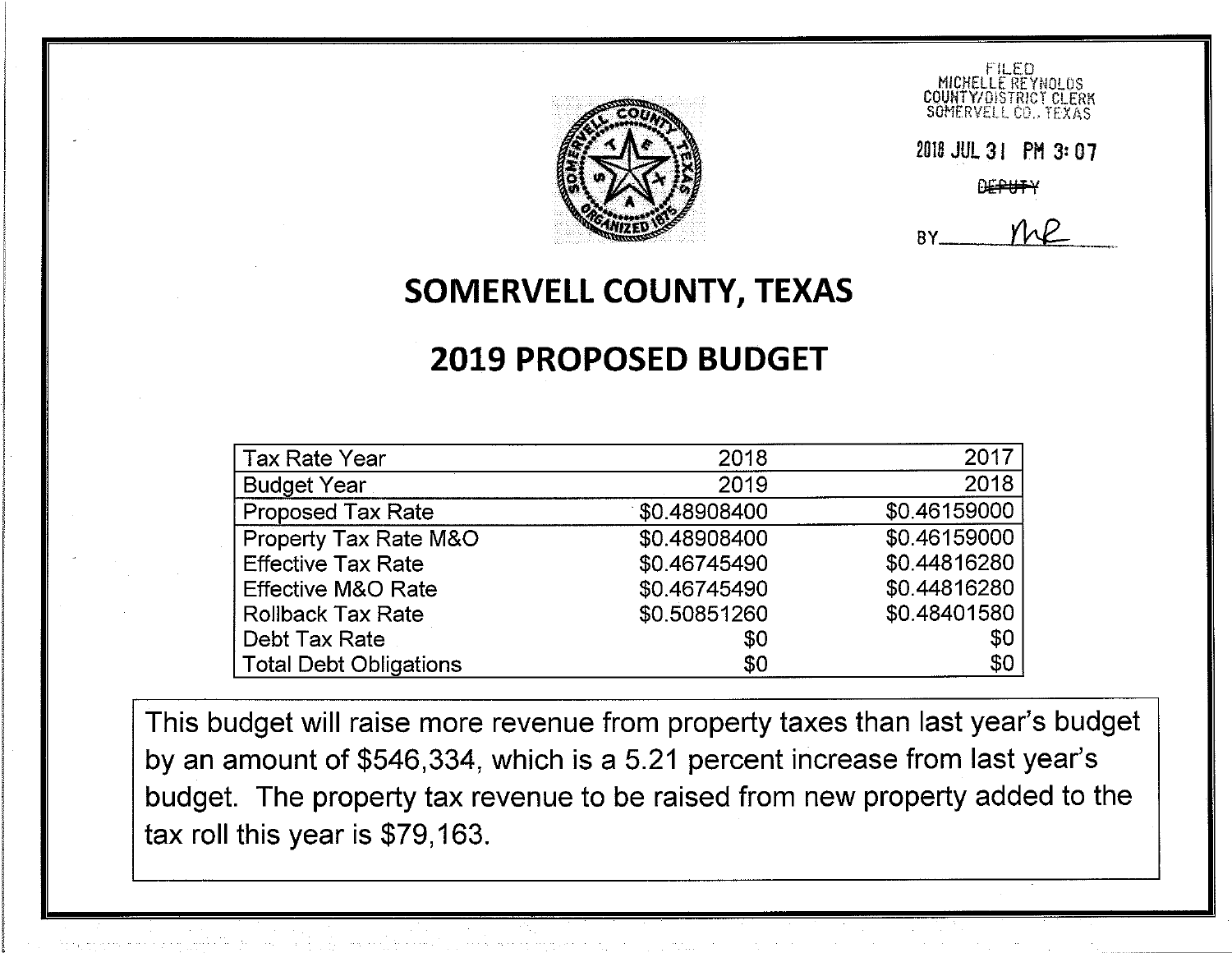FILED
MICHELLE REYNOLDS
COUNTY/DISTRICT CLERK
SOMERVELL CO., TEXAS

2018 JUL 31 PM 3:07

~~DEPUTY~~

BY \_\_\_\_ MR

# SOMERVELL COUNTY, TEXAS

## 2019 PROPOSED BUDGET

| Tax Rate Year | 2018 | 2017 |
|---|---|---|
| Budget Year | 2019 | 2018 |
| Proposed Tax Rate | $0.48908400 | $0.46159000 |
| Property Tax Rate M&O | $0.48908400 | $0.46159000 |
| Effective Tax Rate | $0.46745490 | $0.44816280 |
| Effective M&O Rate | $0.46745490 | $0.44816280 |
| Rollback Tax Rate | $0.50851260 | $0.48401580 |
| Debt Tax Rate | $0 | $0 |
| Total Debt Obligations | $0 | $0 |

This budget will raise more revenue from property taxes than last year's budget by an amount of $546,334, which is a 5.21 percent increase from last year's budget. The property tax revenue to be raised from new property added to the tax roll this year is $79,163.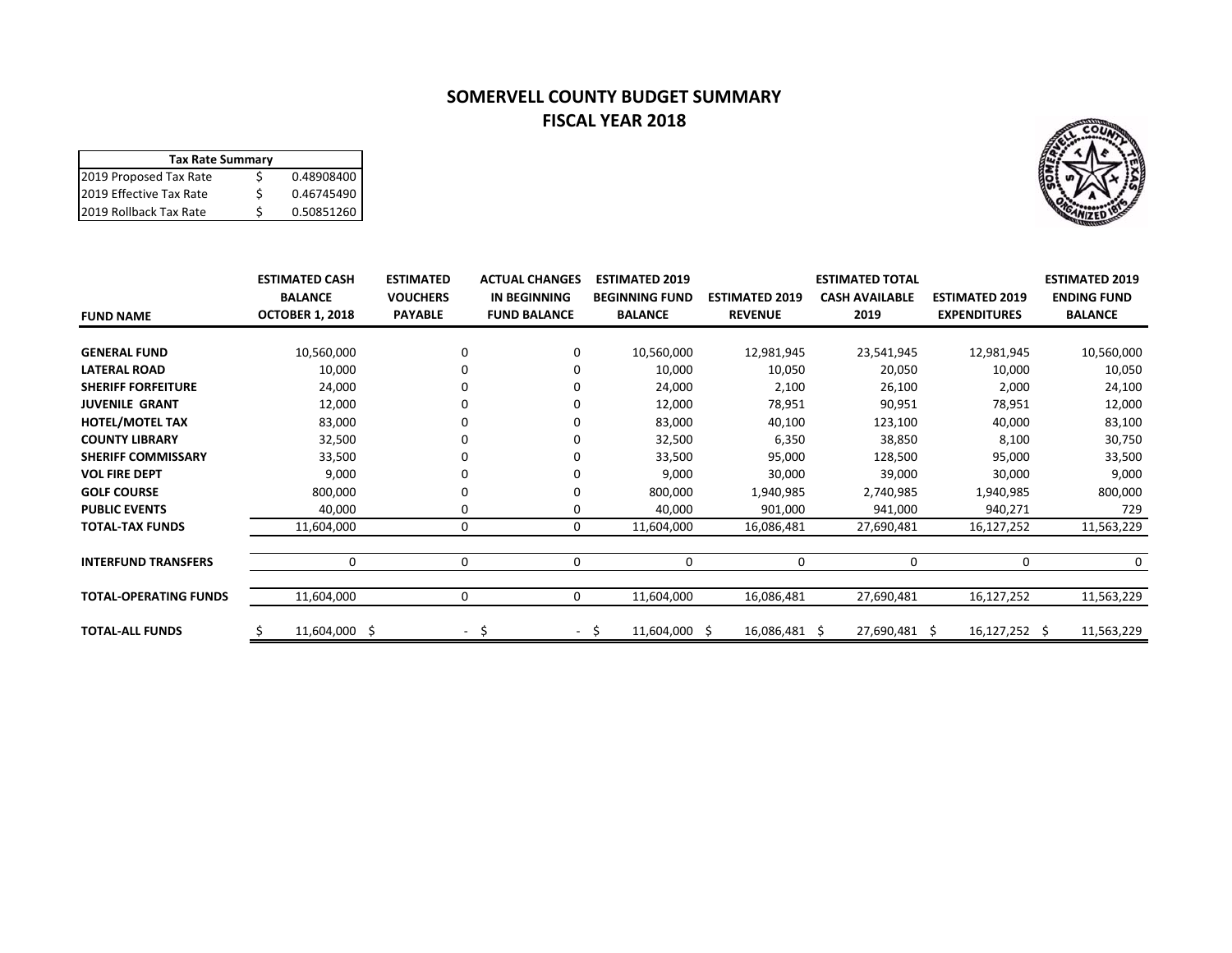# SOMERVELL COUNTY BUDGET SUMMARY
## FISCAL YEAR 2018

| Tax Rate Summary | | |
|---|---|---|
| 2019 Proposed Tax Rate | $ | 0.48908400 |
| 2019 Effective Tax Rate | $ | 0.46745490 |
| 2019 Rollback Tax Rate | $ | 0.50851260 |

| FUND NAME | ESTIMATED CASH BALANCE OCTOBER 1, 2018 | ESTIMATED VOUCHERS PAYABLE | ACTUAL CHANGES IN BEGINNING FUND BALANCE | ESTIMATED 2019 BEGINNING FUND BALANCE | ESTIMATED 2019 REVENUE | ESTIMATED TOTAL CASH AVAILABLE 2019 | ESTIMATED 2019 EXPENDITURES | ESTIMATED 2019 ENDING FUND BALANCE |
|---|---|---|---|---|---|---|---|---|
| **GENERAL FUND** | 10,560,000 | 0 | 0 | 10,560,000 | 12,981,945 | 23,541,945 | 12,981,945 | 10,560,000 |
| **LATERAL ROAD** | 10,000 | 0 | 0 | 10,000 | 10,050 | 20,050 | 10,000 | 10,050 |
| **SHERIFF FORFEITURE** | 24,000 | 0 | 0 | 24,000 | 2,100 | 26,100 | 2,000 | 24,100 |
| **JUVENILE GRANT** | 12,000 | 0 | 0 | 12,000 | 78,951 | 90,951 | 78,951 | 12,000 |
| **HOTEL/MOTEL TAX** | 83,000 | 0 | 0 | 83,000 | 40,100 | 123,100 | 40,000 | 83,100 |
| **COUNTY LIBRARY** | 32,500 | 0 | 0 | 32,500 | 6,350 | 38,850 | 8,100 | 30,750 |
| **SHERIFF COMMISSARY** | 33,500 | 0 | 0 | 33,500 | 95,000 | 128,500 | 95,000 | 33,500 |
| **VOL FIRE DEPT** | 9,000 | 0 | 0 | 9,000 | 30,000 | 39,000 | 30,000 | 9,000 |
| **GOLF COURSE** | 800,000 | 0 | 0 | 800,000 | 1,940,985 | 2,740,985 | 1,940,985 | 800,000 |
| **PUBLIC EVENTS** | 40,000 | 0 | 0 | 40,000 | 901,000 | 941,000 | 940,271 | 729 |
| **TOTAL-TAX FUNDS** | 11,604,000 | 0 | 0 | 11,604,000 | 16,086,481 | 27,690,481 | 16,127,252 | 11,563,229 |
| **INTERFUND TRANSFERS** | 0 | 0 | 0 | 0 | 0 | 0 | 0 | 0 |
| **TOTAL-OPERATING FUNDS** | 11,604,000 | 0 | 0 | 11,604,000 | 16,086,481 | 27,690,481 | 16,127,252 | 11,563,229 |
| **TOTAL-ALL FUNDS** | $ 11,604,000 | $ - | $ - | $ 11,604,000 | $ 16,086,481 | $ 27,690,481 | $ 16,127,252 | $ 11,563,229 |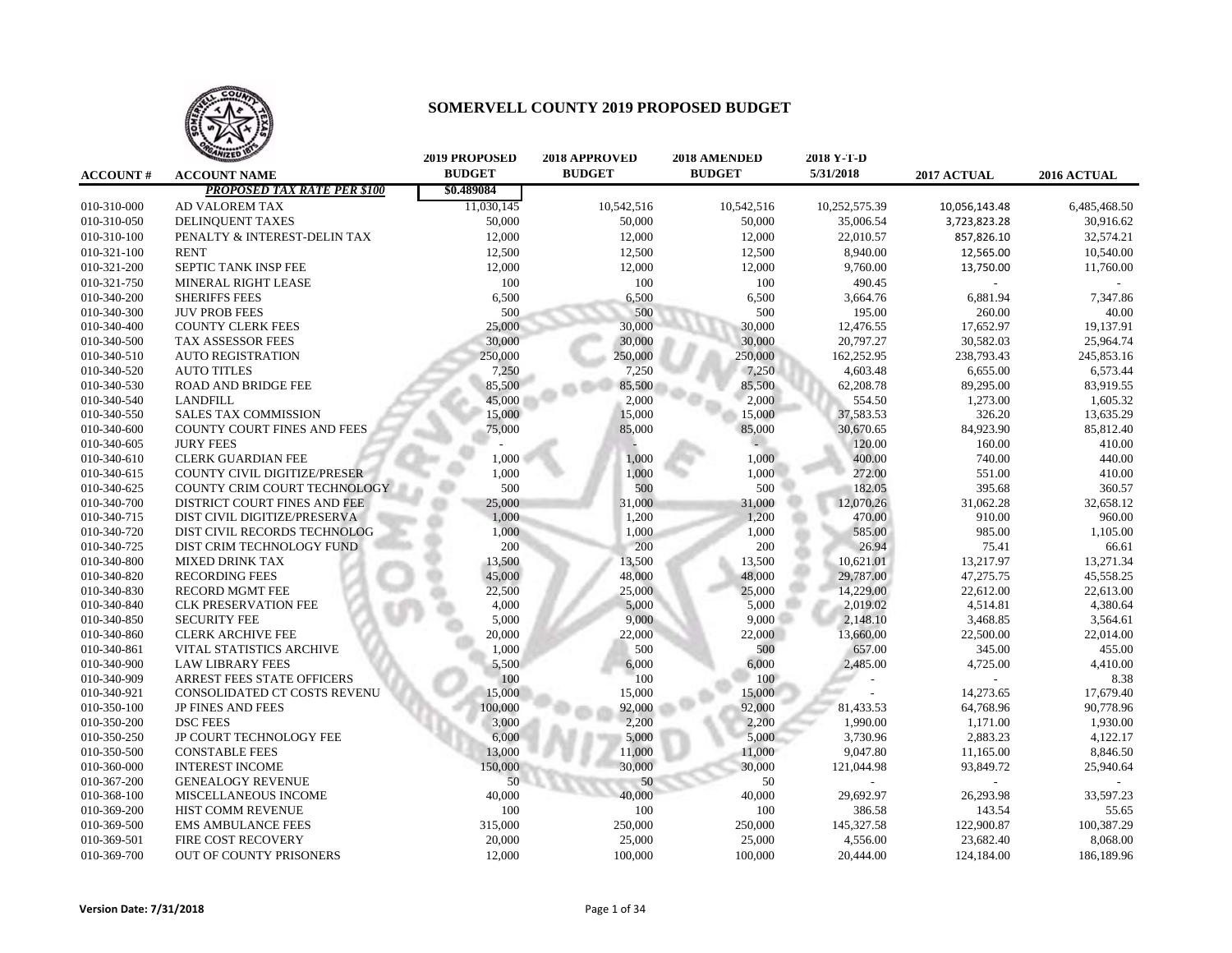# SOMERVELL COUNTY 2019 PROPOSED BUDGET

| ACCOUNT # | ACCOUNT NAME | 2019 PROPOSED BUDGET | 2018 APPROVED BUDGET | 2018 AMENDED BUDGET | 2018 Y-T-D 5/31/2018 | 2017 ACTUAL | 2016 ACTUAL |
|---|---|---|---|---|---|---|---|
| | ***PROPOSED TAX RATE PER $100*** | $0.489084 | | | | | |
| 010-310-000 | AD VALOREM TAX | 11,030,145 | 10,542,516 | 10,542,516 | 10,252,575.39 | 10,056,143.48 | 6,485,468.50 |
| 010-310-050 | DELINQUENT TAXES | 50,000 | 50,000 | 50,000 | 35,006.54 | 3,723,823.28 | 30,916.62 |
| 010-310-100 | PENALTY & INTEREST-DELIN TAX | 12,000 | 12,000 | 12,000 | 22,010.57 | 857,826.10 | 32,574.21 |
| 010-321-100 | RENT | 12,500 | 12,500 | 12,500 | 8,940.00 | 12,565.00 | 10,540.00 |
| 010-321-200 | SEPTIC TANK INSP FEE | 12,000 | 12,000 | 12,000 | 9,760.00 | 13,750.00 | 11,760.00 |
| 010-321-750 | MINERAL RIGHT LEASE | 100 | 100 | 100 | 490.45 | - | - |
| 010-340-200 | SHERIFFS FEES | 6,500 | 6,500 | 6,500 | 3,664.76 | 6,881.94 | 7,347.86 |
| 010-340-300 | JUV PROB FEES | 500 | 500 | 500 | 195.00 | 260.00 | 40.00 |
| 010-340-400 | COUNTY CLERK FEES | 25,000 | 30,000 | 30,000 | 12,476.55 | 17,652.97 | 19,137.91 |
| 010-340-500 | TAX ASSESSOR FEES | 30,000 | 30,000 | 30,000 | 20,797.27 | 30,582.03 | 25,964.74 |
| 010-340-510 | AUTO REGISTRATION | 250,000 | 250,000 | 250,000 | 162,252.95 | 238,793.43 | 245,853.16 |
| 010-340-520 | AUTO TITLES | 7,250 | 7,250 | 7,250 | 4,603.48 | 6,655.00 | 6,573.44 |
| 010-340-530 | ROAD AND BRIDGE FEE | 85,500 | 85,500 | 85,500 | 62,208.78 | 89,295.00 | 83,919.55 |
| 010-340-540 | LANDFILL | 45,000 | 2,000 | 2,000 | 554.50 | 1,273.00 | 1,605.32 |
| 010-340-550 | SALES TAX COMMISSION | 15,000 | 15,000 | 15,000 | 37,583.53 | 326.20 | 13,635.29 |
| 010-340-600 | COUNTY COURT FINES AND FEES | 75,000 | 85,000 | 85,000 | 30,670.65 | 84,923.90 | 85,812.40 |
| 010-340-605 | JURY FEES | - | - | - | 120.00 | 160.00 | 410.00 |
| 010-340-610 | CLERK GUARDIAN FEE | 1,000 | 1,000 | 1,000 | 400.00 | 740.00 | 440.00 |
| 010-340-615 | COUNTY CIVIL DIGITIZE/PRESER | 1,000 | 1,000 | 1,000 | 272.00 | 551.00 | 410.00 |
| 010-340-625 | COUNTY CRIM COURT TECHNOLOGY | 500 | 500 | 500 | 182.05 | 395.68 | 360.57 |
| 010-340-700 | DISTRICT COURT FINES AND FEE | 25,000 | 31,000 | 31,000 | 12,070.26 | 31,062.28 | 32,658.12 |
| 010-340-715 | DIST CIVIL DIGITIZE/PRESERVA | 1,000 | 1,200 | 1,200 | 470.00 | 910.00 | 960.00 |
| 010-340-720 | DIST CIVIL RECORDS TECHNOLOG | 1,000 | 1,000 | 1,000 | 585.00 | 985.00 | 1,105.00 |
| 010-340-725 | DIST CRIM TECHNOLOGY FUND | 200 | 200 | 200 | 26.94 | 75.41 | 66.61 |
| 010-340-800 | MIXED DRINK TAX | 13,500 | 13,500 | 13,500 | 10,621.01 | 13,217.97 | 13,271.34 |
| 010-340-820 | RECORDING FEES | 45,000 | 48,000 | 48,000 | 29,787.00 | 47,275.75 | 45,558.25 |
| 010-340-830 | RECORD MGMT FEE | 22,500 | 25,000 | 25,000 | 14,229.00 | 22,612.00 | 22,613.00 |
| 010-340-840 | CLK PRESERVATION FEE | 4,000 | 5,000 | 5,000 | 2,019.02 | 4,514.81 | 4,380.64 |
| 010-340-850 | SECURITY FEE | 5,000 | 9,000 | 9,000 | 2,148.10 | 3,468.85 | 3,564.61 |
| 010-340-860 | CLERK ARCHIVE FEE | 20,000 | 22,000 | 22,000 | 13,660.00 | 22,500.00 | 22,014.00 |
| 010-340-861 | VITAL STATISTICS ARCHIVE | 1,000 | 500 | 500 | 657.00 | 345.00 | 455.00 |
| 010-340-900 | LAW LIBRARY FEES | 5,500 | 6,000 | 6,000 | 2,485.00 | 4,725.00 | 4,410.00 |
| 010-340-909 | ARREST FEES STATE OFFICERS | 100 | 100 | 100 | - | - | 8.38 |
| 010-340-921 | CONSOLIDATED CT COSTS REVENU | 15,000 | 15,000 | 15,000 | - | 14,273.65 | 17,679.40 |
| 010-350-100 | JP FINES AND FEES | 100,000 | 92,000 | 92,000 | 81,433.53 | 64,768.96 | 90,778.96 |
| 010-350-200 | DSC FEES | 3,000 | 2,200 | 2,200 | 1,990.00 | 1,171.00 | 1,930.00 |
| 010-350-250 | JP COURT TECHNOLOGY FEE | 6,000 | 5,000 | 5,000 | 3,730.96 | 2,883.23 | 4,122.17 |
| 010-350-500 | CONSTABLE FEES | 13,000 | 11,000 | 11,000 | 9,047.80 | 11,165.00 | 8,846.50 |
| 010-360-000 | INTEREST INCOME | 150,000 | 30,000 | 30,000 | 121,044.98 | 93,849.72 | 25,940.64 |
| 010-367-200 | GENEALOGY REVENUE | 50 | 50 | 50 | - | - | - |
| 010-368-100 | MISCELLANEOUS INCOME | 40,000 | 40,000 | 40,000 | 29,692.97 | 26,293.98 | 33,597.23 |
| 010-369-200 | HIST COMM REVENUE | 100 | 100 | 100 | 386.58 | 143.54 | 55.65 |
| 010-369-500 | EMS AMBULANCE FEES | 315,000 | 250,000 | 250,000 | 145,327.58 | 122,900.87 | 100,387.29 |
| 010-369-501 | FIRE COST RECOVERY | 20,000 | 25,000 | 25,000 | 4,556.00 | 23,682.40 | 8,068.00 |
| 010-369-700 | OUT OF COUNTY PRISONERS | 12,000 | 100,000 | 100,000 | 20,444.00 | 124,184.00 | 186,189.96 |

**Version Date: 7/31/2018**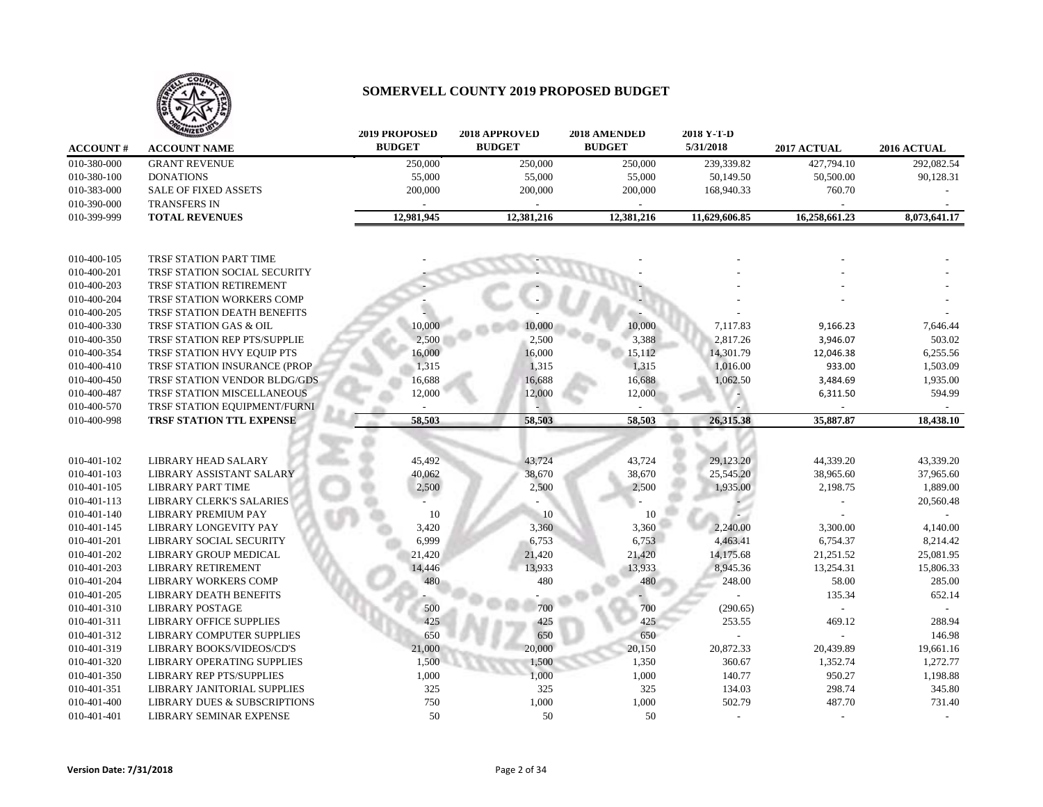## SOMERVELL COUNTY 2019 PROPOSED BUDGET

| ACCOUNT # | ACCOUNT NAME | 2019 PROPOSED BUDGET | 2018 APPROVED BUDGET | 2018 AMENDED BUDGET | 2018 Y-T-D 5/31/2018 | 2017 ACTUAL | 2016 ACTUAL |
|---|---|---|---|---|---|---|---|
| 010-380-000 | GRANT REVENUE | 250,000 | 250,000 | 250,000 | 239,339.82 | 427,794.10 | 292,082.54 |
| 010-380-100 | DONATIONS | 55,000 | 55,000 | 55,000 | 50,149.50 | 50,500.00 | 90,128.31 |
| 010-383-000 | SALE OF FIXED ASSETS | 200,000 | 200,000 | 200,000 | 168,940.33 | 760.70 | - |
| 010-390-000 | TRANSFERS IN | - | - | - | | - | - |
| 010-399-999 | **TOTAL REVENUES** | **12,981,945** | **12,381,216** | **12,381,216** | **11,629,606.85** | **16,258,661.23** | **8,073,641.17** |
| | | | | | | | |
| 010-400-105 | TRSF STATION PART TIME | - | - | - | - | - | - |
| 010-400-201 | TRSF STATION SOCIAL SECURITY | - | - | - | - | - | - |
| 010-400-203 | TRSF STATION RETIREMENT | - | - | - | - | - | - |
| 010-400-204 | TRSF STATION WORKERS COMP | - | - | - | - | - | - |
| 010-400-205 | TRSF STATION DEATH BENEFITS | - | - | - | - | | |
| 010-400-330 | TRSF STATION GAS & OIL | 10,000 | 10,000 | 10,000 | 7,117.83 | 9,166.23 | 7,646.44 |
| 010-400-350 | TRSF STATION REP PTS/SUPPLIE | 2,500 | 2,500 | 3,388 | 2,817.26 | 3,946.07 | 503.02 |
| 010-400-354 | TRSF STATION HVY EQUIP PTS | 16,000 | 16,000 | 15,112 | 14,301.79 | 12,046.38 | 6,255.56 |
| 010-400-410 | TRSF STATION INSURANCE (PROP | 1,315 | 1,315 | 1,315 | 1,016.00 | 933.00 | 1,503.09 |
| 010-400-450 | TRSF STATION VENDOR BLDG/GDS | 16,688 | 16,688 | 16,688 | 1,062.50 | 3,484.69 | 1,935.00 |
| 010-400-487 | TRSF STATION MISCELLANEOUS | 12,000 | 12,000 | 12,000 | - | 6,311.50 | 594.99 |
| 010-400-570 | TRSF STATION EQUIPMENT/FURNI | - | - | - | - | - | - |
| 010-400-998 | **TRSF STATION TTL EXPENSE** | **58,503** | **58,503** | **58,503** | **26,315.38** | **35,887.87** | **18,438.10** |
| | | | | | | | |
| 010-401-102 | LIBRARY HEAD SALARY | 45,492 | 43,724 | 43,724 | 29,123.20 | 44,339.20 | 43,339.20 |
| 010-401-103 | LIBRARY ASSISTANT SALARY | 40,062 | 38,670 | 38,670 | 25,545.20 | 38,965.60 | 37,965.60 |
| 010-401-105 | LIBRARY PART TIME | 2,500 | 2,500 | 2,500 | 1,935.00 | 2,198.75 | 1,889.00 |
| 010-401-113 | LIBRARY CLERK'S SALARIES | - | - | - | - | - | 20,560.48 |
| 010-401-140 | LIBRARY PREMIUM PAY | 10 | 10 | 10 | - | - | - |
| 010-401-145 | LIBRARY LONGEVITY PAY | 3,420 | 3,360 | 3,360 | 2,240.00 | 3,300.00 | 4,140.00 |
| 010-401-201 | LIBRARY SOCIAL SECURITY | 6,999 | 6,753 | 6,753 | 4,463.41 | 6,754.37 | 8,214.42 |
| 010-401-202 | LIBRARY GROUP MEDICAL | 21,420 | 21,420 | 21,420 | 14,175.68 | 21,251.52 | 25,081.95 |
| 010-401-203 | LIBRARY RETIREMENT | 14,446 | 13,933 | 13,933 | 8,945.36 | 13,254.31 | 15,806.33 |
| 010-401-204 | LIBRARY WORKERS COMP | 480 | 480 | 480 | 248.00 | 58.00 | 285.00 |
| 010-401-205 | LIBRARY DEATH BENEFITS | - | - | - | - | 135.34 | 652.14 |
| 010-401-310 | LIBRARY POSTAGE | 500 | 700 | 700 | (290.65) | - | - |
| 010-401-311 | LIBRARY OFFICE SUPPLIES | 425 | 425 | 425 | 253.55 | 469.12 | 288.94 |
| 010-401-312 | LIBRARY COMPUTER SUPPLIES | 650 | 650 | 650 | - | - | 146.98 |
| 010-401-319 | LIBRARY BOOKS/VIDEOS/CD'S | 21,000 | 20,000 | 20,150 | 20,872.33 | 20,439.89 | 19,661.16 |
| 010-401-320 | LIBRARY OPERATING SUPPLIES | 1,500 | 1,500 | 1,350 | 360.67 | 1,352.74 | 1,272.77 |
| 010-401-350 | LIBRARY REP PTS/SUPPLIES | 1,000 | 1,000 | 1,000 | 140.77 | 950.27 | 1,198.88 |
| 010-401-351 | LIBRARY JANITORIAL SUPPLIES | 325 | 325 | 325 | 134.03 | 298.74 | 345.80 |
| 010-401-400 | LIBRARY DUES & SUBSCRIPTIONS | 750 | 1,000 | 1,000 | 502.79 | 487.70 | 731.40 |
| 010-401-401 | LIBRARY SEMINAR EXPENSE | 50 | 50 | 50 | - | - | - |

Version Date: 7/31/2018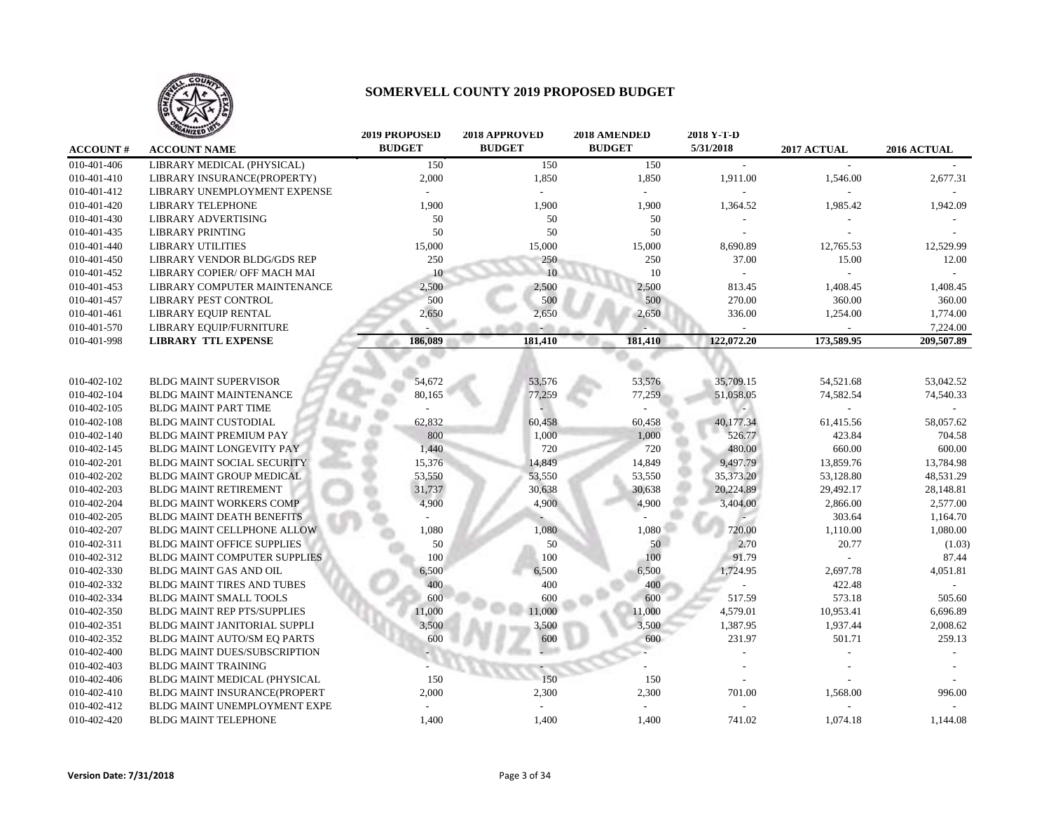# SOMERVELL COUNTY 2019 PROPOSED BUDGET

| ACCOUNT # | ACCOUNT NAME | 2019 PROPOSED BUDGET | 2018 APPROVED BUDGET | 2018 AMENDED BUDGET | 2018 Y-T-D 5/31/2018 | 2017 ACTUAL | 2016 ACTUAL |
|---|---|---|---|---|---|---|---|
| 010-401-406 | LIBRARY MEDICAL (PHYSICAL) | 150 | 150 | 150 | - | - | - |
| 010-401-410 | LIBRARY INSURANCE(PROPERTY) | 2,000 | 1,850 | 1,850 | 1,911.00 | 1,546.00 | 2,677.31 |
| 010-401-412 | LIBRARY UNEMPLOYMENT EXPENSE | - | - | - | - | - | - |
| 010-401-420 | LIBRARY TELEPHONE | 1,900 | 1,900 | 1,900 | 1,364.52 | 1,985.42 | 1,942.09 |
| 010-401-430 | LIBRARY ADVERTISING | 50 | 50 | 50 | - | - | - |
| 010-401-435 | LIBRARY PRINTING | 50 | 50 | 50 | - | - | - |
| 010-401-440 | LIBRARY UTILITIES | 15,000 | 15,000 | 15,000 | 8,690.89 | 12,765.53 | 12,529.99 |
| 010-401-450 | LIBRARY VENDOR BLDG/GDS REP | 250 | 250 | 250 | 37.00 | 15.00 | 12.00 |
| 010-401-452 | LIBRARY COPIER/ OFF MACH MAI | 10 | 10 | 10 | - | - | - |
| 010-401-453 | LIBRARY COMPUTER MAINTENANCE | 2,500 | 2,500 | 2,500 | 813.45 | 1,408.45 | 1,408.45 |
| 010-401-457 | LIBRARY PEST CONTROL | 500 | 500 | 500 | 270.00 | 360.00 | 360.00 |
| 010-401-461 | LIBRARY EQUIP RENTAL | 2,650 | 2,650 | 2,650 | 336.00 | 1,254.00 | 1,774.00 |
| 010-401-570 | LIBRARY EQUIP/FURNITURE | - | - | - | - | - | 7,224.00 |
| 010-401-998 | **LIBRARY TTL EXPENSE** | **186,089** | **181,410** | **181,410** | **122,072.20** | **173,589.95** | **209,507.89** |
| | | | | | | | |
| 010-402-102 | BLDG MAINT SUPERVISOR | 54,672 | 53,576 | 53,576 | 35,709.15 | 54,521.68 | 53,042.52 |
| 010-402-104 | BLDG MAINT MAINTENANCE | 80,165 | 77,259 | 77,259 | 51,058.05 | 74,582.54 | 74,540.33 |
| 010-402-105 | BLDG MAINT PART TIME | - | - | - | - | - | - |
| 010-402-108 | BLDG MAINT CUSTODIAL | 62,832 | 60,458 | 60,458 | 40,177.34 | 61,415.56 | 58,057.62 |
| 010-402-140 | BLDG MAINT PREMIUM PAY | 800 | 1,000 | 1,000 | 526.77 | 423.84 | 704.58 |
| 010-402-145 | BLDG MAINT LONGEVITY PAY | 1,440 | 720 | 720 | 480.00 | 660.00 | 600.00 |
| 010-402-201 | BLDG MAINT SOCIAL SECURITY | 15,376 | 14,849 | 14,849 | 9,497.79 | 13,859.76 | 13,784.98 |
| 010-402-202 | BLDG MAINT GROUP MEDICAL | 53,550 | 53,550 | 53,550 | 35,373.20 | 53,128.80 | 48,531.29 |
| 010-402-203 | BLDG MAINT RETIREMENT | 31,737 | 30,638 | 30,638 | 20,224.89 | 29,492.17 | 28,148.81 |
| 010-402-204 | BLDG MAINT WORKERS COMP | 4,900 | 4,900 | 4,900 | 3,404.00 | 2,866.00 | 2,577.00 |
| 010-402-205 | BLDG MAINT DEATH BENEFITS | - | - | - | - | 303.64 | 1,164.70 |
| 010-402-207 | BLDG MAINT CELLPHONE ALLOW | 1,080 | 1,080 | 1,080 | 720.00 | 1,110.00 | 1,080.00 |
| 010-402-311 | BLDG MAINT OFFICE SUPPLIES | 50 | 50 | 50 | 2.70 | 20.77 | (1.03) |
| 010-402-312 | BLDG MAINT COMPUTER SUPPLIES | 100 | 100 | 100 | 91.79 | - | 87.44 |
| 010-402-330 | BLDG MAINT GAS AND OIL | 6,500 | 6,500 | 6,500 | 1,724.95 | 2,697.78 | 4,051.81 |
| 010-402-332 | BLDG MAINT TIRES AND TUBES | 400 | 400 | 400 | - | 422.48 | - |
| 010-402-334 | BLDG MAINT SMALL TOOLS | 600 | 600 | 600 | 517.59 | 573.18 | 505.60 |
| 010-402-350 | BLDG MAINT REP PTS/SUPPLIES | 11,000 | 11,000 | 11,000 | 4,579.01 | 10,953.41 | 6,696.89 |
| 010-402-351 | BLDG MAINT JANITORIAL SUPPLI | 3,500 | 3,500 | 3,500 | 1,387.95 | 1,937.44 | 2,008.62 |
| 010-402-352 | BLDG MAINT AUTO/SM EQ PARTS | 600 | 600 | 600 | 231.97 | 501.71 | 259.13 |
| 010-402-400 | BLDG MAINT DUES/SUBSCRIPTION | - | - | - | - | - | - |
| 010-402-403 | BLDG MAINT TRAINING | - | - | - | - | - | - |
| 010-402-406 | BLDG MAINT MEDICAL (PHYSICAL | 150 | 150 | 150 | - | - | - |
| 010-402-410 | BLDG MAINT INSURANCE(PROPERT | 2,000 | 2,300 | 2,300 | 701.00 | 1,568.00 | 996.00 |
| 010-402-412 | BLDG MAINT UNEMPLOYMENT EXPE | - | - | - | - | - | - |
| 010-402-420 | BLDG MAINT TELEPHONE | 1,400 | 1,400 | 1,400 | 741.02 | 1,074.18 | 1,144.08 |

**Version Date: 7/31/2018**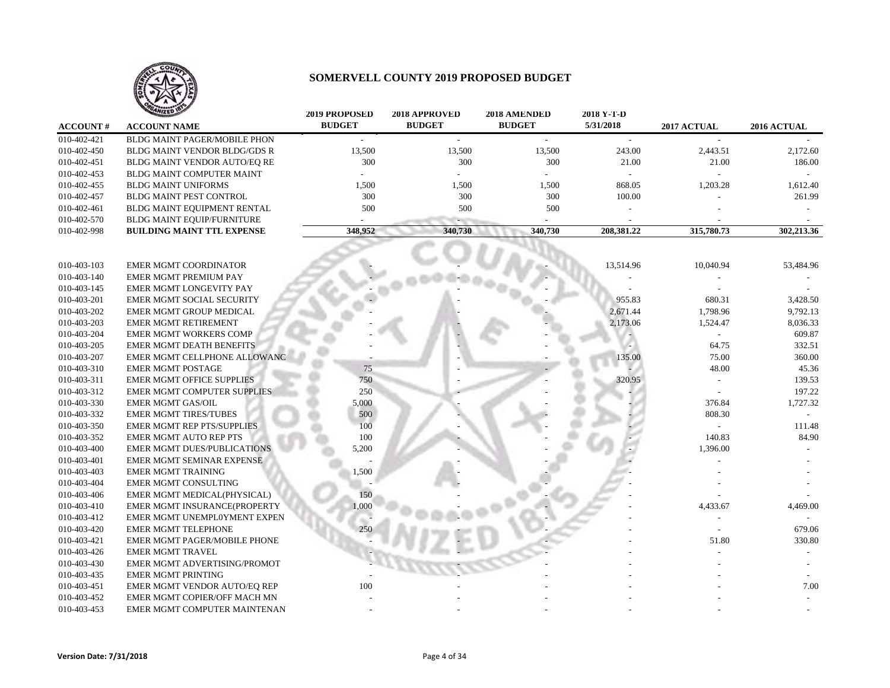# SOMERVELL COUNTY 2019 PROPOSED BUDGET

| ACCOUNT # | ACCOUNT NAME | 2019 PROPOSED BUDGET | 2018 APPROVED BUDGET | 2018 AMENDED BUDGET | 2018 Y-T-D 5/31/2018 | 2017 ACTUAL | 2016 ACTUAL |
|---|---|---|---|---|---|---|---|
| 010-402-421 | BLDG MAINT PAGER/MOBILE PHON | - | - | - | - | - | - |
| 010-402-450 | BLDG MAINT VENDOR BLDG/GDS R | 13,500 | 13,500 | 13,500 | 243.00 | 2,443.51 | 2,172.60 |
| 010-402-451 | BLDG MAINT VENDOR AUTO/EQ RE | 300 | 300 | 300 | 21.00 | 21.00 | 186.00 |
| 010-402-453 | BLDG MAINT COMPUTER MAINT | - | - | - | - | - | - |
| 010-402-455 | BLDG MAINT UNIFORMS | 1,500 | 1,500 | 1,500 | 868.05 | 1,203.28 | 1,612.40 |
| 010-402-457 | BLDG MAINT PEST CONTROL | 300 | 300 | 300 | 100.00 | - | 261.99 |
| 010-402-461 | BLDG MAINT EQUIPMENT RENTAL | 500 | 500 | 500 | - | - | - |
| 010-402-570 | BLDG MAINT EQUIP/FURNITURE | - | - | - | - | - | - |
| 010-402-998 | **BUILDING MAINT TTL EXPENSE** | **348,952** | **340,730** | **340,730** | **208,381.22** | **315,780.73** | **302,213.36** |
| | | | | | | | |
| 010-403-103 | EMER MGMT COORDINATOR | - | - | - | 13,514.96 | 10,040.94 | 53,484.96 |
| 010-403-140 | EMER MGMT PREMIUM PAY | - | - | - | - | - | - |
| 010-403-145 | EMER MGMT LONGEVITY PAY | - | - | - | - | - | - |
| 010-403-201 | EMER MGMT SOCIAL SECURITY | - | - | - | 955.83 | 680.31 | 3,428.50 |
| 010-403-202 | EMER MGMT GROUP MEDICAL | - | - | - | 2,671.44 | 1,798.96 | 9,792.13 |
| 010-403-203 | EMER MGMT RETIREMENT | - | - | - | 2,173.06 | 1,524.47 | 8,036.33 |
| 010-403-204 | EMER MGMT WORKERS COMP | - | - | - | - | - | 609.87 |
| 010-403-205 | EMER MGMT DEATH BENEFITS | - | - | - | - | 64.75 | 332.51 |
| 010-403-207 | EMER MGMT CELLPHONE ALLOWANC | - | - | - | 135.00 | 75.00 | 360.00 |
| 010-403-310 | EMER MGMT POSTAGE | 75 | - | - | - | 48.00 | 45.36 |
| 010-403-311 | EMER MGMT OFFICE SUPPLIES | 750 | - | - | 320.95 | - | 139.53 |
| 010-403-312 | EMER MGMT COMPUTER SUPPLIES | 250 | - | - | - | - | 197.22 |
| 010-403-330 | EMER MGMT GAS/OIL | 5,000 | - | - | - | 376.84 | 1,727.32 |
| 010-403-332 | EMER MGMT TIRES/TUBES | 500 | - | - | - | 808.30 | - |
| 010-403-350 | EMER MGMT REP PTS/SUPPLIES | 100 | - | - | - | - | 111.48 |
| 010-403-352 | EMER MGMT AUTO REP PTS | 100 | - | - | - | 140.83 | 84.90 |
| 010-403-400 | EMER MGMT DUES/PUBLICATIONS | 5,200 | - | - | - | 1,396.00 | - |
| 010-403-401 | EMER MGMT SEMINAR EXPENSE | - | - | - | - | - | - |
| 010-403-403 | EMER MGMT TRAINING | 1,500 | - | - | - | - | - |
| 010-403-404 | EMER MGMT CONSULTING | - | - | - | - | - | - |
| 010-403-406 | EMER MGMT MEDICAL(PHYSICAL) | 150 | - | - | - | - | - |
| 010-403-410 | EMER MGMT INSURANCE(PROPERTY | 1,000 | - | - | - | 4,433.67 | 4,469.00 |
| 010-403-412 | EMER MGMT UNEMPL0YMENT EXPEN | - | - | - | - | - | - |
| 010-403-420 | EMER MGMT TELEPHONE | 250 | - | - | - | - | 679.06 |
| 010-403-421 | EMER MGMT PAGER/MOBILE PHONE | - | - | - | - | 51.80 | 330.80 |
| 010-403-426 | EMER MGMT TRAVEL | - | - | - | - | - | - |
| 010-403-430 | EMER MGMT ADVERTISING/PROMOT | - | - | - | - | - | - |
| 010-403-435 | EMER MGMT PRINTING | - | - | - | - | - | - |
| 010-403-451 | EMER MGMT VENDOR AUTO/EQ REP | 100 | - | - | - | - | 7.00 |
| 010-403-452 | EMER MGMT COPIER/OFF MACH MN | - | - | - | - | - | - |
| 010-403-453 | EMER MGMT COMPUTER MAINTENAN | - | - | - | - | - | - |

Version Date: 7/31/2018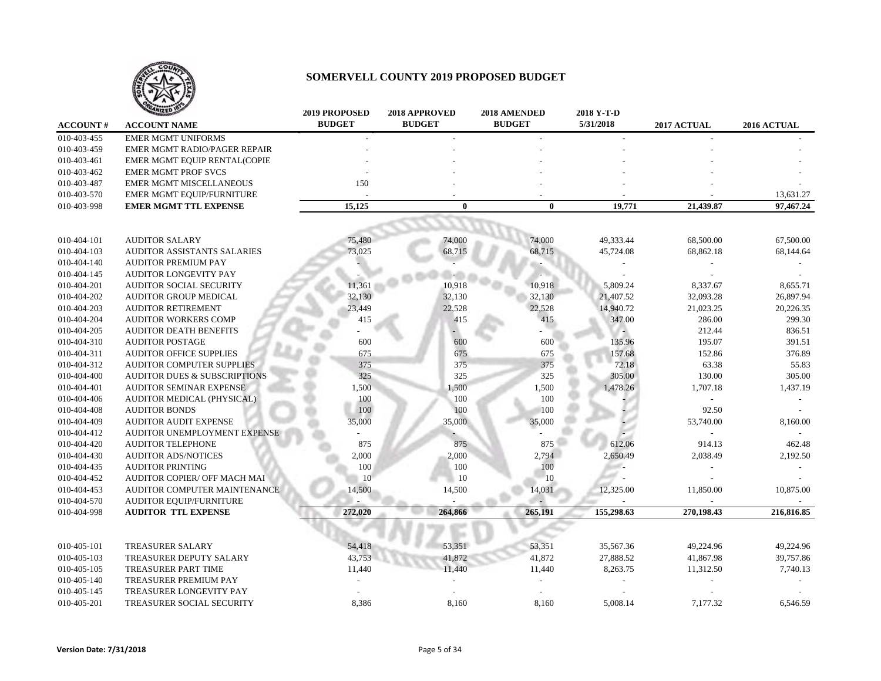# SOMERVELL COUNTY 2019 PROPOSED BUDGET

| ACCOUNT # | ACCOUNT NAME | 2019 PROPOSED BUDGET | 2018 APPROVED BUDGET | 2018 AMENDED BUDGET | 2018 Y-T-D 5/31/2018 | 2017 ACTUAL | 2016 ACTUAL |
|---|---|---|---|---|---|---|---|
| 010-403-455 | EMER MGMT UNIFORMS | - | - | - | - | - | - |
| 010-403-459 | EMER MGMT RADIO/PAGER REPAIR | - | - | - | - | - | - |
| 010-403-461 | EMER MGMT EQUIP RENTAL(COPIE | - | - | - | - | - | - |
| 010-403-462 | EMER MGMT PROF SVCS | - | - | - | - | - | - |
| 010-403-487 | EMER MGMT MISCELLANEOUS | 150 | - | - | - | - | - |
| 010-403-570 | EMER MGMT EQUIP/FURNITURE | - | - | - | - | - | 13,631.27 |
| 010-403-998 | **EMER MGMT TTL EXPENSE** | **15,125** | **0** | **0** | **19,771** | **21,439.87** | **97,467.24** |
| | | | | | | | |
| 010-404-101 | AUDITOR SALARY | 75,480 | 74,000 | 74,000 | 49,333.44 | 68,500.00 | 67,500.00 |
| 010-404-103 | AUDITOR ASSISTANTS SALARIES | 73,025 | 68,715 | 68,715 | 45,724.08 | 68,862.18 | 68,144.64 |
| 010-404-140 | AUDITOR PREMIUM PAY | - | - | - | - | - | - |
| 010-404-145 | AUDITOR LONGEVITY PAY | - | - | - | - | - | - |
| 010-404-201 | AUDITOR SOCIAL SECURITY | 11,361 | 10,918 | 10,918 | 5,809.24 | 8,337.67 | 8,655.71 |
| 010-404-202 | AUDITOR GROUP MEDICAL | 32,130 | 32,130 | 32,130 | 21,407.52 | 32,093.28 | 26,897.94 |
| 010-404-203 | AUDITOR RETIREMENT | 23,449 | 22,528 | 22,528 | 14,940.72 | 21,023.25 | 20,226.35 |
| 010-404-204 | AUDITOR WORKERS COMP | 415 | 415 | 415 | 347.00 | 286.00 | 299.30 |
| 010-404-205 | AUDITOR DEATH BENEFITS | - | - | - | - | 212.44 | 836.51 |
| 010-404-310 | AUDITOR POSTAGE | 600 | 600 | 600 | 135.96 | 195.07 | 391.51 |
| 010-404-311 | AUDITOR OFFICE SUPPLIES | 675 | 675 | 675 | 157.68 | 152.86 | 376.89 |
| 010-404-312 | AUDITOR COMPUTER SUPPLIES | 375 | 375 | 375 | 72.18 | 63.38 | 55.83 |
| 010-404-400 | AUDITOR DUES & SUBSCRIPTIONS | 325 | 325 | 325 | 305.00 | 130.00 | 305.00 |
| 010-404-401 | AUDITOR SEMINAR EXPENSE | 1,500 | 1,500 | 1,500 | 1,478.26 | 1,707.18 | 1,437.19 |
| 010-404-406 | AUDITOR MEDICAL (PHYSICAL) | 100 | 100 | 100 | - | - | - |
| 010-404-408 | AUDITOR BONDS | 100 | 100 | 100 | - | 92.50 | - |
| 010-404-409 | AUDITOR AUDIT EXPENSE | 35,000 | 35,000 | 35,000 | - | 53,740.00 | 8,160.00 |
| 010-404-412 | AUDITOR UNEMPLOYMENT EXPENSE | - | - | - | - | - | - |
| 010-404-420 | AUDITOR TELEPHONE | 875 | 875 | 875 | 612.06 | 914.13 | 462.48 |
| 010-404-430 | AUDITOR ADS/NOTICES | 2,000 | 2,000 | 2,794 | 2,650.49 | 2,038.49 | 2,192.50 |
| 010-404-435 | AUDITOR PRINTING | 100 | 100 | 100 | - | - | - |
| 010-404-452 | AUDITOR COPIER/ OFF MACH MAI | 10 | 10 | 10 | - | - | - |
| 010-404-453 | AUDITOR COMPUTER MAINTENANCE | 14,500 | 14,500 | 14,031 | 12,325.00 | 11,850.00 | 10,875.00 |
| 010-404-570 | AUDITOR EQUIP/FURNITURE | - | - | - | - | - | - |
| 010-404-998 | **AUDITOR TTL EXPENSE** | **272,020** | **264,866** | **265,191** | **155,298.63** | **270,198.43** | **216,816.85** |
| | | | | | | | |
| 010-405-101 | TREASURER SALARY | 54,418 | 53,351 | 53,351 | 35,567.36 | 49,224.96 | 49,224.96 |
| 010-405-103 | TREASURER DEPUTY SALARY | 43,753 | 41,872 | 41,872 | 27,888.52 | 41,867.98 | 39,757.86 |
| 010-405-105 | TREASURER PART TIME | 11,440 | 11,440 | 11,440 | 8,263.75 | 11,312.50 | 7,740.13 |
| 010-405-140 | TREASURER PREMIUM PAY | - | - | - | - | - | - |
| 010-405-145 | TREASURER LONGEVITY PAY | - | - | - | - | - | - |
| 010-405-201 | TREASURER SOCIAL SECURITY | 8,386 | 8,160 | 8,160 | 5,008.14 | 7,177.32 | 6,546.59 |

**Version Date: 7/31/2018**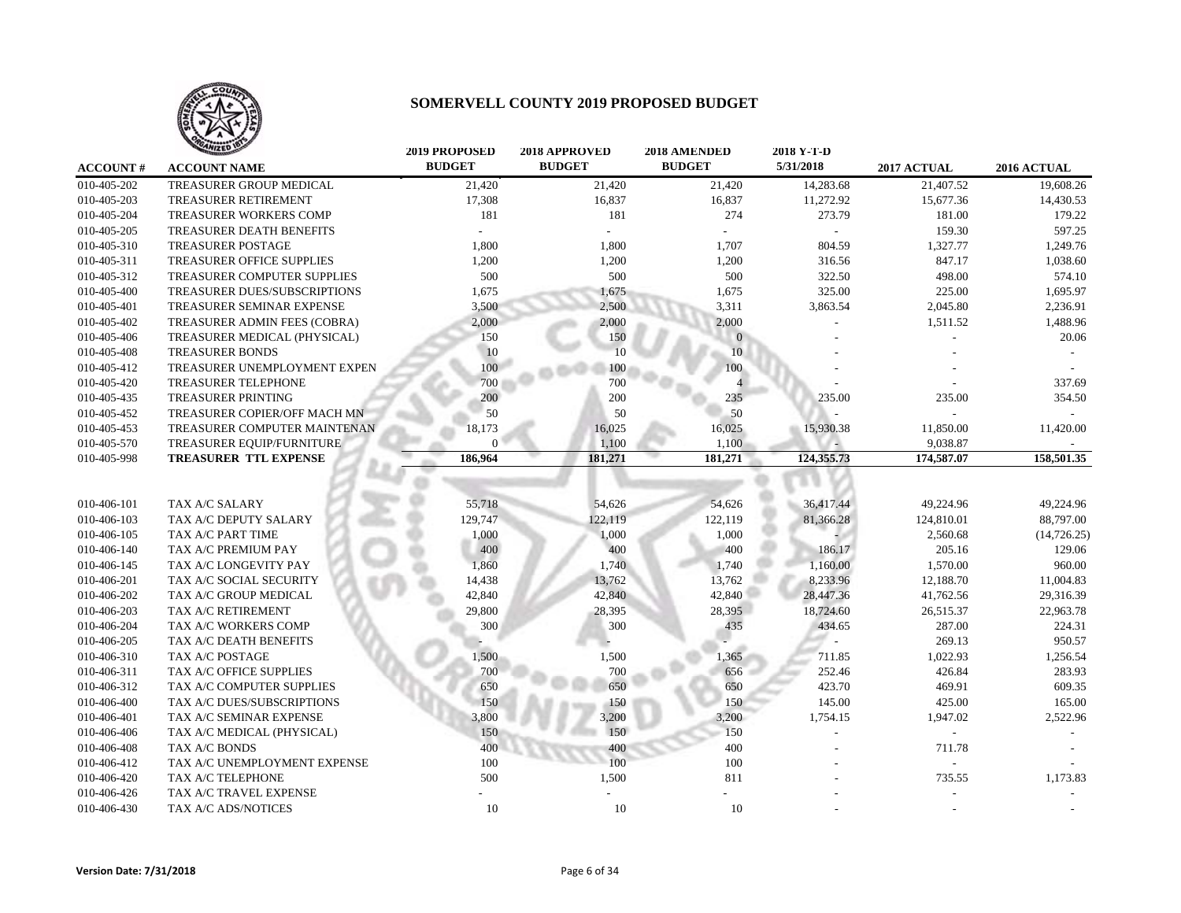# SOMERVELL COUNTY 2019 PROPOSED BUDGET

| ACCOUNT # | ACCOUNT NAME | 2019 PROPOSED BUDGET | 2018 APPROVED BUDGET | 2018 AMENDED BUDGET | 2018 Y-T-D 5/31/2018 | 2017 ACTUAL | 2016 ACTUAL |
|---|---|---|---|---|---|---|---|
| 010-405-202 | TREASURER GROUP MEDICAL | 21,420 | 21,420 | 21,420 | 14,283.68 | 21,407.52 | 19,608.26 |
| 010-405-203 | TREASURER RETIREMENT | 17,308 | 16,837 | 16,837 | 11,272.92 | 15,677.36 | 14,430.53 |
| 010-405-204 | TREASURER WORKERS COMP | 181 | 181 | 274 | 273.79 | 181.00 | 179.22 |
| 010-405-205 | TREASURER DEATH BENEFITS | - | - | - | - | 159.30 | 597.25 |
| 010-405-310 | TREASURER POSTAGE | 1,800 | 1,800 | 1,707 | 804.59 | 1,327.77 | 1,249.76 |
| 010-405-311 | TREASURER OFFICE SUPPLIES | 1,200 | 1,200 | 1,200 | 316.56 | 847.17 | 1,038.60 |
| 010-405-312 | TREASURER COMPUTER SUPPLIES | 500 | 500 | 500 | 322.50 | 498.00 | 574.10 |
| 010-405-400 | TREASURER DUES/SUBSCRIPTIONS | 1,675 | 1,675 | 1,675 | 325.00 | 225.00 | 1,695.97 |
| 010-405-401 | TREASURER SEMINAR EXPENSE | 3,500 | 2,500 | 3,311 | 3,863.54 | 2,045.80 | 2,236.91 |
| 010-405-402 | TREASURER ADMIN FEES (COBRA) | 2,000 | 2,000 | 2,000 | - | 1,511.52 | 1,488.96 |
| 010-405-406 | TREASURER MEDICAL (PHYSICAL) | 150 | 150 | 0 | - | - | 20.06 |
| 010-405-408 | TREASURER BONDS | 10 | 10 | 10 | - | - | - |
| 010-405-412 | TREASURER UNEMPLOYMENT EXPEN | 100 | 100 | 100 | - | - | - |
| 010-405-420 | TREASURER TELEPHONE | 700 | 700 | 4 | - | - | 337.69 |
| 010-405-435 | TREASURER PRINTING | 200 | 200 | 235 | 235.00 | 235.00 | 354.50 |
| 010-405-452 | TREASURER COPIER/OFF MACH MN | 50 | 50 | 50 | - | - | - |
| 010-405-453 | TREASURER COMPUTER MAINTENAN | 18,173 | 16,025 | 16,025 | 15,930.38 | 11,850.00 | 11,420.00 |
| 010-405-570 | TREASURER EQUIP/FURNITURE | 0 | 1,100 | 1,100 | - | 9,038.87 | - |
| 010-405-998 | **TREASURER TTL EXPENSE** | **186,964** | **181,271** | **181,271** | **124,355.73** | **174,587.07** | **158,501.35** |
| | | | | | | | |
| 010-406-101 | TAX A/C SALARY | 55,718 | 54,626 | 54,626 | 36,417.44 | 49,224.96 | 49,224.96 |
| 010-406-103 | TAX A/C DEPUTY SALARY | 129,747 | 122,119 | 122,119 | 81,366.28 | 124,810.01 | 88,797.00 |
| 010-406-105 | TAX A/C PART TIME | 1,000 | 1,000 | 1,000 | - | 2,560.68 | (14,726.25) |
| 010-406-140 | TAX A/C PREMIUM PAY | 400 | 400 | 400 | 186.17 | 205.16 | 129.06 |
| 010-406-145 | TAX A/C LONGEVITY PAY | 1,860 | 1,740 | 1,740 | 1,160.00 | 1,570.00 | 960.00 |
| 010-406-201 | TAX A/C SOCIAL SECURITY | 14,438 | 13,762 | 13,762 | 8,233.96 | 12,188.70 | 11,004.83 |
| 010-406-202 | TAX A/C GROUP MEDICAL | 42,840 | 42,840 | 42,840 | 28,447.36 | 41,762.56 | 29,316.39 |
| 010-406-203 | TAX A/C RETIREMENT | 29,800 | 28,395 | 28,395 | 18,724.60 | 26,515.37 | 22,963.78 |
| 010-406-204 | TAX A/C WORKERS COMP | 300 | 300 | 435 | 434.65 | 287.00 | 224.31 |
| 010-406-205 | TAX A/C DEATH BENEFITS | - | - | - | - | 269.13 | 950.57 |
| 010-406-310 | TAX A/C POSTAGE | 1,500 | 1,500 | 1,365 | 711.85 | 1,022.93 | 1,256.54 |
| 010-406-311 | TAX A/C OFFICE SUPPLIES | 700 | 700 | 656 | 252.46 | 426.84 | 283.93 |
| 010-406-312 | TAX A/C COMPUTER SUPPLIES | 650 | 650 | 650 | 423.70 | 469.91 | 609.35 |
| 010-406-400 | TAX A/C DUES/SUBSCRIPTIONS | 150 | 150 | 150 | 145.00 | 425.00 | 165.00 |
| 010-406-401 | TAX A/C SEMINAR EXPENSE | 3,800 | 3,200 | 3,200 | 1,754.15 | 1,947.02 | 2,522.96 |
| 010-406-406 | TAX A/C MEDICAL (PHYSICAL) | 150 | 150 | 150 | - | - | - |
| 010-406-408 | TAX A/C BONDS | 400 | 400 | 400 | - | 711.78 | - |
| 010-406-412 | TAX A/C UNEMPLOYMENT EXPENSE | 100 | 100 | 100 | - | - | - |
| 010-406-420 | TAX A/C TELEPHONE | 500 | 1,500 | 811 | - | 735.55 | 1,173.83 |
| 010-406-426 | TAX A/C TRAVEL EXPENSE | - | - | - | - | - | - |
| 010-406-430 | TAX A/C ADS/NOTICES | 10 | 10 | 10 | - | - | - |

**Version Date: 7/31/2018**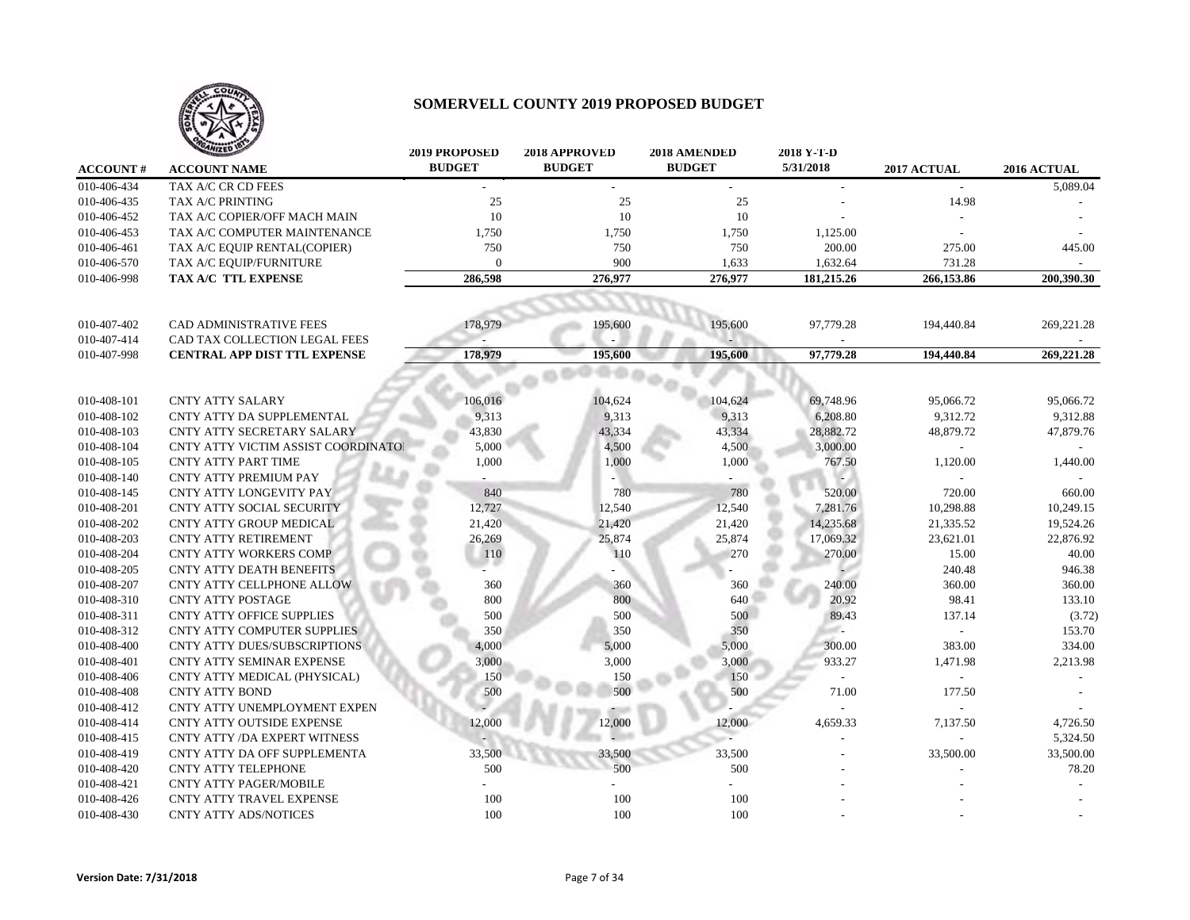# SOMERVELL COUNTY 2019 PROPOSED BUDGET

| ACCOUNT # | ACCOUNT NAME | 2019 PROPOSED BUDGET | 2018 APPROVED BUDGET | 2018 AMENDED BUDGET | 2018 Y-T-D 5/31/2018 | 2017 ACTUAL | 2016 ACTUAL |
|---|---|---|---|---|---|---|---|
| 010-406-434 | TAX A/C CR CD FEES | - | - | - | - | - | 5,089.04 |
| 010-406-435 | TAX A/C PRINTING | 25 | 25 | 25 | - | 14.98 | - |
| 010-406-452 | TAX A/C COPIER/OFF MACH MAIN | 10 | 10 | 10 | - | - | - |
| 010-406-453 | TAX A/C COMPUTER MAINTENANCE | 1,750 | 1,750 | 1,750 | 1,125.00 | - | - |
| 010-406-461 | TAX A/C EQUIP RENTAL(COPIER) | 750 | 750 | 750 | 200.00 | 275.00 | 445.00 |
| 010-406-570 | TAX A/C EQUIP/FURNITURE | 0 | 900 | 1,633 | 1,632.64 | 731.28 | - |
| 010-406-998 | **TAX A/C TTL EXPENSE** | **286,598** | **276,977** | **276,977** | **181,215.26** | **266,153.86** | **200,390.30** |
| | | | | | | | |
| 010-407-402 | CAD ADMINISTRATIVE FEES | 178,979 | 195,600 | 195,600 | 97,779.28 | 194,440.84 | 269,221.28 |
| 010-407-414 | CAD TAX COLLECTION LEGAL FEES | - | - | - | - | - | - |
| 010-407-998 | **CENTRAL APP DIST TTL EXPENSE** | **178,979** | **195,600** | **195,600** | **97,779.28** | **194,440.84** | **269,221.28** |
| | | | | | | | |
| 010-408-101 | CNTY ATTY SALARY | 106,016 | 104,624 | 104,624 | 69,748.96 | 95,066.72 | 95,066.72 |
| 010-408-102 | CNTY ATTY DA SUPPLEMENTAL | 9,313 | 9,313 | 9,313 | 6,208.80 | 9,312.72 | 9,312.88 |
| 010-408-103 | CNTY ATTY SECRETARY SALARY | 43,830 | 43,334 | 43,334 | 28,882.72 | 48,879.72 | 47,879.76 |
| 010-408-104 | CNTY ATTY VICTIM ASSIST COORDINATOI | 5,000 | 4,500 | 4,500 | 3,000.00 | - | - |
| 010-408-105 | CNTY ATTY PART TIME | 1,000 | 1,000 | 1,000 | 767.50 | 1,120.00 | 1,440.00 |
| 010-408-140 | CNTY ATTY PREMIUM PAY | - | - | - | - | - | - |
| 010-408-145 | CNTY ATTY LONGEVITY PAY | 840 | 780 | 780 | 520.00 | 720.00 | 660.00 |
| 010-408-201 | CNTY ATTY SOCIAL SECURITY | 12,727 | 12,540 | 12,540 | 7,281.76 | 10,298.88 | 10,249.15 |
| 010-408-202 | CNTY ATTY GROUP MEDICAL | 21,420 | 21,420 | 21,420 | 14,235.68 | 21,335.52 | 19,524.26 |
| 010-408-203 | CNTY ATTY RETIREMENT | 26,269 | 25,874 | 25,874 | 17,069.32 | 23,621.01 | 22,876.92 |
| 010-408-204 | CNTY ATTY WORKERS COMP | 110 | 110 | 270 | 270.00 | 15.00 | 40.00 |
| 010-408-205 | CNTY ATTY DEATH BENEFITS | - | - | - | - | 240.48 | 946.38 |
| 010-408-207 | CNTY ATTY CELLPHONE ALLOW | 360 | 360 | 360 | 240.00 | 360.00 | 360.00 |
| 010-408-310 | CNTY ATTY POSTAGE | 800 | 800 | 640 | 20.92 | 98.41 | 133.10 |
| 010-408-311 | CNTY ATTY OFFICE SUPPLIES | 500 | 500 | 500 | 89.43 | 137.14 | (3.72) |
| 010-408-312 | CNTY ATTY COMPUTER SUPPLIES | 350 | 350 | 350 | - | - | 153.70 |
| 010-408-400 | CNTY ATTY DUES/SUBSCRIPTIONS | 4,000 | 5,000 | 5,000 | 300.00 | 383.00 | 334.00 |
| 010-408-401 | CNTY ATTY SEMINAR EXPENSE | 3,000 | 3,000 | 3,000 | 933.27 | 1,471.98 | 2,213.98 |
| 010-408-406 | CNTY ATTY MEDICAL (PHYSICAL) | 150 | 150 | 150 | - | - | - |
| 010-408-408 | CNTY ATTY BOND | 500 | 500 | 500 | 71.00 | 177.50 | - |
| 010-408-412 | CNTY ATTY UNEMPLOYMENT EXPEN | - | - | - | - | - | - |
| 010-408-414 | CNTY ATTY OUTSIDE EXPENSE | 12,000 | 12,000 | 12,000 | 4,659.33 | 7,137.50 | 4,726.50 |
| 010-408-415 | CNTY ATTY /DA EXPERT WITNESS | - | - | - | - | - | 5,324.50 |
| 010-408-419 | CNTY ATTY DA OFF SUPPLEMENTA | 33,500 | 33,500 | 33,500 | - | 33,500.00 | 33,500.00 |
| 010-408-420 | CNTY ATTY TELEPHONE | 500 | 500 | 500 | - | - | 78.20 |
| 010-408-421 | CNTY ATTY PAGER/MOBILE | - | - | - | - | - | - |
| 010-408-426 | CNTY ATTY TRAVEL EXPENSE | 100 | 100 | 100 | - | - | - |
| 010-408-430 | CNTY ATTY ADS/NOTICES | 100 | 100 | 100 | - | - | - |

**Version Date: 7/31/2018**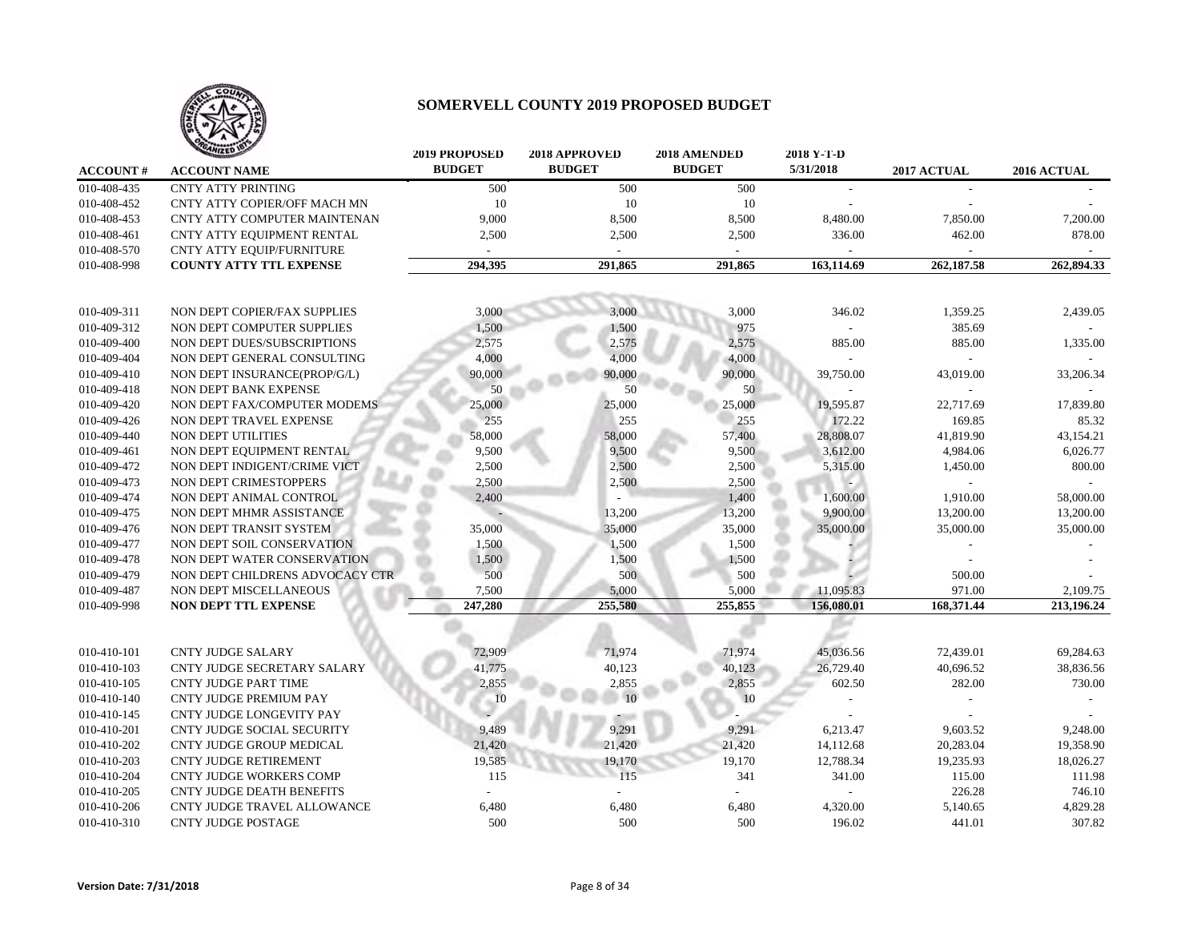# SOMERVELL COUNTY 2019 PROPOSED BUDGET

| ACCOUNT # | ACCOUNT NAME | 2019 PROPOSED BUDGET | 2018 APPROVED BUDGET | 2018 AMENDED BUDGET | 2018 Y-T-D 5/31/2018 | 2017 ACTUAL | 2016 ACTUAL |
|---|---|---|---|---|---|---|---|
| 010-408-435 | CNTY ATTY PRINTING | 500 | 500 | 500 | - | - | - |
| 010-408-452 | CNTY ATTY COPIER/OFF MACH MN | 10 | 10 | 10 | - | - | - |
| 010-408-453 | CNTY ATTY COMPUTER MAINTENAN | 9,000 | 8,500 | 8,500 | 8,480.00 | 7,850.00 | 7,200.00 |
| 010-408-461 | CNTY ATTY EQUIPMENT RENTAL | 2,500 | 2,500 | 2,500 | 336.00 | 462.00 | 878.00 |
| 010-408-570 | CNTY ATTY EQUIP/FURNITURE | - | - | - | - | - | - |
| 010-408-998 | **COUNTY ATTY TTL EXPENSE** | **294,395** | **291,865** | **291,865** | **163,114.69** | **262,187.58** | **262,894.33** |
| | | | | | | | |
| 010-409-311 | NON DEPT COPIER/FAX SUPPLIES | 3,000 | 3,000 | 3,000 | 346.02 | 1,359.25 | 2,439.05 |
| 010-409-312 | NON DEPT COMPUTER SUPPLIES | 1,500 | 1,500 | 975 | - | 385.69 | - |
| 010-409-400 | NON DEPT DUES/SUBSCRIPTIONS | 2,575 | 2,575 | 2,575 | 885.00 | 885.00 | 1,335.00 |
| 010-409-404 | NON DEPT GENERAL CONSULTING | 4,000 | 4,000 | 4,000 | - | - | - |
| 010-409-410 | NON DEPT INSURANCE(PROP/G/L) | 90,000 | 90,000 | 90,000 | 39,750.00 | 43,019.00 | 33,206.34 |
| 010-409-418 | NON DEPT BANK EXPENSE | 50 | 50 | 50 | - | - | - |
| 010-409-420 | NON DEPT FAX/COMPUTER MODEMS | 25,000 | 25,000 | 25,000 | 19,595.87 | 22,717.69 | 17,839.80 |
| 010-409-426 | NON DEPT TRAVEL EXPENSE | 255 | 255 | 255 | 172.22 | 169.85 | 85.32 |
| 010-409-440 | NON DEPT UTILITIES | 58,000 | 58,000 | 57,400 | 28,808.07 | 41,819.90 | 43,154.21 |
| 010-409-461 | NON DEPT EQUIPMENT RENTAL | 9,500 | 9,500 | 9,500 | 3,612.00 | 4,984.06 | 6,026.77 |
| 010-409-472 | NON DEPT INDIGENT/CRIME VICT | 2,500 | 2,500 | 2,500 | 5,315.00 | 1,450.00 | 800.00 |
| 010-409-473 | NON DEPT CRIMESTOPPERS | 2,500 | 2,500 | 2,500 | - | - | - |
| 010-409-474 | NON DEPT ANIMAL CONTROL | 2,400 | - | 1,400 | 1,600.00 | 1,910.00 | 58,000.00 |
| 010-409-475 | NON DEPT MHMR ASSISTANCE | - | 13,200 | 13,200 | 9,900.00 | 13,200.00 | 13,200.00 |
| 010-409-476 | NON DEPT TRANSIT SYSTEM | 35,000 | 35,000 | 35,000 | 35,000.00 | 35,000.00 | 35,000.00 |
| 010-409-477 | NON DEPT SOIL CONSERVATION | 1,500 | 1,500 | 1,500 | - | - | - |
| 010-409-478 | NON DEPT WATER CONSERVATION | 1,500 | 1,500 | 1,500 | - | - | - |
| 010-409-479 | NON DEPT CHILDRENS ADVOCACY CTR | 500 | 500 | 500 | - | 500.00 | - |
| 010-409-487 | NON DEPT MISCELLANEOUS | 7,500 | 5,000 | 5,000 | 11,095.83 | 971.00 | 2,109.75 |
| 010-409-998 | **NON DEPT TTL EXPENSE** | **247,280** | **255,580** | **255,855** | **156,080.01** | **168,371.44** | **213,196.24** |
| | | | | | | | |
| 010-410-101 | CNTY JUDGE SALARY | 72,909 | 71,974 | 71,974 | 45,036.56 | 72,439.01 | 69,284.63 |
| 010-410-103 | CNTY JUDGE SECRETARY SALARY | 41,775 | 40,123 | 40,123 | 26,729.40 | 40,696.52 | 38,836.56 |
| 010-410-105 | CNTY JUDGE PART TIME | 2,855 | 2,855 | 2,855 | 602.50 | 282.00 | 730.00 |
| 010-410-140 | CNTY JUDGE PREMIUM PAY | 10 | 10 | 10 | - | - | - |
| 010-410-145 | CNTY JUDGE LONGEVITY PAY | - | - | - | - | - | - |
| 010-410-201 | CNTY JUDGE SOCIAL SECURITY | 9,489 | 9,291 | 9,291 | 6,213.47 | 9,603.52 | 9,248.00 |
| 010-410-202 | CNTY JUDGE GROUP MEDICAL | 21,420 | 21,420 | 21,420 | 14,112.68 | 20,283.04 | 19,358.90 |
| 010-410-203 | CNTY JUDGE RETIREMENT | 19,585 | 19,170 | 19,170 | 12,788.34 | 19,235.93 | 18,026.27 |
| 010-410-204 | CNTY JUDGE WORKERS COMP | 115 | 115 | 341 | 341.00 | 115.00 | 111.98 |
| 010-410-205 | CNTY JUDGE DEATH BENEFITS | - | - | - | - | 226.28 | 746.10 |
| 010-410-206 | CNTY JUDGE TRAVEL ALLOWANCE | 6,480 | 6,480 | 6,480 | 4,320.00 | 5,140.65 | 4,829.28 |
| 010-410-310 | CNTY JUDGE POSTAGE | 500 | 500 | 500 | 196.02 | 441.01 | 307.82 |

Version Date: 7/31/2018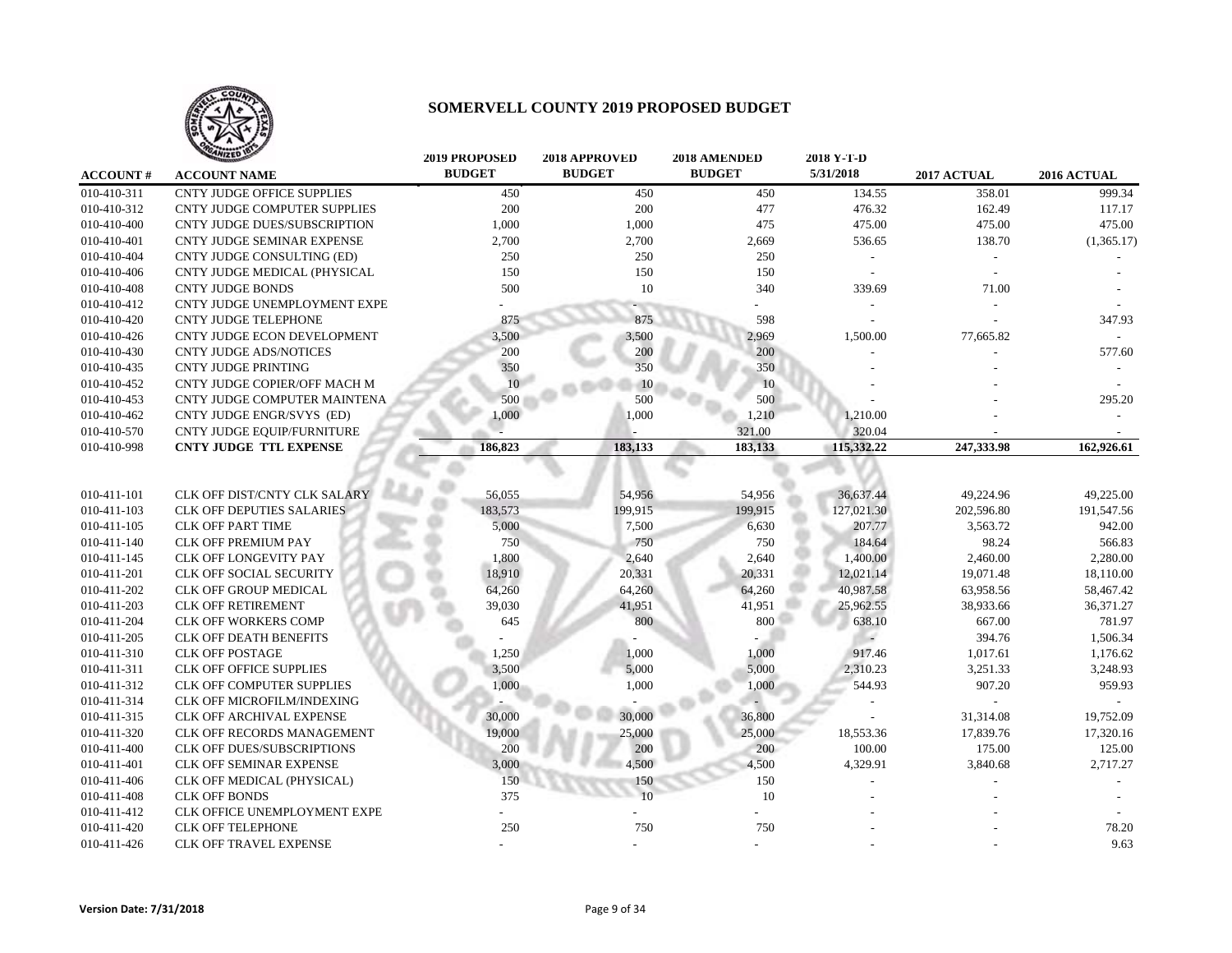# SOMERVELL COUNTY 2019 PROPOSED BUDGET

| ACCOUNT # | ACCOUNT NAME | 2019 PROPOSED BUDGET | 2018 APPROVED BUDGET | 2018 AMENDED BUDGET | 2018 Y-T-D 5/31/2018 | 2017 ACTUAL | 2016 ACTUAL |
|---|---|---|---|---|---|---|---|
| 010-410-311 | CNTY JUDGE OFFICE SUPPLIES | 450 | 450 | 450 | 134.55 | 358.01 | 999.34 |
| 010-410-312 | CNTY JUDGE COMPUTER SUPPLIES | 200 | 200 | 477 | 476.32 | 162.49 | 117.17 |
| 010-410-400 | CNTY JUDGE DUES/SUBSCRIPTION | 1,000 | 1,000 | 475 | 475.00 | 475.00 | 475.00 |
| 010-410-401 | CNTY JUDGE SEMINAR EXPENSE | 2,700 | 2,700 | 2,669 | 536.65 | 138.70 | (1,365.17) |
| 010-410-404 | CNTY JUDGE CONSULTING (ED) | 250 | 250 | 250 | - | - | - |
| 010-410-406 | CNTY JUDGE MEDICAL (PHYSICAL | 150 | 150 | 150 | - | - | - |
| 010-410-408 | CNTY JUDGE BONDS | 500 | 10 | 340 | 339.69 | 71.00 | - |
| 010-410-412 | CNTY JUDGE UNEMPLOYMENT EXPE | - | - | - | - | - | - |
| 010-410-420 | CNTY JUDGE TELEPHONE | 875 | 875 | 598 | - | - | 347.93 |
| 010-410-426 | CNTY JUDGE ECON DEVELOPMENT | 3,500 | 3,500 | 2,969 | 1,500.00 | 77,665.82 | - |
| 010-410-430 | CNTY JUDGE ADS/NOTICES | 200 | 200 | 200 | - | - | 577.60 |
| 010-410-435 | CNTY JUDGE PRINTING | 350 | 350 | 350 | - | - | - |
| 010-410-452 | CNTY JUDGE COPIER/OFF MACH M | 10 | 10 | 10 | - | - | - |
| 010-410-453 | CNTY JUDGE COMPUTER MAINTENA | 500 | 500 | 500 | - | - | 295.20 |
| 010-410-462 | CNTY JUDGE ENGR/SVYS (ED) | 1,000 | 1,000 | 1,210 | 1,210.00 | - | - |
| 010-410-570 | CNTY JUDGE EQUIP/FURNITURE | - | - | 321.00 | 320.04 | - | - |
| 010-410-998 | **CNTY JUDGE TTL EXPENSE** | **186,823** | **183,133** | **183,133** | **115,332.22** | **247,333.98** | **162,926.61** |
| | | | | | | | |
| 010-411-101 | CLK OFF DIST/CNTY CLK SALARY | 56,055 | 54,956 | 54,956 | 36,637.44 | 49,224.96 | 49,225.00 |
| 010-411-103 | CLK OFF DEPUTIES SALARIES | 183,573 | 199,915 | 199,915 | 127,021.30 | 202,596.80 | 191,547.56 |
| 010-411-105 | CLK OFF PART TIME | 5,000 | 7,500 | 6,630 | 207.77 | 3,563.72 | 942.00 |
| 010-411-140 | CLK OFF PREMIUM PAY | 750 | 750 | 750 | 184.64 | 98.24 | 566.83 |
| 010-411-145 | CLK OFF LONGEVITY PAY | 1,800 | 2,640 | 2,640 | 1,400.00 | 2,460.00 | 2,280.00 |
| 010-411-201 | CLK OFF SOCIAL SECURITY | 18,910 | 20,331 | 20,331 | 12,021.14 | 19,071.48 | 18,110.00 |
| 010-411-202 | CLK OFF GROUP MEDICAL | 64,260 | 64,260 | 64,260 | 40,987.58 | 63,958.56 | 58,467.42 |
| 010-411-203 | CLK OFF RETIREMENT | 39,030 | 41,951 | 41,951 | 25,962.55 | 38,933.66 | 36,371.27 |
| 010-411-204 | CLK OFF WORKERS COMP | 645 | 800 | 800 | 638.10 | 667.00 | 781.97 |
| 010-411-205 | CLK OFF DEATH BENEFITS | - | - | - | - | 394.76 | 1,506.34 |
| 010-411-310 | CLK OFF POSTAGE | 1,250 | 1,000 | 1,000 | 917.46 | 1,017.61 | 1,176.62 |
| 010-411-311 | CLK OFF OFFICE SUPPLIES | 3,500 | 5,000 | 5,000 | 2,310.23 | 3,251.33 | 3,248.93 |
| 010-411-312 | CLK OFF COMPUTER SUPPLIES | 1,000 | 1,000 | 1,000 | 544.93 | 907.20 | 959.93 |
| 010-411-314 | CLK OFF MICROFILM/INDEXING | - | - | - | - | - | - |
| 010-411-315 | CLK OFF ARCHIVAL EXPENSE | 30,000 | 30,000 | 36,800 | - | 31,314.08 | 19,752.09 |
| 010-411-320 | CLK OFF RECORDS MANAGEMENT | 19,000 | 25,000 | 25,000 | 18,553.36 | 17,839.76 | 17,320.16 |
| 010-411-400 | CLK OFF DUES/SUBSCRIPTIONS | 200 | 200 | 200 | 100.00 | 175.00 | 125.00 |
| 010-411-401 | CLK OFF SEMINAR EXPENSE | 3,000 | 4,500 | 4,500 | 4,329.91 | 3,840.68 | 2,717.27 |
| 010-411-406 | CLK OFF MEDICAL (PHYSICAL) | 150 | 150 | 150 | - | - | - |
| 010-411-408 | CLK OFF BONDS | 375 | 10 | 10 | - | - | - |
| 010-411-412 | CLK OFFICE UNEMPLOYMENT EXPE | - | - | - | - | - | - |
| 010-411-420 | CLK OFF TELEPHONE | 250 | 750 | 750 | - | - | 78.20 |
| 010-411-426 | CLK OFF TRAVEL EXPENSE | - | - | - | - | - | 9.63 |

**Version Date: 7/31/2018**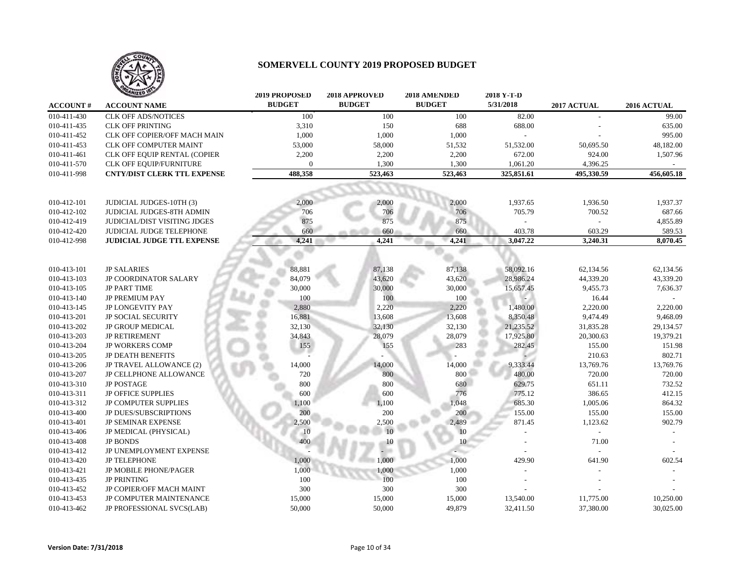# SOMERVELL COUNTY 2019 PROPOSED BUDGET

| ACCOUNT # | ACCOUNT NAME | 2019 PROPOSED BUDGET | 2018 APPROVED BUDGET | 2018 AMENDED BUDGET | 2018 Y-T-D 5/31/2018 | 2017 ACTUAL | 2016 ACTUAL |
|---|---|---|---|---|---|---|---|
| 010-411-430 | CLK OFF ADS/NOTICES | 100 | 100 | 100 | 82.00 | - | 99.00 |
| 010-411-435 | CLK OFF PRINTING | 3,310 | 150 | 688 | 688.00 | - | 635.00 |
| 010-411-452 | CLK OFF COPIER/OFF MACH MAIN | 1,000 | 1,000 | 1,000 | - | - | 995.00 |
| 010-411-453 | CLK OFF COMPUTER MAINT | 53,000 | 58,000 | 51,532 | 51,532.00 | 50,695.50 | 48,182.00 |
| 010-411-461 | CLK OFF EQUIP RENTAL (COPIER | 2,200 | 2,200 | 2,200 | 672.00 | 924.00 | 1,507.96 |
| 010-411-570 | CLK OFF EQUIP/FURNITURE | 0 | 1,300 | 1,300 | 1,061.20 | 4,396.25 | - |
| 010-411-998 | **CNTY/DIST CLERK TTL EXPENSE** | **488,358** | **523,463** | **523,463** | **325,851.61** | **495,330.59** | **456,605.18** |
| | | | | | | | |
| 010-412-101 | JUDICIAL JUDGES-10TH (3) | 2,000 | 2,000 | 2,000 | 1,937.65 | 1,936.50 | 1,937.37 |
| 010-412-102 | JUDICIAL JUDGES-8TH ADMIN | 706 | 706 | 706 | 705.79 | 700.52 | 687.66 |
| 010-412-419 | JUDICIAL/DIST VISITING JDGES | 875 | 875 | 875 | - | - | 4,855.89 |
| 010-412-420 | JUDICIAL JUDGE TELEPHONE | 660 | 660 | 660 | 403.78 | 603.29 | 589.53 |
| 010-412-998 | **JUDICIAL JUDGE TTL EXPENSE** | **4,241** | **4,241** | **4,241** | **3,047.22** | **3,240.31** | **8,070.45** |
| | | | | | | | |
| 010-413-101 | JP SALARIES | 88,881 | 87,138 | 87,138 | 58,092.16 | 62,134.56 | 62,134.56 |
| 010-413-103 | JP COORDINATOR SALARY | 84,079 | 43,620 | 43,620 | 28,986.24 | 44,339.20 | 43,339.20 |
| 010-413-105 | JP PART TIME | 30,000 | 30,000 | 30,000 | 15,657.45 | 9,455.73 | 7,636.37 |
| 010-413-140 | JP PREMIUM PAY | 100 | 100 | 100 | - | 16.44 | - |
| 010-413-145 | JP LONGEVITY PAY | 2,880 | 2,220 | 2,220 | 1,480.00 | 2,220.00 | 2,220.00 |
| 010-413-201 | JP SOCIAL SECURITY | 16,881 | 13,608 | 13,608 | 8,350.48 | 9,474.49 | 9,468.09 |
| 010-413-202 | JP GROUP MEDICAL | 32,130 | 32,130 | 32,130 | 21,235.52 | 31,835.28 | 29,134.57 |
| 010-413-203 | JP RETIREMENT | 34,843 | 28,079 | 28,079 | 17,925.80 | 20,300.63 | 19,379.21 |
| 010-413-204 | JP WORKERS COMP | 155 | 155 | 283 | 282.45 | 155.00 | 151.98 |
| 010-413-205 | JP DEATH BENEFITS | - | - | - | - | 210.63 | 802.71 |
| 010-413-206 | JP TRAVEL ALLOWANCE (2) | 14,000 | 14,000 | 14,000 | 9,333.44 | 13,769.76 | 13,769.76 |
| 010-413-207 | JP CELLPHONE ALLOWANCE | 720 | 800 | 800 | 480.00 | 720.00 | 720.00 |
| 010-413-310 | JP POSTAGE | 800 | 800 | 680 | 629.75 | 651.11 | 732.52 |
| 010-413-311 | JP OFFICE SUPPLIES | 600 | 600 | 776 | 775.12 | 386.65 | 412.15 |
| 010-413-312 | JP COMPUTER SUPPLIES | 1,100 | 1,100 | 1,048 | 685.30 | 1,005.06 | 864.32 |
| 010-413-400 | JP DUES/SUBSCRIPTIONS | 200 | 200 | 200 | 155.00 | 155.00 | 155.00 |
| 010-413-401 | JP SEMINAR EXPENSE | 2,500 | 2,500 | 2,489 | 871.45 | 1,123.62 | 902.79 |
| 010-413-406 | JP MEDICAL (PHYSICAL) | 10 | 10 | 10 | - | - | - |
| 010-413-408 | JP BONDS | 400 | 10 | 10 | - | 71.00 | - |
| 010-413-412 | JP UNEMPLOYMENT EXPENSE | - | - | - | - | - | - |
| 010-413-420 | JP TELEPHONE | 1,000 | 1,000 | 1,000 | 429.90 | 641.90 | 602.54 |
| 010-413-421 | JP MOBILE PHONE/PAGER | 1,000 | 1,000 | 1,000 | - | - | - |
| 010-413-435 | JP PRINTING | 100 | 100 | 100 | - | - | - |
| 010-413-452 | JP COPIER/OFF MACH MAINT | 300 | 300 | 300 | - | - | - |
| 010-413-453 | JP COMPUTER MAINTENANCE | 15,000 | 15,000 | 15,000 | 13,540.00 | 11,775.00 | 10,250.00 |
| 010-413-462 | JP PROFESSIONAL SVCS(LAB) | 50,000 | 50,000 | 49,879 | 32,411.50 | 37,380.00 | 30,025.00 |

**Version Date: 7/31/2018**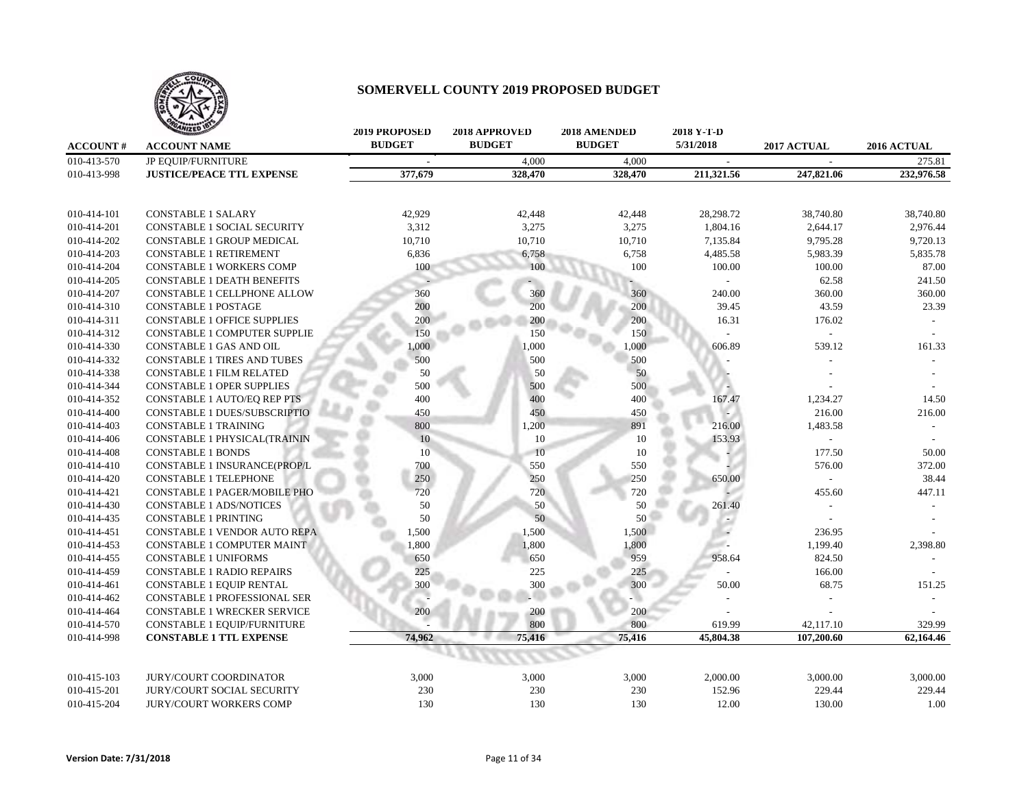# SOMERVELL COUNTY 2019 PROPOSED BUDGET

| ACCOUNT # | ACCOUNT NAME | 2019 PROPOSED BUDGET | 2018 APPROVED BUDGET | 2018 AMENDED BUDGET | 2018 Y-T-D 5/31/2018 | 2017 ACTUAL | 2016 ACTUAL |
|---|---|---|---|---|---|---|---|
| 010-413-570 | JP EQUIP/FURNITURE | - | 4,000 | 4,000 | - | - | 275.81 |
| 010-413-998 | **JUSTICE/PEACE TTL EXPENSE** | **377,679** | **328,470** | **328,470** | **211,321.56** | **247,821.06** | **232,976.58** |
| | | | | | | | |
| 010-414-101 | CONSTABLE 1 SALARY | 42,929 | 42,448 | 42,448 | 28,298.72 | 38,740.80 | 38,740.80 |
| 010-414-201 | CONSTABLE 1 SOCIAL SECURITY | 3,312 | 3,275 | 3,275 | 1,804.16 | 2,644.17 | 2,976.44 |
| 010-414-202 | CONSTABLE 1 GROUP MEDICAL | 10,710 | 10,710 | 10,710 | 7,135.84 | 9,795.28 | 9,720.13 |
| 010-414-203 | CONSTABLE 1 RETIREMENT | 6,836 | 6,758 | 6,758 | 4,485.58 | 5,983.39 | 5,835.78 |
| 010-414-204 | CONSTABLE 1 WORKERS COMP | 100 | 100 | 100 | 100.00 | 100.00 | 87.00 |
| 010-414-205 | CONSTABLE 1 DEATH BENEFITS | - | - | - | - | 62.58 | 241.50 |
| 010-414-207 | CONSTABLE 1 CELLPHONE ALLOW | 360 | 360 | 360 | 240.00 | 360.00 | 360.00 |
| 010-414-310 | CONSTABLE 1 POSTAGE | 200 | 200 | 200 | 39.45 | 43.59 | 23.39 |
| 010-414-311 | CONSTABLE 1 OFFICE SUPPLIES | 200 | 200 | 200 | 16.31 | 176.02 | - |
| 010-414-312 | CONSTABLE 1 COMPUTER SUPPLIE | 150 | 150 | 150 | - | - | - |
| 010-414-330 | CONSTABLE 1 GAS AND OIL | 1,000 | 1,000 | 1,000 | 606.89 | 539.12 | 161.33 |
| 010-414-332 | CONSTABLE 1 TIRES AND TUBES | 500 | 500 | 500 | - | - | - |
| 010-414-338 | CONSTABLE 1 FILM RELATED | 50 | 50 | 50 | - | - | - |
| 010-414-344 | CONSTABLE 1 OPER SUPPLIES | 500 | 500 | 500 | - | - | - |
| 010-414-352 | CONSTABLE 1 AUTO/EQ REP PTS | 400 | 400 | 400 | 167.47 | 1,234.27 | 14.50 |
| 010-414-400 | CONSTABLE 1 DUES/SUBSCRIPTIO | 450 | 450 | 450 | - | 216.00 | 216.00 |
| 010-414-403 | CONSTABLE 1 TRAINING | 800 | 1,200 | 891 | 216.00 | 1,483.58 | - |
| 010-414-406 | CONSTABLE 1 PHYSICAL(TRAININ | 10 | 10 | 10 | 153.93 | - | - |
| 010-414-408 | CONSTABLE 1 BONDS | 10 | 10 | 10 | - | 177.50 | 50.00 |
| 010-414-410 | CONSTABLE 1 INSURANCE(PROP/L | 700 | 550 | 550 | - | 576.00 | 372.00 |
| 010-414-420 | CONSTABLE 1 TELEPHONE | 250 | 250 | 250 | 650.00 | - | 38.44 |
| 010-414-421 | CONSTABLE 1 PAGER/MOBILE PHO | 720 | 720 | 720 | - | 455.60 | 447.11 |
| 010-414-430 | CONSTABLE 1 ADS/NOTICES | 50 | 50 | 50 | 261.40 | - | - |
| 010-414-435 | CONSTABLE 1 PRINTING | 50 | 50 | 50 | - | - | - |
| 010-414-451 | CONSTABLE 1 VENDOR AUTO REPA | 1,500 | 1,500 | 1,500 | - | 236.95 | - |
| 010-414-453 | CONSTABLE 1 COMPUTER MAINT | 1,800 | 1,800 | 1,800 | - | 1,199.40 | 2,398.80 |
| 010-414-455 | CONSTABLE 1 UNIFORMS | 650 | 650 | 959 | 958.64 | 824.50 | - |
| 010-414-459 | CONSTABLE 1 RADIO REPAIRS | 225 | 225 | 225 | - | 166.00 | - |
| 010-414-461 | CONSTABLE 1 EQUIP RENTAL | 300 | 300 | 300 | 50.00 | 68.75 | 151.25 |
| 010-414-462 | CONSTABLE 1 PROFESSIONAL SER | - | - | - | - | - | - |
| 010-414-464 | CONSTABLE 1 WRECKER SERVICE | 200 | 200 | 200 | - | - | - |
| 010-414-570 | CONSTABLE 1 EQUIP/FURNITURE | - | 800 | 800 | 619.99 | 42,117.10 | 329.99 |
| 010-414-998 | **CONSTABLE 1 TTL EXPENSE** | **74,962** | **75,416** | **75,416** | **45,804.38** | **107,200.60** | **62,164.46** |
| | | | | | | | |
| 010-415-103 | JURY/COURT COORDINATOR | 3,000 | 3,000 | 3,000 | 2,000.00 | 3,000.00 | 3,000.00 |
| 010-415-201 | JURY/COURT SOCIAL SECURITY | 230 | 230 | 230 | 152.96 | 229.44 | 229.44 |
| 010-415-204 | JURY/COURT WORKERS COMP | 130 | 130 | 130 | 12.00 | 130.00 | 1.00 |

**Version Date: 7/31/2018**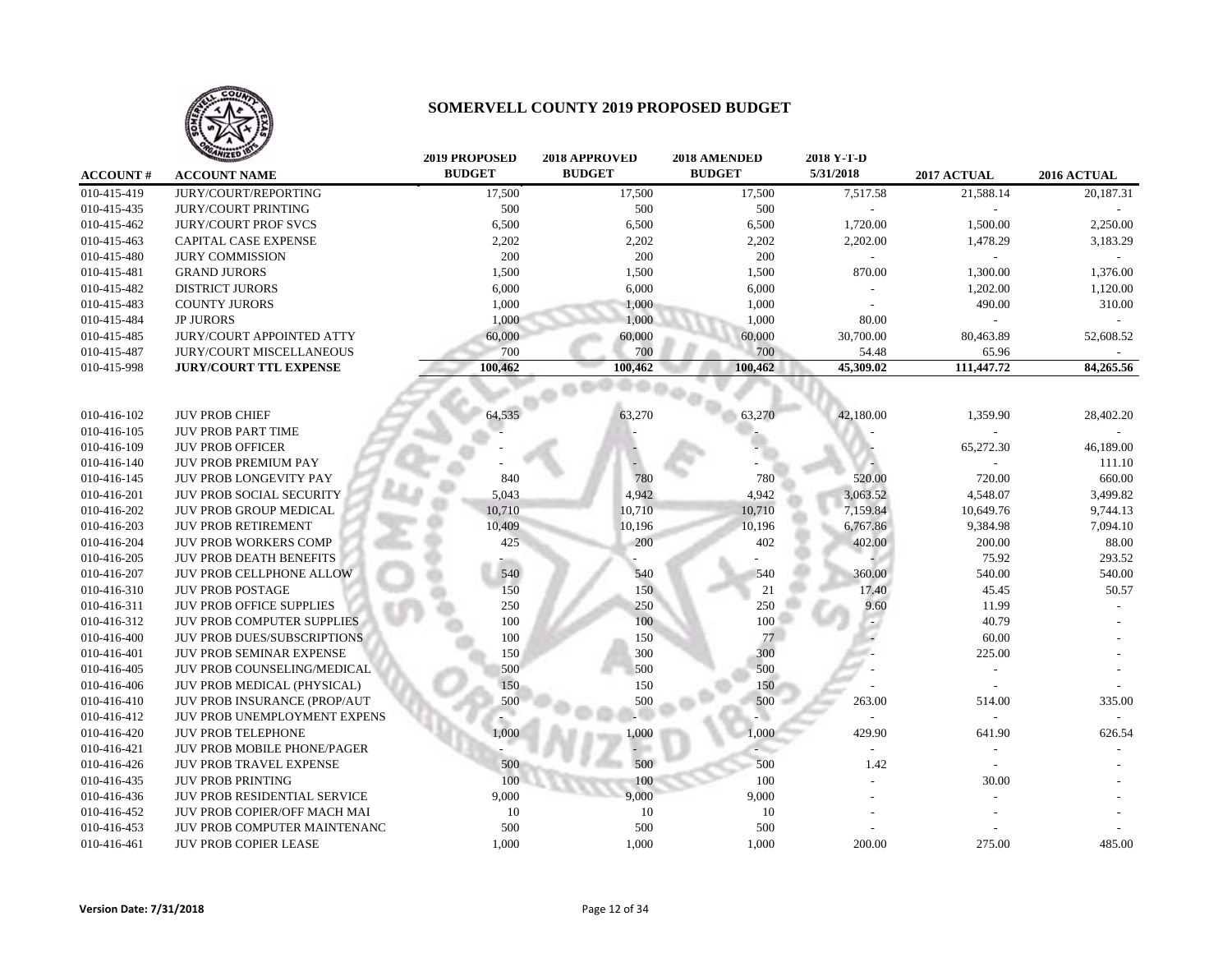# SOMERVELL COUNTY 2019 PROPOSED BUDGET

| ACCOUNT # | ACCOUNT NAME | 2019 PROPOSED BUDGET | 2018 APPROVED BUDGET | 2018 AMENDED BUDGET | 2018 Y-T-D 5/31/2018 | 2017 ACTUAL | 2016 ACTUAL |
|---|---|---|---|---|---|---|---|
| 010-415-419 | JURY/COURT/REPORTING | 17,500 | 17,500 | 17,500 | 7,517.58 | 21,588.14 | 20,187.31 |
| 010-415-435 | JURY/COURT PRINTING | 500 | 500 | 500 | - | - | - |
| 010-415-462 | JURY/COURT PROF SVCS | 6,500 | 6,500 | 6,500 | 1,720.00 | 1,500.00 | 2,250.00 |
| 010-415-463 | CAPITAL CASE EXPENSE | 2,202 | 2,202 | 2,202 | 2,202.00 | 1,478.29 | 3,183.29 |
| 010-415-480 | JURY COMMISSION | 200 | 200 | 200 | - | - | - |
| 010-415-481 | GRAND JURORS | 1,500 | 1,500 | 1,500 | 870.00 | 1,300.00 | 1,376.00 |
| 010-415-482 | DISTRICT JURORS | 6,000 | 6,000 | 6,000 | - | 1,202.00 | 1,120.00 |
| 010-415-483 | COUNTY JURORS | 1,000 | 1,000 | 1,000 | - | 490.00 | 310.00 |
| 010-415-484 | JP JURORS | 1,000 | 1,000 | 1,000 | 80.00 | - | - |
| 010-415-485 | JURY/COURT APPOINTED ATTY | 60,000 | 60,000 | 60,000 | 30,700.00 | 80,463.89 | 52,608.52 |
| 010-415-487 | JURY/COURT MISCELLANEOUS | 700 | 700 | 700 | 54.48 | 65.96 | - |
| 010-415-998 | **JURY/COURT TTL EXPENSE** | **100,462** | **100,462** | **100,462** | **45,309.02** | **111,447.72** | **84,265.56** |
| | | | | | | | |
| 010-416-102 | JUV PROB CHIEF | 64,535 | 63,270 | 63,270 | 42,180.00 | 1,359.90 | 28,402.20 |
| 010-416-105 | JUV PROB PART TIME | - | - | - | - | - | - |
| 010-416-109 | JUV PROB OFFICER | - | - | - | - | 65,272.30 | 46,189.00 |
| 010-416-140 | JUV PROB PREMIUM PAY | - | - | - | - | - | 111.10 |
| 010-416-145 | JUV PROB LONGEVITY PAY | 840 | 780 | 780 | 520.00 | 720.00 | 660.00 |
| 010-416-201 | JUV PROB SOCIAL SECURITY | 5,043 | 4,942 | 4,942 | 3,063.52 | 4,548.07 | 3,499.82 |
| 010-416-202 | JUV PROB GROUP MEDICAL | 10,710 | 10,710 | 10,710 | 7,159.84 | 10,649.76 | 9,744.13 |
| 010-416-203 | JUV PROB RETIREMENT | 10,409 | 10,196 | 10,196 | 6,767.86 | 9,384.98 | 7,094.10 |
| 010-416-204 | JUV PROB WORKERS COMP | 425 | 200 | 402 | 402.00 | 200.00 | 88.00 |
| 010-416-205 | JUV PROB DEATH BENEFITS | - | - | - | - | 75.92 | 293.52 |
| 010-416-207 | JUV PROB CELLPHONE ALLOW | 540 | 540 | 540 | 360.00 | 540.00 | 540.00 |
| 010-416-310 | JUV PROB POSTAGE | 150 | 150 | 21 | 17.40 | 45.45 | 50.57 |
| 010-416-311 | JUV PROB OFFICE SUPPLIES | 250 | 250 | 250 | 9.60 | 11.99 | - |
| 010-416-312 | JUV PROB COMPUTER SUPPLIES | 100 | 100 | 100 | - | 40.79 | - |
| 010-416-400 | JUV PROB DUES/SUBSCRIPTIONS | 100 | 150 | 77 | - | 60.00 | - |
| 010-416-401 | JUV PROB SEMINAR EXPENSE | 150 | 300 | 300 | - | 225.00 | - |
| 010-416-405 | JUV PROB COUNSELING/MEDICAL | 500 | 500 | 500 | - | - | - |
| 010-416-406 | JUV PROB MEDICAL (PHYSICAL) | 150 | 150 | 150 | - | - | - |
| 010-416-410 | JUV PROB INSURANCE (PROP/AUT | 500 | 500 | 500 | 263.00 | 514.00 | 335.00 |
| 010-416-412 | JUV PROB UNEMPLOYMENT EXPENS | - | - | - | - | - | - |
| 010-416-420 | JUV PROB TELEPHONE | 1,000 | 1,000 | 1,000 | 429.90 | 641.90 | 626.54 |
| 010-416-421 | JUV PROB MOBILE PHONE/PAGER | - | - | - | - | - | - |
| 010-416-426 | JUV PROB TRAVEL EXPENSE | 500 | 500 | 500 | 1.42 | - | - |
| 010-416-435 | JUV PROB PRINTING | 100 | 100 | 100 | - | 30.00 | - |
| 010-416-436 | JUV PROB RESIDENTIAL SERVICE | 9,000 | 9,000 | 9,000 | - | - | - |
| 010-416-452 | JUV PROB COPIER/OFF MACH MAI | 10 | 10 | 10 | - | - | - |
| 010-416-453 | JUV PROB COMPUTER MAINTENANC | 500 | 500 | 500 | - | - | - |
| 010-416-461 | JUV PROB COPIER LEASE | 1,000 | 1,000 | 1,000 | 200.00 | 275.00 | 485.00 |

**Version Date: 7/31/2018**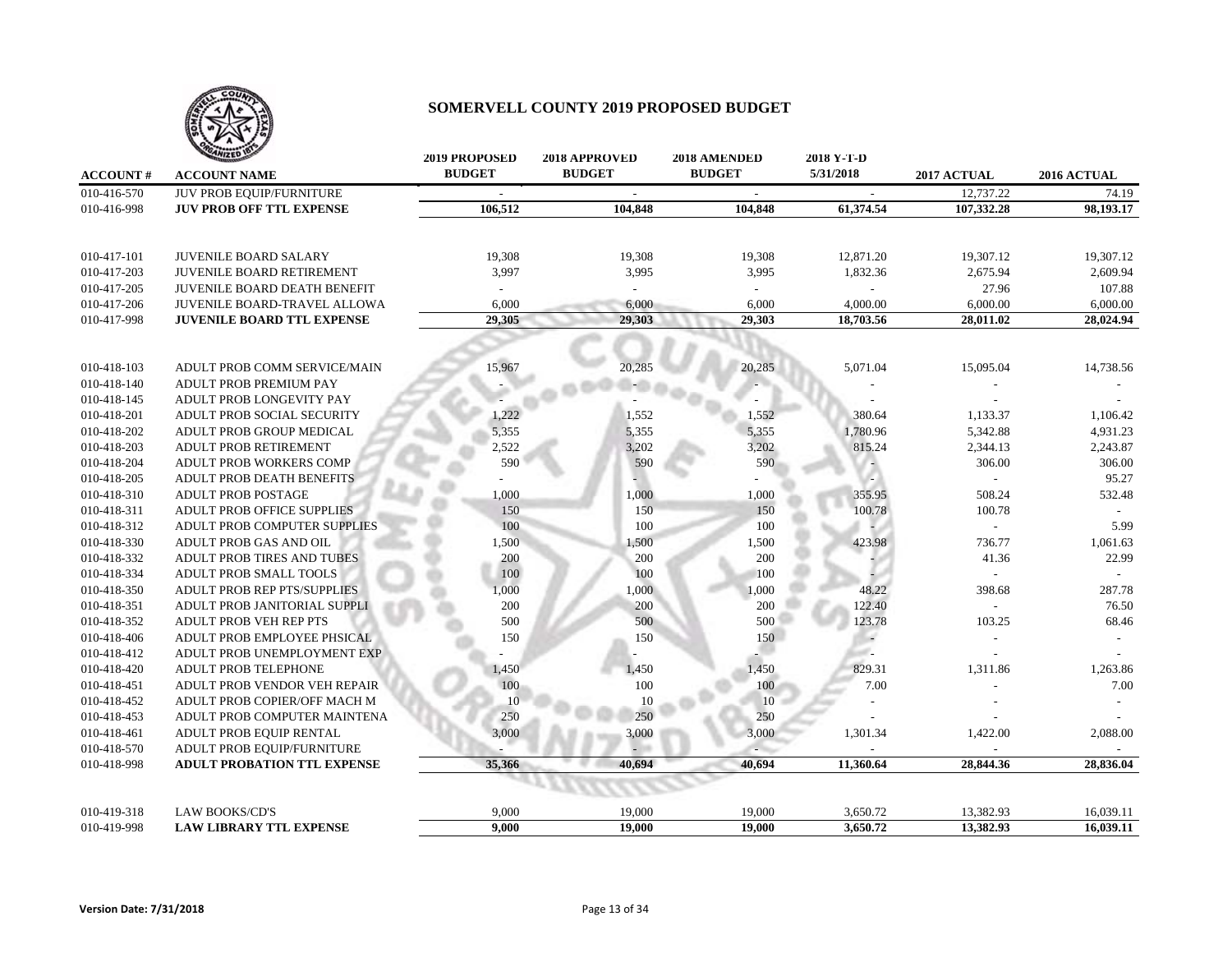# SOMERVELL COUNTY 2019 PROPOSED BUDGET

| ACCOUNT # | ACCOUNT NAME | 2019 PROPOSED BUDGET | 2018 APPROVED BUDGET | 2018 AMENDED BUDGET | 2018 Y-T-D 5/31/2018 | 2017 ACTUAL | 2016 ACTUAL |
|---|---|---|---|---|---|---|---|
| 010-416-570 | JUV PROB EQUIP/FURNITURE | - | - | - | - | 12,737.22 | 74.19 |
| 010-416-998 | **JUV PROB OFF TTL EXPENSE** | **106,512** | **104,848** | **104,848** | **61,374.54** | **107,332.28** | **98,193.17** |
| | | | | | | | |
| 010-417-101 | JUVENILE BOARD SALARY | 19,308 | 19,308 | 19,308 | 12,871.20 | 19,307.12 | 19,307.12 |
| 010-417-203 | JUVENILE BOARD RETIREMENT | 3,997 | 3,995 | 3,995 | 1,832.36 | 2,675.94 | 2,609.94 |
| 010-417-205 | JUVENILE BOARD DEATH BENEFIT | - | - | - | - | 27.96 | 107.88 |
| 010-417-206 | JUVENILE BOARD-TRAVEL ALLOWA | 6,000 | 6,000 | 6,000 | 4,000.00 | 6,000.00 | 6,000.00 |
| 010-417-998 | **JUVENILE BOARD TTL EXPENSE** | **29,305** | **29,303** | **29,303** | **18,703.56** | **28,011.02** | **28,024.94** |
| | | | | | | | |
| 010-418-103 | ADULT PROB COMM SERVICE/MAIN | 15,967 | 20,285 | 20,285 | 5,071.04 | 15,095.04 | 14,738.56 |
| 010-418-140 | ADULT PROB PREMIUM PAY | - | - | - | - | - | - |
| 010-418-145 | ADULT PROB LONGEVITY PAY | - | - | - | - | - | - |
| 010-418-201 | ADULT PROB SOCIAL SECURITY | 1,222 | 1,552 | 1,552 | 380.64 | 1,133.37 | 1,106.42 |
| 010-418-202 | ADULT PROB GROUP MEDICAL | 5,355 | 5,355 | 5,355 | 1,780.96 | 5,342.88 | 4,931.23 |
| 010-418-203 | ADULT PROB RETIREMENT | 2,522 | 3,202 | 3,202 | 815.24 | 2,344.13 | 2,243.87 |
| 010-418-204 | ADULT PROB WORKERS COMP | 590 | 590 | 590 | - | 306.00 | 306.00 |
| 010-418-205 | ADULT PROB DEATH BENEFITS | - | - | - | - | - | 95.27 |
| 010-418-310 | ADULT PROB POSTAGE | 1,000 | 1,000 | 1,000 | 355.95 | 508.24 | 532.48 |
| 010-418-311 | ADULT PROB OFFICE SUPPLIES | 150 | 150 | 150 | 100.78 | 100.78 | - |
| 010-418-312 | ADULT PROB COMPUTER SUPPLIES | 100 | 100 | 100 | - | - | 5.99 |
| 010-418-330 | ADULT PROB GAS AND OIL | 1,500 | 1,500 | 1,500 | 423.98 | 736.77 | 1,061.63 |
| 010-418-332 | ADULT PROB TIRES AND TUBES | 200 | 200 | 200 | - | 41.36 | 22.99 |
| 010-418-334 | ADULT PROB SMALL TOOLS | 100 | 100 | 100 | - | - | - |
| 010-418-350 | ADULT PROB REP PTS/SUPPLIES | 1,000 | 1,000 | 1,000 | 48.22 | 398.68 | 287.78 |
| 010-418-351 | ADULT PROB JANITORIAL SUPPLI | 200 | 200 | 200 | 122.40 | - | 76.50 |
| 010-418-352 | ADULT PROB VEH REP PTS | 500 | 500 | 500 | 123.78 | 103.25 | 68.46 |
| 010-418-406 | ADULT PROB EMPLOYEE PHSICAL | 150 | 150 | 150 | - | - | - |
| 010-418-412 | ADULT PROB UNEMPLOYMENT EXP | - | - | - | - | - | - |
| 010-418-420 | ADULT PROB TELEPHONE | 1,450 | 1,450 | 1,450 | 829.31 | 1,311.86 | 1,263.86 |
| 010-418-451 | ADULT PROB VENDOR VEH REPAIR | 100 | 100 | 100 | 7.00 | - | 7.00 |
| 010-418-452 | ADULT PROB COPIER/OFF MACH M | 10 | 10 | 10 | - | - | - |
| 010-418-453 | ADULT PROB COMPUTER MAINTENA | 250 | 250 | 250 | - | - | - |
| 010-418-461 | ADULT PROB EQUIP RENTAL | 3,000 | 3,000 | 3,000 | 1,301.34 | 1,422.00 | 2,088.00 |
| 010-418-570 | ADULT PROB EQUIP/FURNITURE | - | - | - | - | - | - |
| 010-418-998 | **ADULT PROBATION TTL EXPENSE** | **35,366** | **40,694** | **40,694** | **11,360.64** | **28,844.36** | **28,836.04** |
| | | | | | | | |
| 010-419-318 | LAW BOOKS/CD'S | 9,000 | 19,000 | 19,000 | 3,650.72 | 13,382.93 | 16,039.11 |
| 010-419-998 | **LAW LIBRARY TTL EXPENSE** | **9,000** | **19,000** | **19,000** | **3,650.72** | **13,382.93** | **16,039.11** |

**Version Date: 7/31/2018**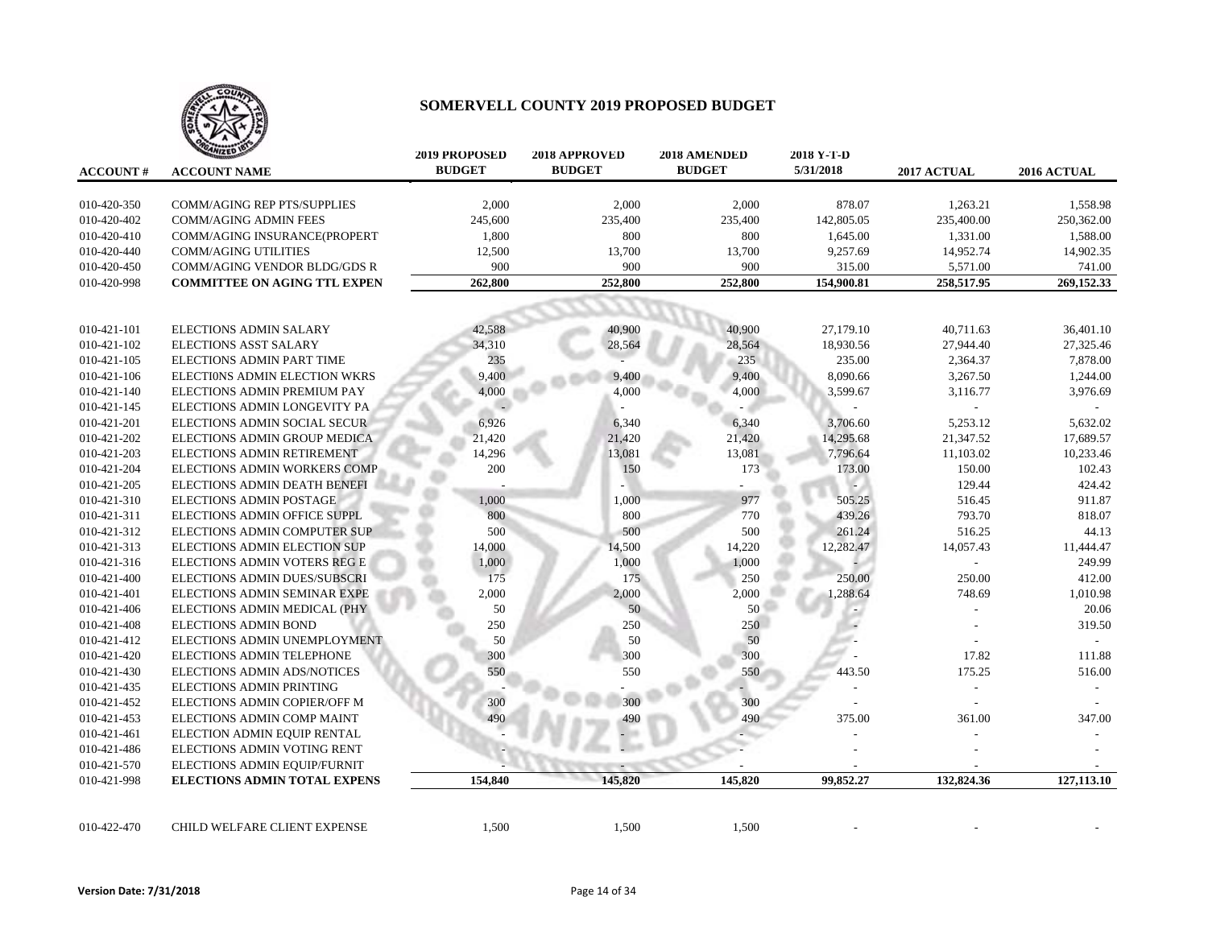# SOMERVELL COUNTY 2019 PROPOSED BUDGET

| ACCOUNT # | ACCOUNT NAME | 2019 PROPOSED BUDGET | 2018 APPROVED BUDGET | 2018 AMENDED BUDGET | 2018 Y-T-D 5/31/2018 | 2017 ACTUAL | 2016 ACTUAL |
|---|---|---|---|---|---|---|---|
| 010-420-350 | COMM/AGING REP PTS/SUPPLIES | 2,000 | 2,000 | 2,000 | 878.07 | 1,263.21 | 1,558.98 |
| 010-420-402 | COMM/AGING ADMIN FEES | 245,600 | 235,400 | 235,400 | 142,805.05 | 235,400.00 | 250,362.00 |
| 010-420-410 | COMM/AGING INSURANCE(PROPERT | 1,800 | 800 | 800 | 1,645.00 | 1,331.00 | 1,588.00 |
| 010-420-440 | COMM/AGING UTILITIES | 12,500 | 13,700 | 13,700 | 9,257.69 | 14,952.74 | 14,902.35 |
| 010-420-450 | COMM/AGING VENDOR BLDG/GDS R | 900 | 900 | 900 | 315.00 | 5,571.00 | 741.00 |
| 010-420-998 | **COMMITTEE ON AGING TTL EXPEN** | **262,800** | **252,800** | **252,800** | **154,900.81** | **258,517.95** | **269,152.33** |
| | | | | | | | |
| 010-421-101 | ELECTIONS ADMIN SALARY | 42,588 | 40,900 | 40,900 | 27,179.10 | 40,711.63 | 36,401.10 |
| 010-421-102 | ELECTIONS ASST SALARY | 34,310 | 28,564 | 28,564 | 18,930.56 | 27,944.40 | 27,325.46 |
| 010-421-105 | ELECTIONS ADMIN PART TIME | 235 | - | 235 | 235.00 | 2,364.37 | 7,878.00 |
| 010-421-106 | ELECTI0NS ADMIN ELECTION WKRS | 9,400 | 9,400 | 9,400 | 8,090.66 | 3,267.50 | 1,244.00 |
| 010-421-140 | ELECTIONS ADMIN PREMIUM PAY | 4,000 | 4,000 | 4,000 | 3,599.67 | 3,116.77 | 3,976.69 |
| 010-421-145 | ELECTIONS ADMIN LONGEVITY PA | - | - | - | - | - | - |
| 010-421-201 | ELECTIONS ADMIN SOCIAL SECUR | 6,926 | 6,340 | 6,340 | 3,706.60 | 5,253.12 | 5,632.02 |
| 010-421-202 | ELECTIONS ADMIN GROUP MEDICA | 21,420 | 21,420 | 21,420 | 14,295.68 | 21,347.52 | 17,689.57 |
| 010-421-203 | ELECTIONS ADMIN RETIREMENT | 14,296 | 13,081 | 13,081 | 7,796.64 | 11,103.02 | 10,233.46 |
| 010-421-204 | ELECTIONS ADMIN WORKERS COMP | 200 | 150 | 173 | 173.00 | 150.00 | 102.43 |
| 010-421-205 | ELECTIONS ADMIN DEATH BENEFI | - | - | - | - | 129.44 | 424.42 |
| 010-421-310 | ELECTIONS ADMIN POSTAGE | 1,000 | 1,000 | 977 | 505.25 | 516.45 | 911.87 |
| 010-421-311 | ELECTIONS ADMIN OFFICE SUPPL | 800 | 800 | 770 | 439.26 | 793.70 | 818.07 |
| 010-421-312 | ELECTIONS ADMIN COMPUTER SUP | 500 | 500 | 500 | 261.24 | 516.25 | 44.13 |
| 010-421-313 | ELECTIONS ADMIN ELECTION SUP | 14,000 | 14,500 | 14,220 | 12,282.47 | 14,057.43 | 11,444.47 |
| 010-421-316 | ELECTIONS ADMIN VOTERS REG E | 1,000 | 1,000 | 1,000 | - | - | 249.99 |
| 010-421-400 | ELECTIONS ADMIN DUES/SUBSCRI | 175 | 175 | 250 | 250.00 | 250.00 | 412.00 |
| 010-421-401 | ELECTIONS ADMIN SEMINAR EXPE | 2,000 | 2,000 | 2,000 | 1,288.64 | 748.69 | 1,010.98 |
| 010-421-406 | ELECTIONS ADMIN MEDICAL (PHY | 50 | 50 | 50 | - | - | 20.06 |
| 010-421-408 | ELECTIONS ADMIN BOND | 250 | 250 | 250 | - | - | 319.50 |
| 010-421-412 | ELECTIONS ADMIN UNEMPLOYMENT | 50 | 50 | 50 | - | - | - |
| 010-421-420 | ELECTIONS ADMIN TELEPHONE | 300 | 300 | 300 | - | 17.82 | 111.88 |
| 010-421-430 | ELECTIONS ADMIN ADS/NOTICES | 550 | 550 | 550 | 443.50 | 175.25 | 516.00 |
| 010-421-435 | ELECTIONS ADMIN PRINTING | - | - | - | - | - | - |
| 010-421-452 | ELECTIONS ADMIN COPIER/OFF M | 300 | 300 | 300 | - | - | - |
| 010-421-453 | ELECTIONS ADMIN COMP MAINT | 490 | 490 | 490 | 375.00 | 361.00 | 347.00 |
| 010-421-461 | ELECTION ADMIN EQUIP RENTAL | - | - | - | - | - | - |
| 010-421-486 | ELECTIONS ADMIN VOTING RENT | - | - | - | - | - | - |
| 010-421-570 | ELECTIONS ADMIN EQUIP/FURNIT | - | - | - | - | - | - |
| 010-421-998 | **ELECTIONS ADMIN TOTAL EXPENS** | **154,840** | **145,820** | **145,820** | **99,852.27** | **132,824.36** | **127,113.10** |
| | | | | | | | |
| 010-422-470 | CHILD WELFARE CLIENT EXPENSE | 1,500 | 1,500 | 1,500 | - | - | - |

**Version Date: 7/31/2018**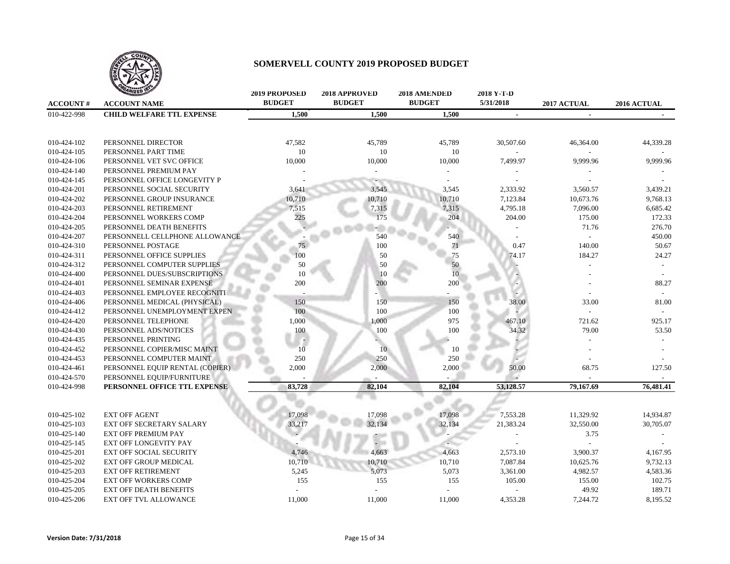# SOMERVELL COUNTY 2019 PROPOSED BUDGET

| ACCOUNT # | ACCOUNT NAME | 2019 PROPOSED BUDGET | 2018 APPROVED BUDGET | 2018 AMENDED BUDGET | 2018 Y-T-D 5/31/2018 | 2017 ACTUAL | 2016 ACTUAL |
|---|---|---|---|---|---|---|---|
| 010-422-998 | **CHILD WELFARE TTL EXPENSE** | **1,500** | **1,500** | **1,500** | **-** | **-** | **-** |
| | | | | | | | |
| 010-424-102 | PERSONNEL DIRECTOR | 47,582 | 45,789 | 45,789 | 30,507.60 | 46,364.00 | 44,339.28 |
| 010-424-105 | PERSONNEL PART TIME | 10 | 10 | 10 | - | - | - |
| 010-424-106 | PERSONNEL VET SVC OFFICE | 10,000 | 10,000 | 10,000 | 7,499.97 | 9,999.96 | 9,999.96 |
| 010-424-140 | PERSONNEL PREMIUM PAY | - | - | - | - | - | - |
| 010-424-145 | PERSONNEL OFFICE LONGEVITY P | - | - | - | - | - | - |
| 010-424-201 | PERSONNEL SOCIAL SECURITY | 3,641 | 3,545 | 3,545 | 2,333.92 | 3,560.57 | 3,439.21 |
| 010-424-202 | PERSONNEL GROUP INSURANCE | 10,710 | 10,710 | 10,710 | 7,123.84 | 10,673.76 | 9,768.13 |
| 010-424-203 | PERSONNEL RETIREMENT | 7,515 | 7,315 | 7,315 | 4,795.18 | 7,096.00 | 6,685.42 |
| 010-424-204 | PERSONNEL WORKERS COMP | 225 | 175 | 204 | 204.00 | 175.00 | 172.33 |
| 010-424-205 | PERSONNEL DEATH BENEFITS | - | - | - | - | 71.76 | 276.70 |
| 010-424-207 | PERSONNELL CELLPHONE ALLOWANCE | - | 540 | 540 | - | - | 450.00 |
| 010-424-310 | PERSONNEL POSTAGE | 75 | 100 | 71 | 0.47 | 140.00 | 50.67 |
| 010-424-311 | PERSONNEL OFFICE SUPPLIES | 100 | 50 | 75 | 74.17 | 184.27 | 24.27 |
| 010-424-312 | PERSONNEL COMPUTER SUPPLIES | 50 | 50 | 50 | - | - | - |
| 010-424-400 | PERSONNEL DUES/SUBSCRIPTIONS | 10 | 10 | 10 | - | - | - |
| 010-424-401 | PERSONNEL SEMINAR EXPENSE | 200 | 200 | 200 | - | - | 88.27 |
| 010-424-403 | PERSONNEL EMPLOYEE RECOGNITI | - | - | - | - | - | - |
| 010-424-406 | PERSONNEL MEDICAL (PHYSICAL) | 150 | 150 | 150 | 38.00 | 33.00 | 81.00 |
| 010-424-412 | PERSONNEL UNEMPLOYMENT EXPEN | 100 | 100 | 100 | - | - | - |
| 010-424-420 | PERSONNEL TELEPHONE | 1,000 | 1,000 | 975 | 467.10 | 721.62 | 925.17 |
| 010-424-430 | PERSONNEL ADS/NOTICES | 100 | 100 | 100 | 34.32 | 79.00 | 53.50 |
| 010-424-435 | PERSONNEL PRINTING | - | - | - | - | - | - |
| 010-424-452 | PERSONNEL COPIER/MISC MAINT | 10 | 10 | 10 | - | - | - |
| 010-424-453 | PERSONNEL COMPUTER MAINT | 250 | 250 | 250 | - | - | - |
| 010-424-461 | PERSONNEL EQUIP RENTAL (COPIER) | 2,000 | 2,000 | 2,000 | 50.00 | 68.75 | 127.50 |
| 010-424-570 | PERSONNEL EQUIP/FURNITURE | - | - | - | - | - | - |
| 010-424-998 | **PERSONNEL OFFICE TTL EXPENSE** | **83,728** | **82,104** | **82,104** | **53,128.57** | **79,167.69** | **76,481.41** |
| | | | | | | | |
| 010-425-102 | EXT OFF AGENT | 17,098 | 17,098 | 17,098 | 7,553.28 | 11,329.92 | 14,934.87 |
| 010-425-103 | EXT OFF SECRETARY SALARY | 33,217 | 32,134 | 32,134 | 21,383.24 | 32,550.00 | 30,705.07 |
| 010-425-140 | EXT OFF PREMIUM PAY | - | - | - | - | 3.75 | - |
| 010-425-145 | EXT OFF LONGEVITY PAY | - | - | - | - | - | - |
| 010-425-201 | EXT OFF SOCIAL SECURITY | 4,746 | 4,663 | 4,663 | 2,573.10 | 3,900.37 | 4,167.95 |
| 010-425-202 | EXT OFF GROUP MEDICAL | 10,710 | 10,710 | 10,710 | 7,087.84 | 10,625.76 | 9,732.13 |
| 010-425-203 | EXT OFF RETIREMENT | 5,245 | 5,073 | 5,073 | 3,361.00 | 4,982.57 | 4,583.36 |
| 010-425-204 | EXT OFF WORKERS COMP | 155 | 155 | 155 | 105.00 | 155.00 | 102.75 |
| 010-425-205 | EXT OFF DEATH BENEFITS | - | - | - | - | 49.92 | 189.71 |
| 010-425-206 | EXT OFF TVL ALLOWANCE | 11,000 | 11,000 | 11,000 | 4,353.28 | 7,244.72 | 8,195.52 |

**Version Date: 7/31/2018**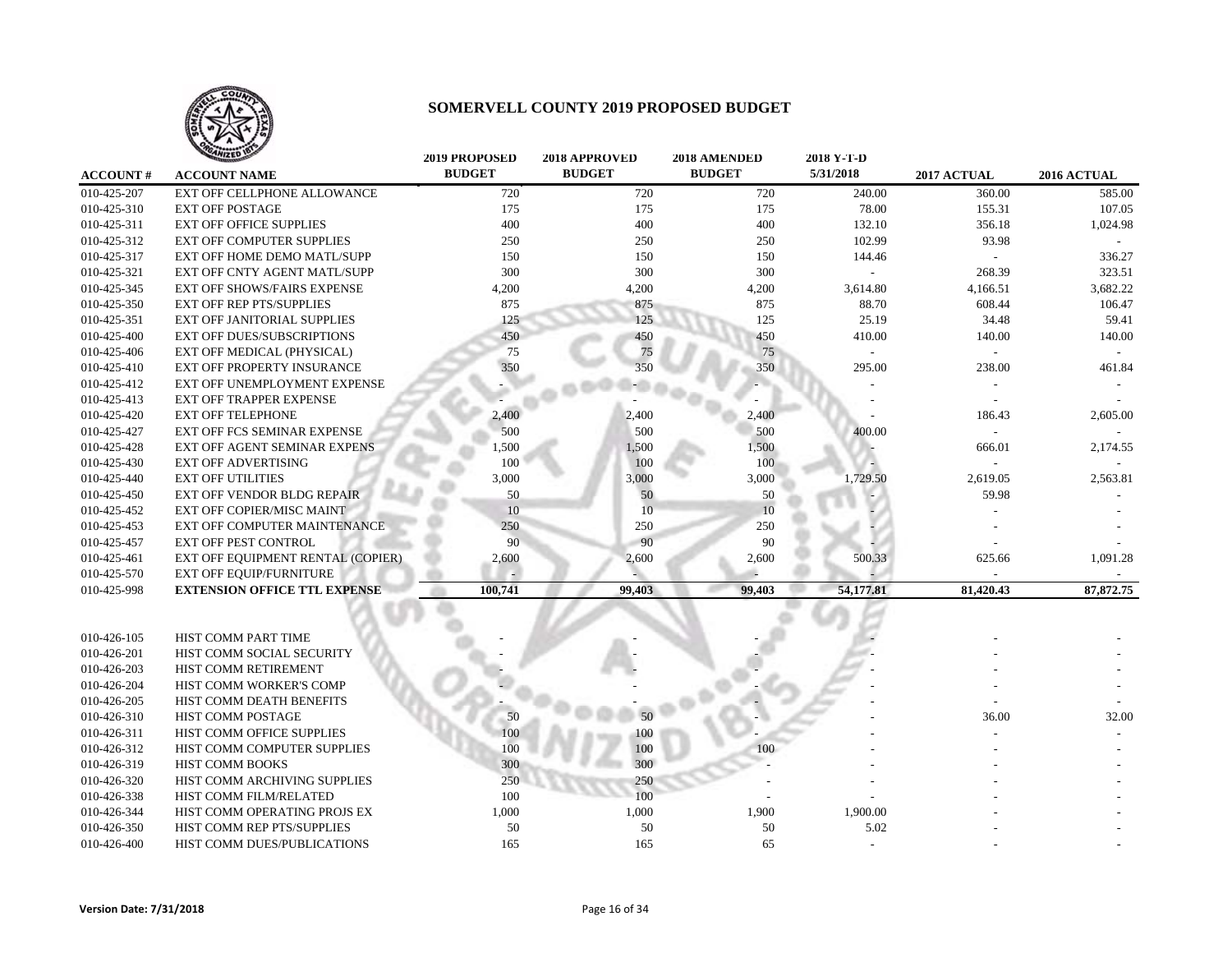# SOMERVELL COUNTY 2019 PROPOSED BUDGET

| ACCOUNT # | ACCOUNT NAME | 2019 PROPOSED BUDGET | 2018 APPROVED BUDGET | 2018 AMENDED BUDGET | 2018 Y-T-D 5/31/2018 | 2017 ACTUAL | 2016 ACTUAL |
|---|---|---|---|---|---|---|---|
| 010-425-207 | EXT OFF CELLPHONE ALLOWANCE | 720 | 720 | 720 | 240.00 | 360.00 | 585.00 |
| 010-425-310 | EXT OFF POSTAGE | 175 | 175 | 175 | 78.00 | 155.31 | 107.05 |
| 010-425-311 | EXT OFF OFFICE SUPPLIES | 400 | 400 | 400 | 132.10 | 356.18 | 1,024.98 |
| 010-425-312 | EXT OFF COMPUTER SUPPLIES | 250 | 250 | 250 | 102.99 | 93.98 | - |
| 010-425-317 | EXT OFF HOME DEMO MATL/SUPP | 150 | 150 | 150 | 144.46 | - | 336.27 |
| 010-425-321 | EXT OFF CNTY AGENT MATL/SUPP | 300 | 300 | 300 | - | 268.39 | 323.51 |
| 010-425-345 | EXT OFF SHOWS/FAIRS EXPENSE | 4,200 | 4,200 | 4,200 | 3,614.80 | 4,166.51 | 3,682.22 |
| 010-425-350 | EXT OFF REP PTS/SUPPLIES | 875 | 875 | 875 | 88.70 | 608.44 | 106.47 |
| 010-425-351 | EXT OFF JANITORIAL SUPPLIES | 125 | 125 | 125 | 25.19 | 34.48 | 59.41 |
| 010-425-400 | EXT OFF DUES/SUBSCRIPTIONS | 450 | 450 | 450 | 410.00 | 140.00 | 140.00 |
| 010-425-406 | EXT OFF MEDICAL (PHYSICAL) | 75 | 75 | 75 | - | - | - |
| 010-425-410 | EXT OFF PROPERTY INSURANCE | 350 | 350 | 350 | 295.00 | 238.00 | 461.84 |
| 010-425-412 | EXT OFF UNEMPLOYMENT EXPENSE | - | - | - | - | - | - |
| 010-425-413 | EXT OFF TRAPPER EXPENSE | - | - | - | - | - | - |
| 010-425-420 | EXT OFF TELEPHONE | 2,400 | 2,400 | 2,400 | - | 186.43 | 2,605.00 |
| 010-425-427 | EXT OFF FCS SEMINAR EXPENSE | 500 | 500 | 500 | 400.00 | - | - |
| 010-425-428 | EXT OFF AGENT SEMINAR EXPENS | 1,500 | 1,500 | 1,500 | - | 666.01 | 2,174.55 |
| 010-425-430 | EXT OFF ADVERTISING | 100 | 100 | 100 | - | - | - |
| 010-425-440 | EXT OFF UTILITIES | 3,000 | 3,000 | 3,000 | 1,729.50 | 2,619.05 | 2,563.81 |
| 010-425-450 | EXT OFF VENDOR BLDG REPAIR | 50 | 50 | 50 | - | 59.98 | - |
| 010-425-452 | EXT OFF COPIER/MISC MAINT | 10 | 10 | 10 | - | - | - |
| 010-425-453 | EXT OFF COMPUTER MAINTENANCE | 250 | 250 | 250 | - | - | - |
| 010-425-457 | EXT OFF PEST CONTROL | 90 | 90 | 90 | - | - | - |
| 010-425-461 | EXT OFF EQUIPMENT RENTAL (COPIER) | 2,600 | 2,600 | 2,600 | 500.33 | 625.66 | 1,091.28 |
| 010-425-570 | EXT OFF EQUIP/FURNITURE | - | - | - | - | - | - |
| 010-425-998 | **EXTENSION OFFICE TTL EXPENSE** | **100,741** | **99,403** | **99,403** | **54,177.81** | **81,420.43** | **87,872.75** |
| | | | | | | | |
| 010-426-105 | HIST COMM PART TIME | - | - | - | - | - | - |
| 010-426-201 | HIST COMM SOCIAL SECURITY | - | - | - | - | - | - |
| 010-426-203 | HIST COMM RETIREMENT | - | - | - | - | - | - |
| 010-426-204 | HIST COMM WORKER'S COMP | - | - | - | - | - | - |
| 010-426-205 | HIST COMM DEATH BENEFITS | - | - | - | - | - | - |
| 010-426-310 | HIST COMM POSTAGE | 50 | 50 | - | - | 36.00 | 32.00 |
| 010-426-311 | HIST COMM OFFICE SUPPLIES | 100 | 100 | - | - | - | - |
| 010-426-312 | HIST COMM COMPUTER SUPPLIES | 100 | 100 | 100 | - | - | - |
| 010-426-319 | HIST COMM BOOKS | 300 | 300 | - | - | - | - |
| 010-426-320 | HIST COMM ARCHIVING SUPPLIES | 250 | 250 | - | - | - | - |
| 010-426-338 | HIST COMM FILM/RELATED | 100 | 100 | - | - | - | - |
| 010-426-344 | HIST COMM OPERATING PROJS EX | 1,000 | 1,000 | 1,900 | 1,900.00 | - | - |
| 010-426-350 | HIST COMM REP PTS/SUPPLIES | 50 | 50 | 50 | 5.02 | - | - |
| 010-426-400 | HIST COMM DUES/PUBLICATIONS | 165 | 165 | 65 | - | - | - |

**Version Date: 7/31/2018**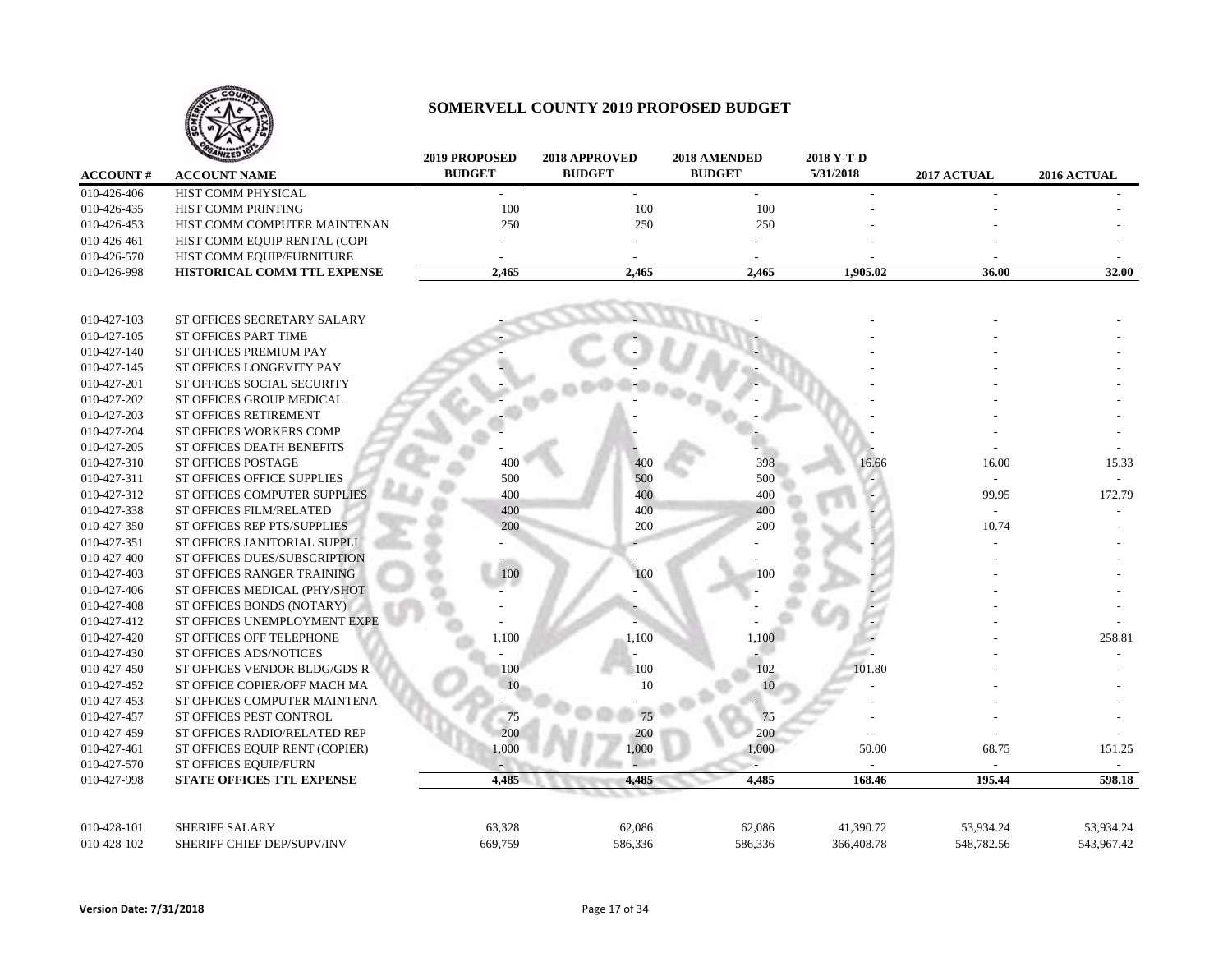# SOMERVELL COUNTY 2019 PROPOSED BUDGET

| ACCOUNT # | ACCOUNT NAME | 2019 PROPOSED BUDGET | 2018 APPROVED BUDGET | 2018 AMENDED BUDGET | 2018 Y-T-D 5/31/2018 | 2017 ACTUAL | 2016 ACTUAL |
|---|---|---|---|---|---|---|---|
| 010-426-406 | HIST COMM PHYSICAL | - | - | - | - | - | - |
| 010-426-435 | HIST COMM PRINTING | 100 | 100 | 100 | - | - | - |
| 010-426-453 | HIST COMM COMPUTER MAINTENAN | 250 | 250 | 250 | - | - | - |
| 010-426-461 | HIST COMM EQUIP RENTAL (COPI | - | - | - | - | - | - |
| 010-426-570 | HIST COMM EQUIP/FURNITURE | - | - | - | - | - | - |
| 010-426-998 | **HISTORICAL COMM TTL EXPENSE** | **2,465** | **2,465** | **2,465** | **1,905.02** | **36.00** | **32.00** |
| | | | | | | | |
| 010-427-103 | ST OFFICES SECRETARY SALARY | - | - | - | - | - | - |
| 010-427-105 | ST OFFICES PART TIME | - | - | - | - | - | - |
| 010-427-140 | ST OFFICES PREMIUM PAY | - | - | - | - | - | - |
| 010-427-145 | ST OFFICES LONGEVITY PAY | - | - | - | - | - | - |
| 010-427-201 | ST OFFICES SOCIAL SECURITY | - | - | - | - | - | - |
| 010-427-202 | ST OFFICES GROUP MEDICAL | - | - | - | - | - | - |
| 010-427-203 | ST OFFICES RETIREMENT | - | - | - | - | - | - |
| 010-427-204 | ST OFFICES WORKERS COMP | - | - | - | - | - | - |
| 010-427-205 | ST OFFICES DEATH BENEFITS | - | - | - | - | - | - |
| 010-427-310 | ST OFFICES POSTAGE | 400 | 400 | 398 | 16.66 | 16.00 | 15.33 |
| 010-427-311 | ST OFFICES OFFICE SUPPLIES | 500 | 500 | 500 | - | - | - |
| 010-427-312 | ST OFFICES COMPUTER SUPPLIES | 400 | 400 | 400 | - | 99.95 | 172.79 |
| 010-427-338 | ST OFFICES FILM/RELATED | 400 | 400 | 400 | - | - | - |
| 010-427-350 | ST OFFICES REP PTS/SUPPLIES | 200 | 200 | 200 | - | 10.74 | - |
| 010-427-351 | ST OFFICES JANITORIAL SUPPLI | - | - | - | - | - | - |
| 010-427-400 | ST OFFICES DUES/SUBSCRIPTION | - | - | - | - | - | - |
| 010-427-403 | ST OFFICES RANGER TRAINING | 100 | 100 | 100 | - | - | - |
| 010-427-406 | ST OFFICES MEDICAL (PHY/SHOT | - | - | - | - | - | - |
| 010-427-408 | ST OFFICES BONDS (NOTARY) | - | - | - | - | - | - |
| 010-427-412 | ST OFFICES UNEMPLOYMENT EXPE | - | - | - | - | - | - |
| 010-427-420 | ST OFFICES OFF TELEPHONE | 1,100 | 1,100 | 1,100 | - | - | 258.81 |
| 010-427-430 | ST OFFICES ADS/NOTICES | - | - | - | - | - | - |
| 010-427-450 | ST OFFICES VENDOR BLDG/GDS R | 100 | 100 | 102 | 101.80 | - | - |
| 010-427-452 | ST OFFICE COPIER/OFF MACH MA | 10 | 10 | 10 | - | - | - |
| 010-427-453 | ST OFFICES COMPUTER MAINTENA | - | - | - | - | - | - |
| 010-427-457 | ST OFFICES PEST CONTROL | 75 | 75 | 75 | - | - | - |
| 010-427-459 | ST OFFICES RADIO/RELATED REP | 200 | 200 | 200 | - | - | - |
| 010-427-461 | ST OFFICES EQUIP RENT (COPIER) | 1,000 | 1,000 | 1,000 | 50.00 | 68.75 | 151.25 |
| 010-427-570 | ST OFFICES EQUIP/FURN | - | - | - | - | - | - |
| 010-427-998 | **STATE OFFICES TTL EXPENSE** | **4,485** | **4,485** | **4,485** | **168.46** | **195.44** | **598.18** |
| | | | | | | | |
| 010-428-101 | SHERIFF SALARY | 63,328 | 62,086 | 62,086 | 41,390.72 | 53,934.24 | 53,934.24 |
| 010-428-102 | SHERIFF CHIEF DEP/SUPV/INV | 669,759 | 586,336 | 586,336 | 366,408.78 | 548,782.56 | 543,967.42 |

**Version Date: 7/31/2018**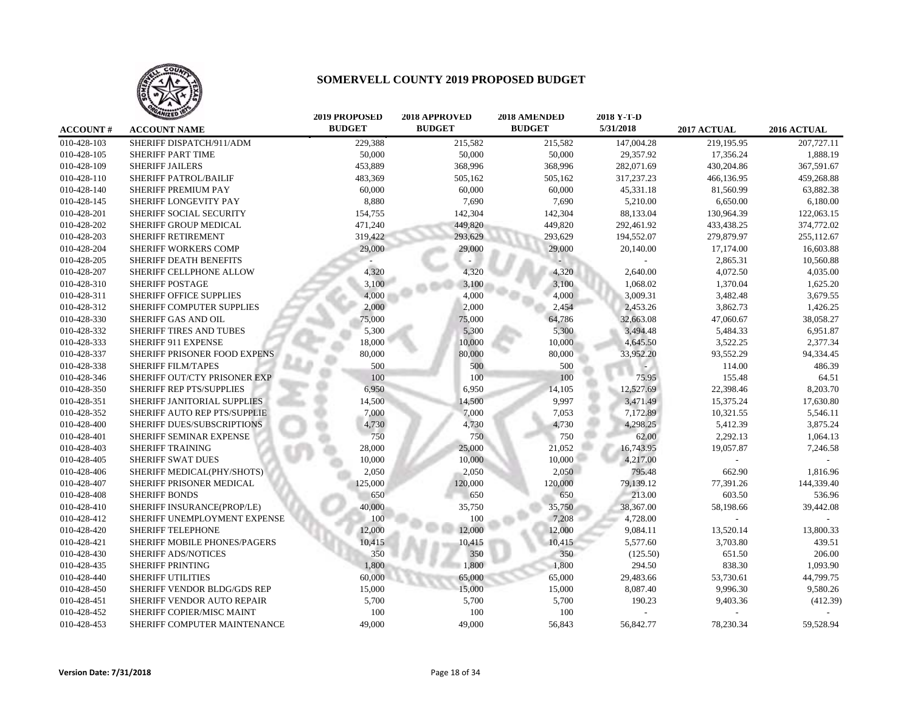# SOMERVELL COUNTY 2019 PROPOSED BUDGET

| ACCOUNT # | ACCOUNT NAME | 2019 PROPOSED BUDGET | 2018 APPROVED BUDGET | 2018 AMENDED BUDGET | 2018 Y-T-D 5/31/2018 | 2017 ACTUAL | 2016 ACTUAL |
|---|---|---|---|---|---|---|---|
| 010-428-103 | SHERIFF DISPATCH/911/ADM | 229,388 | 215,582 | 215,582 | 147,004.28 | 219,195.95 | 207,727.11 |
| 010-428-105 | SHERIFF PART TIME | 50,000 | 50,000 | 50,000 | 29,357.92 | 17,356.24 | 1,888.19 |
| 010-428-109 | SHERIFF JAILERS | 453,889 | 368,996 | 368,996 | 282,071.69 | 430,204.86 | 367,591.67 |
| 010-428-110 | SHERIFF PATROL/BAILIF | 483,369 | 505,162 | 505,162 | 317,237.23 | 466,136.95 | 459,268.88 |
| 010-428-140 | SHERIFF PREMIUM PAY | 60,000 | 60,000 | 60,000 | 45,331.18 | 81,560.99 | 63,882.38 |
| 010-428-145 | SHERIFF LONGEVITY PAY | 8,880 | 7,690 | 7,690 | 5,210.00 | 6,650.00 | 6,180.00 |
| 010-428-201 | SHERIFF SOCIAL SECURITY | 154,755 | 142,304 | 142,304 | 88,133.04 | 130,964.39 | 122,063.15 |
| 010-428-202 | SHERIFF GROUP MEDICAL | 471,240 | 449,820 | 449,820 | 292,461.92 | 433,438.25 | 374,772.02 |
| 010-428-203 | SHERIFF RETIREMENT | 319,422 | 293,629 | 293,629 | 194,552.07 | 279,879.97 | 255,112.67 |
| 010-428-204 | SHERIFF WORKERS COMP | 29,000 | 29,000 | 29,000 | 20,140.00 | 17,174.00 | 16,603.88 |
| 010-428-205 | SHERIFF DEATH BENEFITS | - | - | - | - | 2,865.31 | 10,560.88 |
| 010-428-207 | SHERIFF CELLPHONE ALLOW | 4,320 | 4,320 | 4,320 | 2,640.00 | 4,072.50 | 4,035.00 |
| 010-428-310 | SHERIFF POSTAGE | 3,100 | 3,100 | 3,100 | 1,068.02 | 1,370.04 | 1,625.20 |
| 010-428-311 | SHERIFF OFFICE SUPPLIES | 4,000 | 4,000 | 4,000 | 3,009.31 | 3,482.48 | 3,679.55 |
| 010-428-312 | SHERIFF COMPUTER SUPPLIES | 2,000 | 2,000 | 2,454 | 2,453.26 | 3,862.73 | 1,426.25 |
| 010-428-330 | SHERIFF GAS AND OIL | 75,000 | 75,000 | 64,786 | 32,663.08 | 47,060.67 | 38,058.27 |
| 010-428-332 | SHERIFF TIRES AND TUBES | 5,300 | 5,300 | 5,300 | 3,494.48 | 5,484.33 | 6,951.87 |
| 010-428-333 | SHERIFF 911 EXPENSE | 18,000 | 10,000 | 10,000 | 4,645.50 | 3,522.25 | 2,377.34 |
| 010-428-337 | SHERIFF PRISONER FOOD EXPENS | 80,000 | 80,000 | 80,000 | 33,952.20 | 93,552.29 | 94,334.45 |
| 010-428-338 | SHERIFF FILM/TAPES | 500 | 500 | 500 | - | 114.00 | 486.39 |
| 010-428-346 | SHERIFF OUT/CTY PRISONER EXP | 100 | 100 | 100 | 75.95 | 155.48 | 64.51 |
| 010-428-350 | SHERIFF REP PTS/SUPPLIES | 6,950 | 6,950 | 14,105 | 12,527.69 | 22,398.46 | 8,203.70 |
| 010-428-351 | SHERIFF JANITORIAL SUPPLIES | 14,500 | 14,500 | 9,997 | 3,471.49 | 15,375.24 | 17,630.80 |
| 010-428-352 | SHERIFF AUTO REP PTS/SUPPLIE | 7,000 | 7,000 | 7,053 | 7,172.89 | 10,321.55 | 5,546.11 |
| 010-428-400 | SHERIFF DUES/SUBSCRIPTIONS | 4,730 | 4,730 | 4,730 | 4,298.25 | 5,412.39 | 3,875.24 |
| 010-428-401 | SHERIFF SEMINAR EXPENSE | 750 | 750 | 750 | 62.00 | 2,292.13 | 1,064.13 |
| 010-428-403 | SHERIFF TRAINING | 28,000 | 25,000 | 21,052 | 16,743.95 | 19,057.87 | 7,246.58 |
| 010-428-405 | SHERIFF SWAT DUES | 10,000 | 10,000 | 10,000 | 4,217.00 | - | - |
| 010-428-406 | SHERIFF MEDICAL(PHY/SHOTS) | 2,050 | 2,050 | 2,050 | 795.48 | 662.90 | 1,816.96 |
| 010-428-407 | SHERIFF PRISONER MEDICAL | 125,000 | 120,000 | 120,000 | 79,139.12 | 77,391.26 | 144,339.40 |
| 010-428-408 | SHERIFF BONDS | 650 | 650 | 650 | 213.00 | 603.50 | 536.96 |
| 010-428-410 | SHERIFF INSURANCE(PROP/LE) | 40,000 | 35,750 | 35,750 | 38,367.00 | 58,198.66 | 39,442.08 |
| 010-428-412 | SHERIFF UNEMPLOYMENT EXPENSE | 100 | 100 | 7,208 | 4,728.00 | - | - |
| 010-428-420 | SHERIFF TELEPHONE | 12,000 | 12,000 | 12,000 | 9,084.11 | 13,520.14 | 13,800.33 |
| 010-428-421 | SHERIFF MOBILE PHONES/PAGERS | 10,415 | 10,415 | 10,415 | 5,577.60 | 3,703.80 | 439.51 |
| 010-428-430 | SHERIFF ADS/NOTICES | 350 | 350 | 350 | (125.50) | 651.50 | 206.00 |
| 010-428-435 | SHERIFF PRINTING | 1,800 | 1,800 | 1,800 | 294.50 | 838.30 | 1,093.90 |
| 010-428-440 | SHERIFF UTILITIES | 60,000 | 65,000 | 65,000 | 29,483.66 | 53,730.61 | 44,799.75 |
| 010-428-450 | SHERIFF VENDOR BLDG/GDS REP | 15,000 | 15,000 | 15,000 | 8,087.40 | 9,996.30 | 9,580.26 |
| 010-428-451 | SHERIFF VENDOR AUTO REPAIR | 5,700 | 5,700 | 5,700 | 190.23 | 9,403.36 | (412.39) |
| 010-428-452 | SHERIFF COPIER/MISC MAINT | 100 | 100 | 100 | - | - | - |
| 010-428-453 | SHERIFF COMPUTER MAINTENANCE | 49,000 | 49,000 | 56,843 | 56,842.77 | 78,230.34 | 59,528.94 |

Version Date: 7/31/2018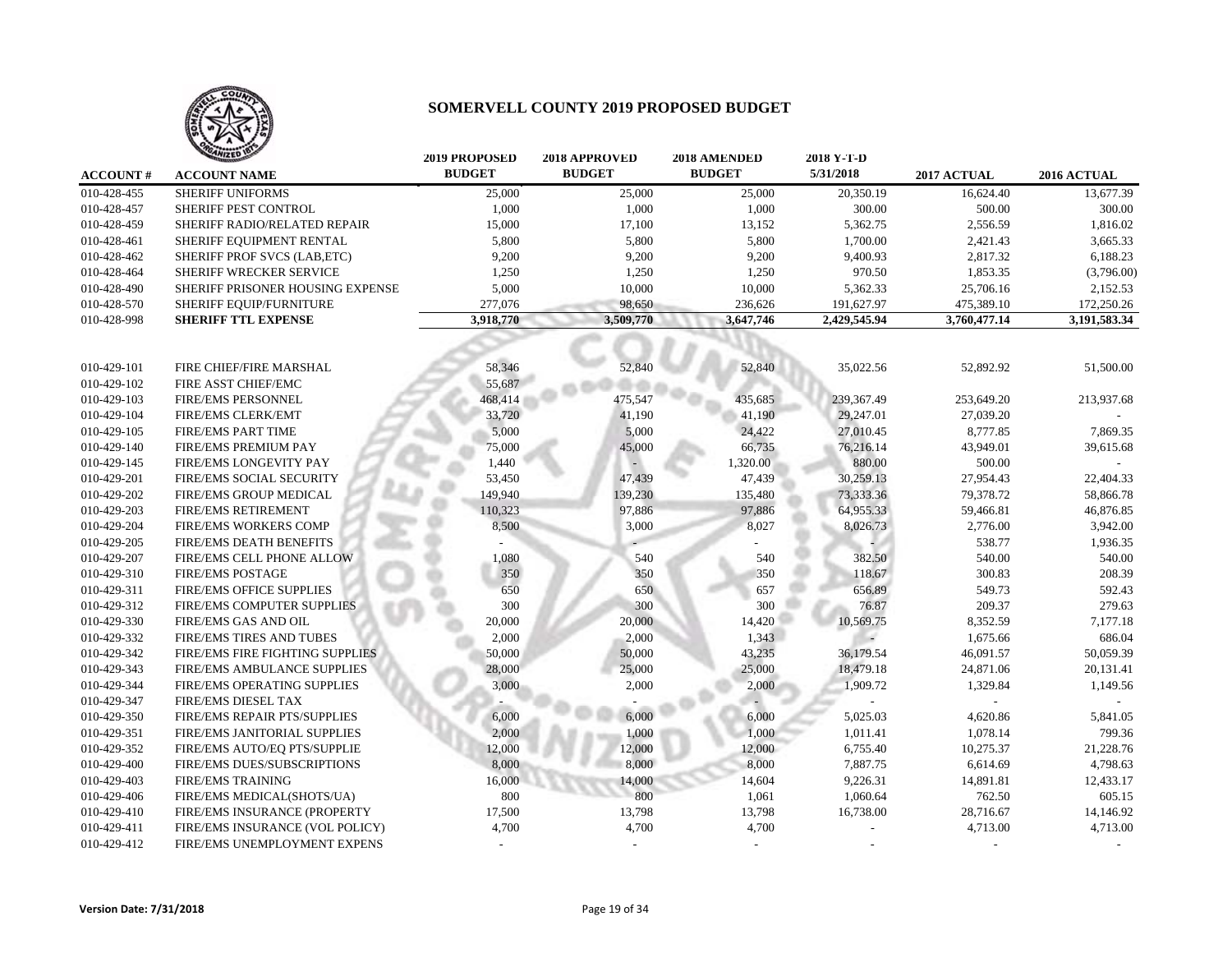# SOMERVELL COUNTY 2019 PROPOSED BUDGET

| ACCOUNT # | ACCOUNT NAME | 2019 PROPOSED BUDGET | 2018 APPROVED BUDGET | 2018 AMENDED BUDGET | 2018 Y-T-D 5/31/2018 | 2017 ACTUAL | 2016 ACTUAL |
|---|---|---|---|---|---|---|---|
| 010-428-455 | SHERIFF UNIFORMS | 25,000 | 25,000 | 25,000 | 20,350.19 | 16,624.40 | 13,677.39 |
| 010-428-457 | SHERIFF PEST CONTROL | 1,000 | 1,000 | 1,000 | 300.00 | 500.00 | 300.00 |
| 010-428-459 | SHERIFF RADIO/RELATED REPAIR | 15,000 | 17,100 | 13,152 | 5,362.75 | 2,556.59 | 1,816.02 |
| 010-428-461 | SHERIFF EQUIPMENT RENTAL | 5,800 | 5,800 | 5,800 | 1,700.00 | 2,421.43 | 3,665.33 |
| 010-428-462 | SHERIFF PROF SVCS (LAB,ETC) | 9,200 | 9,200 | 9,200 | 9,400.93 | 2,817.32 | 6,188.23 |
| 010-428-464 | SHERIFF WRECKER SERVICE | 1,250 | 1,250 | 1,250 | 970.50 | 1,853.35 | (3,796.00) |
| 010-428-490 | SHERIFF PRISONER HOUSING EXPENSE | 5,000 | 10,000 | 10,000 | 5,362.33 | 25,706.16 | 2,152.53 |
| 010-428-570 | SHERIFF EQUIP/FURNITURE | 277,076 | 98,650 | 236,626 | 191,627.97 | 475,389.10 | 172,250.26 |
| 010-428-998 | **SHERIFF TTL EXPENSE** | **3,918,770** | **3,509,770** | **3,647,746** | **2,429,545.94** | **3,760,477.14** | **3,191,583.34** |
| | | | | | | | |
| 010-429-101 | FIRE CHIEF/FIRE MARSHAL | 58,346 | 52,840 | 52,840 | 35,022.56 | 52,892.92 | 51,500.00 |
| 010-429-102 | FIRE ASST CHIEF/EMC | 55,687 | | | | | |
| 010-429-103 | FIRE/EMS PERSONNEL | 468,414 | 475,547 | 435,685 | 239,367.49 | 253,649.20 | 213,937.68 |
| 010-429-104 | FIRE/EMS CLERK/EMT | 33,720 | 41,190 | 41,190 | 29,247.01 | 27,039.20 | - |
| 010-429-105 | FIRE/EMS PART TIME | 5,000 | 5,000 | 24,422 | 27,010.45 | 8,777.85 | 7,869.35 |
| 010-429-140 | FIRE/EMS PREMIUM PAY | 75,000 | 45,000 | 66,735 | 76,216.14 | 43,949.01 | 39,615.68 |
| 010-429-145 | FIRE/EMS LONGEVITY PAY | 1,440 | - | 1,320.00 | 880.00 | 500.00 | - |
| 010-429-201 | FIRE/EMS SOCIAL SECURITY | 53,450 | 47,439 | 47,439 | 30,259.13 | 27,954.43 | 22,404.33 |
| 010-429-202 | FIRE/EMS GROUP MEDICAL | 149,940 | 139,230 | 135,480 | 73,333.36 | 79,378.72 | 58,866.78 |
| 010-429-203 | FIRE/EMS RETIREMENT | 110,323 | 97,886 | 97,886 | 64,955.33 | 59,466.81 | 46,876.85 |
| 010-429-204 | FIRE/EMS WORKERS COMP | 8,500 | 3,000 | 8,027 | 8,026.73 | 2,776.00 | 3,942.00 |
| 010-429-205 | FIRE/EMS DEATH BENEFITS | - | - | - | - | 538.77 | 1,936.35 |
| 010-429-207 | FIRE/EMS CELL PHONE ALLOW | 1,080 | 540 | 540 | 382.50 | 540.00 | 540.00 |
| 010-429-310 | FIRE/EMS POSTAGE | 350 | 350 | 350 | 118.67 | 300.83 | 208.39 |
| 010-429-311 | FIRE/EMS OFFICE SUPPLIES | 650 | 650 | 657 | 656.89 | 549.73 | 592.43 |
| 010-429-312 | FIRE/EMS COMPUTER SUPPLIES | 300 | 300 | 300 | 76.87 | 209.37 | 279.63 |
| 010-429-330 | FIRE/EMS GAS AND OIL | 20,000 | 20,000 | 14,420 | 10,569.75 | 8,352.59 | 7,177.18 |
| 010-429-332 | FIRE/EMS TIRES AND TUBES | 2,000 | 2,000 | 1,343 | - | 1,675.66 | 686.04 |
| 010-429-342 | FIRE/EMS FIRE FIGHTING SUPPLIES | 50,000 | 50,000 | 43,235 | 36,179.54 | 46,091.57 | 50,059.39 |
| 010-429-343 | FIRE/EMS AMBULANCE SUPPLIES | 28,000 | 25,000 | 25,000 | 18,479.18 | 24,871.06 | 20,131.41 |
| 010-429-344 | FIRE/EMS OPERATING SUPPLIES | 3,000 | 2,000 | 2,000 | 1,909.72 | 1,329.84 | 1,149.56 |
| 010-429-347 | FIRE/EMS DIESEL TAX | - | - | - | - | - | - |
| 010-429-350 | FIRE/EMS REPAIR PTS/SUPPLIES | 6,000 | 6,000 | 6,000 | 5,025.03 | 4,620.86 | 5,841.05 |
| 010-429-351 | FIRE/EMS JANITORIAL SUPPLIES | 2,000 | 1,000 | 1,000 | 1,011.41 | 1,078.14 | 799.36 |
| 010-429-352 | FIRE/EMS AUTO/EQ PTS/SUPPLIE | 12,000 | 12,000 | 12,000 | 6,755.40 | 10,275.37 | 21,228.76 |
| 010-429-400 | FIRE/EMS DUES/SUBSCRIPTIONS | 8,000 | 8,000 | 8,000 | 7,887.75 | 6,614.69 | 4,798.63 |
| 010-429-403 | FIRE/EMS TRAINING | 16,000 | 14,000 | 14,604 | 9,226.31 | 14,891.81 | 12,433.17 |
| 010-429-406 | FIRE/EMS MEDICAL(SHOTS/UA) | 800 | 800 | 1,061 | 1,060.64 | 762.50 | 605.15 |
| 010-429-410 | FIRE/EMS INSURANCE (PROPERTY | 17,500 | 13,798 | 13,798 | 16,738.00 | 28,716.67 | 14,146.92 |
| 010-429-411 | FIRE/EMS INSURANCE (VOL POLICY) | 4,700 | 4,700 | 4,700 | - | 4,713.00 | 4,713.00 |
| 010-429-412 | FIRE/EMS UNEMPLOYMENT EXPENS | - | - | - | - | - | - |

**Version Date: 7/31/2018**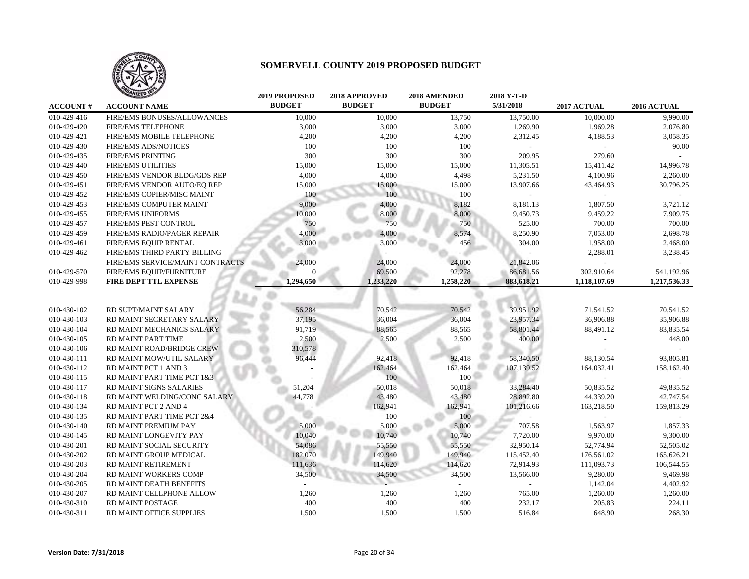# SOMERVELL COUNTY 2019 PROPOSED BUDGET

| ACCOUNT # | ACCOUNT NAME | 2019 PROPOSED BUDGET | 2018 APPROVED BUDGET | 2018 AMENDED BUDGET | 2018 Y-T-D 5/31/2018 | 2017 ACTUAL | 2016 ACTUAL |
|---|---|---|---|---|---|---|---|
| 010-429-416 | FIRE/EMS BONUSES/ALLOWANCES | 10,000 | 10,000 | 13,750 | 13,750.00 | 10,000.00 | 9,990.00 |
| 010-429-420 | FIRE/EMS TELEPHONE | 3,000 | 3,000 | 3,000 | 1,269.90 | 1,969.28 | 2,076.80 |
| 010-429-421 | FIRE/EMS MOBILE TELEPHONE | 4,200 | 4,200 | 4,200 | 2,312.45 | 4,188.53 | 3,058.35 |
| 010-429-430 | FIRE/EMS ADS/NOTICES | 100 | 100 | 100 | - | - | 90.00 |
| 010-429-435 | FIRE/EMS PRINTING | 300 | 300 | 300 | 209.95 | 279.60 | - |
| 010-429-440 | FIRE/EMS UTILITIES | 15,000 | 15,000 | 15,000 | 11,305.51 | 15,411.42 | 14,996.78 |
| 010-429-450 | FIRE/EMS VENDOR BLDG/GDS REP | 4,000 | 4,000 | 4,498 | 5,231.50 | 4,100.96 | 2,260.00 |
| 010-429-451 | FIRE/EMS VENDOR AUTO/EQ REP | 15,000 | 15,000 | 15,000 | 13,907.66 | 43,464.93 | 30,796.25 |
| 010-429-452 | FIRE/EMS COPIER/MISC MAINT | 100 | 100 | 100 | - | - | - |
| 010-429-453 | FIRE/EMS COMPUTER MAINT | 9,000 | 4,000 | 8,182 | 8,181.13 | 1,807.50 | 3,721.12 |
| 010-429-455 | FIRE/EMS UNIFORMS | 10,000 | 8,000 | 8,000 | 9,450.73 | 9,459.22 | 7,909.75 |
| 010-429-457 | FIRE/EMS PEST CONTROL | 750 | 750 | 750 | 525.00 | 700.00 | 700.00 |
| 010-429-459 | FIRE/EMS RADIO/PAGER REPAIR | 4,000 | 4,000 | 8,574 | 8,250.90 | 7,053.00 | 2,698.78 |
| 010-429-461 | FIRE/EMS EQUIP RENTAL | 3,000 | 3,000 | 456 | 304.00 | 1,958.00 | 2,468.00 |
| 010-429-462 | FIRE/EMS THIRD PARTY BILLING | - | - | - | - | 2,288.01 | 3,238.45 |
| | FIRE/EMS SERVICE/MAINT CONTRACTS | 24,000 | 24,000 | 24,000 | 21,842.06 | - | - |
| 010-429-570 | FIRE/EMS EQUIP/FURNITURE | 0 | 69,500 | 92,278 | 86,681.56 | 302,910.64 | 541,192.96 |
| 010-429-998 | **FIRE DEPT TTL EXPENSE** | **1,294,650** | **1,233,220** | **1,258,220** | **883,618.21** | **1,118,107.69** | **1,217,536.33** |
| | | | | | | | |
| 010-430-102 | RD SUPT/MAINT SALARY | 56,284 | 70,542 | 70,542 | 39,951.92 | 71,541.52 | 70,541.52 |
| 010-430-103 | RD MAINT SECRETARY SALARY | 37,195 | 36,004 | 36,004 | 23,957.34 | 36,906.88 | 35,906.88 |
| 010-430-104 | RD MAINT MECHANICS SALARY | 91,719 | 88,565 | 88,565 | 58,801.44 | 88,491.12 | 83,835.54 |
| 010-430-105 | RD MAINT PART TIME | 2,500 | 2,500 | 2,500 | 400.00 | - | 448.00 |
| 010-430-106 | RD MAINT ROAD/BRIDGE CREW | 310,578 | - | - | - | - | - |
| 010-430-111 | RD MAINT MOW/UTIL SALARY | 96,444 | 92,418 | 92,418 | 58,340.50 | 88,130.54 | 93,805.81 |
| 010-430-112 | RD MAINT PCT 1 AND 3 | - | 162,464 | 162,464 | 107,139.52 | 164,032.41 | 158,162.40 |
| 010-430-115 | RD MAINT PART TIME PCT 1&3 | - | 100 | 100 | - | - | - |
| 010-430-117 | RD MAINT SIGNS SALARIES | 51,204 | 50,018 | 50,018 | 33,284.40 | 50,835.52 | 49,835.52 |
| 010-430-118 | RD MAINT WELDING/CONC SALARY | 44,778 | 43,480 | 43,480 | 28,892.80 | 44,339.20 | 42,747.54 |
| 010-430-134 | RD MAINT PCT 2 AND 4 | - | 162,941 | 162,941 | 101,216.66 | 163,218.50 | 159,813.29 |
| 010-430-135 | RD MAINT PART TIME PCT 2&4 | - | 100 | 100 | - | - | - |
| 010-430-140 | RD MAINT PREMIUM PAY | 5,000 | 5,000 | 5,000 | 707.58 | 1,563.97 | 1,857.33 |
| 010-430-145 | RD MAINT LONGEVITY PAY | 10,040 | 10,740 | 10,740 | 7,720.00 | 9,970.00 | 9,300.00 |
| 010-430-201 | RD MAINT SOCIAL SECURITY | 54,086 | 55,550 | 55,550 | 32,950.14 | 52,774.94 | 52,505.02 |
| 010-430-202 | RD MAINT GROUP MEDICAL | 182,070 | 149,940 | 149,940 | 115,452.40 | 176,561.02 | 165,626.21 |
| 010-430-203 | RD MAINT RETIREMENT | 111,636 | 114,620 | 114,620 | 72,914.93 | 111,093.73 | 106,544.55 |
| 010-430-204 | RD MAINT WORKERS COMP | 34,500 | 34,500 | 34,500 | 13,566.00 | 9,280.00 | 9,469.98 |
| 010-430-205 | RD MAINT DEATH BENEFITS | - | - | - | - | 1,142.04 | 4,402.92 |
| 010-430-207 | RD MAINT CELLPHONE ALLOW | 1,260 | 1,260 | 1,260 | 765.00 | 1,260.00 | 1,260.00 |
| 010-430-310 | RD MAINT POSTAGE | 400 | 400 | 400 | 232.17 | 205.83 | 224.11 |
| 010-430-311 | RD MAINT OFFICE SUPPLIES | 1,500 | 1,500 | 1,500 | 516.84 | 648.90 | 268.30 |

Version Date: 7/31/2018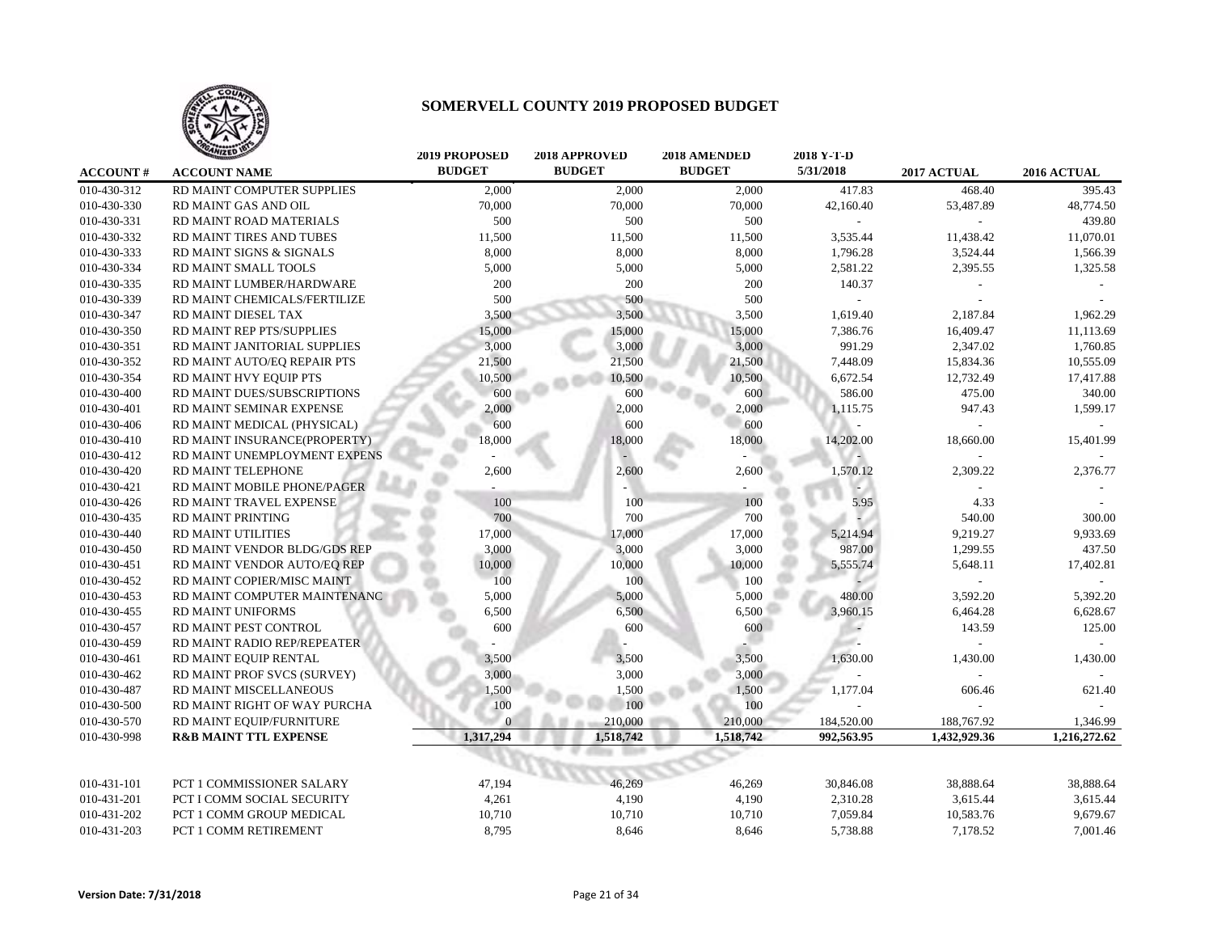# SOMERVELL COUNTY 2019 PROPOSED BUDGET

| ACCOUNT # | ACCOUNT NAME | 2019 PROPOSED BUDGET | 2018 APPROVED BUDGET | 2018 AMENDED BUDGET | 2018 Y-T-D 5/31/2018 | 2017 ACTUAL | 2016 ACTUAL |
|---|---|---|---|---|---|---|---|
| 010-430-312 | RD MAINT COMPUTER SUPPLIES | 2,000 | 2,000 | 2,000 | 417.83 | 468.40 | 395.43 |
| 010-430-330 | RD MAINT GAS AND OIL | 70,000 | 70,000 | 70,000 | 42,160.40 | 53,487.89 | 48,774.50 |
| 010-430-331 | RD MAINT ROAD MATERIALS | 500 | 500 | 500 | - | - | 439.80 |
| 010-430-332 | RD MAINT TIRES AND TUBES | 11,500 | 11,500 | 11,500 | 3,535.44 | 11,438.42 | 11,070.01 |
| 010-430-333 | RD MAINT SIGNS & SIGNALS | 8,000 | 8,000 | 8,000 | 1,796.28 | 3,524.44 | 1,566.39 |
| 010-430-334 | RD MAINT SMALL TOOLS | 5,000 | 5,000 | 5,000 | 2,581.22 | 2,395.55 | 1,325.58 |
| 010-430-335 | RD MAINT LUMBER/HARDWARE | 200 | 200 | 200 | 140.37 | - | - |
| 010-430-339 | RD MAINT CHEMICALS/FERTILIZE | 500 | 500 | 500 | - | - | - |
| 010-430-347 | RD MAINT DIESEL TAX | 3,500 | 3,500 | 3,500 | 1,619.40 | 2,187.84 | 1,962.29 |
| 010-430-350 | RD MAINT REP PTS/SUPPLIES | 15,000 | 15,000 | 15,000 | 7,386.76 | 16,409.47 | 11,113.69 |
| 010-430-351 | RD MAINT JANITORIAL SUPPLIES | 3,000 | 3,000 | 3,000 | 991.29 | 2,347.02 | 1,760.85 |
| 010-430-352 | RD MAINT AUTO/EQ REPAIR PTS | 21,500 | 21,500 | 21,500 | 7,448.09 | 15,834.36 | 10,555.09 |
| 010-430-354 | RD MAINT HVY EQUIP PTS | 10,500 | 10,500 | 10,500 | 6,672.54 | 12,732.49 | 17,417.88 |
| 010-430-400 | RD MAINT DUES/SUBSCRIPTIONS | 600 | 600 | 600 | 586.00 | 475.00 | 340.00 |
| 010-430-401 | RD MAINT SEMINAR EXPENSE | 2,000 | 2,000 | 2,000 | 1,115.75 | 947.43 | 1,599.17 |
| 010-430-406 | RD MAINT MEDICAL (PHYSICAL) | 600 | 600 | 600 | - | - | - |
| 010-430-410 | RD MAINT INSURANCE(PROPERTY) | 18,000 | 18,000 | 18,000 | 14,202.00 | 18,660.00 | 15,401.99 |
| 010-430-412 | RD MAINT UNEMPLOYMENT EXPENS | - | - | - | - | - | - |
| 010-430-420 | RD MAINT TELEPHONE | 2,600 | 2,600 | 2,600 | 1,570.12 | 2,309.22 | 2,376.77 |
| 010-430-421 | RD MAINT MOBILE PHONE/PAGER | - | - | - | - | - | - |
| 010-430-426 | RD MAINT TRAVEL EXPENSE | 100 | 100 | 100 | 5.95 | 4.33 | - |
| 010-430-435 | RD MAINT PRINTING | 700 | 700 | 700 | - | 540.00 | 300.00 |
| 010-430-440 | RD MAINT UTILITIES | 17,000 | 17,000 | 17,000 | 5,214.94 | 9,219.27 | 9,933.69 |
| 010-430-450 | RD MAINT VENDOR BLDG/GDS REP | 3,000 | 3,000 | 3,000 | 987.00 | 1,299.55 | 437.50 |
| 010-430-451 | RD MAINT VENDOR AUTO/EQ REP | 10,000 | 10,000 | 10,000 | 5,555.74 | 5,648.11 | 17,402.81 |
| 010-430-452 | RD MAINT COPIER/MISC MAINT | 100 | 100 | 100 | - | - | - |
| 010-430-453 | RD MAINT COMPUTER MAINTENANC | 5,000 | 5,000 | 5,000 | 480.00 | 3,592.20 | 5,392.20 |
| 010-430-455 | RD MAINT UNIFORMS | 6,500 | 6,500 | 6,500 | 3,960.15 | 6,464.28 | 6,628.67 |
| 010-430-457 | RD MAINT PEST CONTROL | 600 | 600 | 600 | - | 143.59 | 125.00 |
| 010-430-459 | RD MAINT RADIO REP/REPEATER | - | - | - | - | - | - |
| 010-430-461 | RD MAINT EQUIP RENTAL | 3,500 | 3,500 | 3,500 | 1,630.00 | 1,430.00 | 1,430.00 |
| 010-430-462 | RD MAINT PROF SVCS (SURVEY) | 3,000 | 3,000 | 3,000 | - | - | - |
| 010-430-487 | RD MAINT MISCELLANEOUS | 1,500 | 1,500 | 1,500 | 1,177.04 | 606.46 | 621.40 |
| 010-430-500 | RD MAINT RIGHT OF WAY PURCHA | 100 | 100 | 100 | - | - | - |
| 010-430-570 | RD MAINT EQUIP/FURNITURE | 0 | 210,000 | 210,000 | 184,520.00 | 188,767.92 | 1,346.99 |
| 010-430-998 | **R&B MAINT TTL EXPENSE** | **1,317,294** | **1,518,742** | **1,518,742** | **992,563.95** | **1,432,929.36** | **1,216,272.62** |
| | | | | | | | |
| 010-431-101 | PCT 1 COMMISSIONER SALARY | 47,194 | 46,269 | 46,269 | 30,846.08 | 38,888.64 | 38,888.64 |
| 010-431-201 | PCT I COMM SOCIAL SECURITY | 4,261 | 4,190 | 4,190 | 2,310.28 | 3,615.44 | 3,615.44 |
| 010-431-202 | PCT 1 COMM GROUP MEDICAL | 10,710 | 10,710 | 10,710 | 7,059.84 | 10,583.76 | 9,679.67 |
| 010-431-203 | PCT 1 COMM RETIREMENT | 8,795 | 8,646 | 8,646 | 5,738.88 | 7,178.52 | 7,001.46 |

**Version Date: 7/31/2018**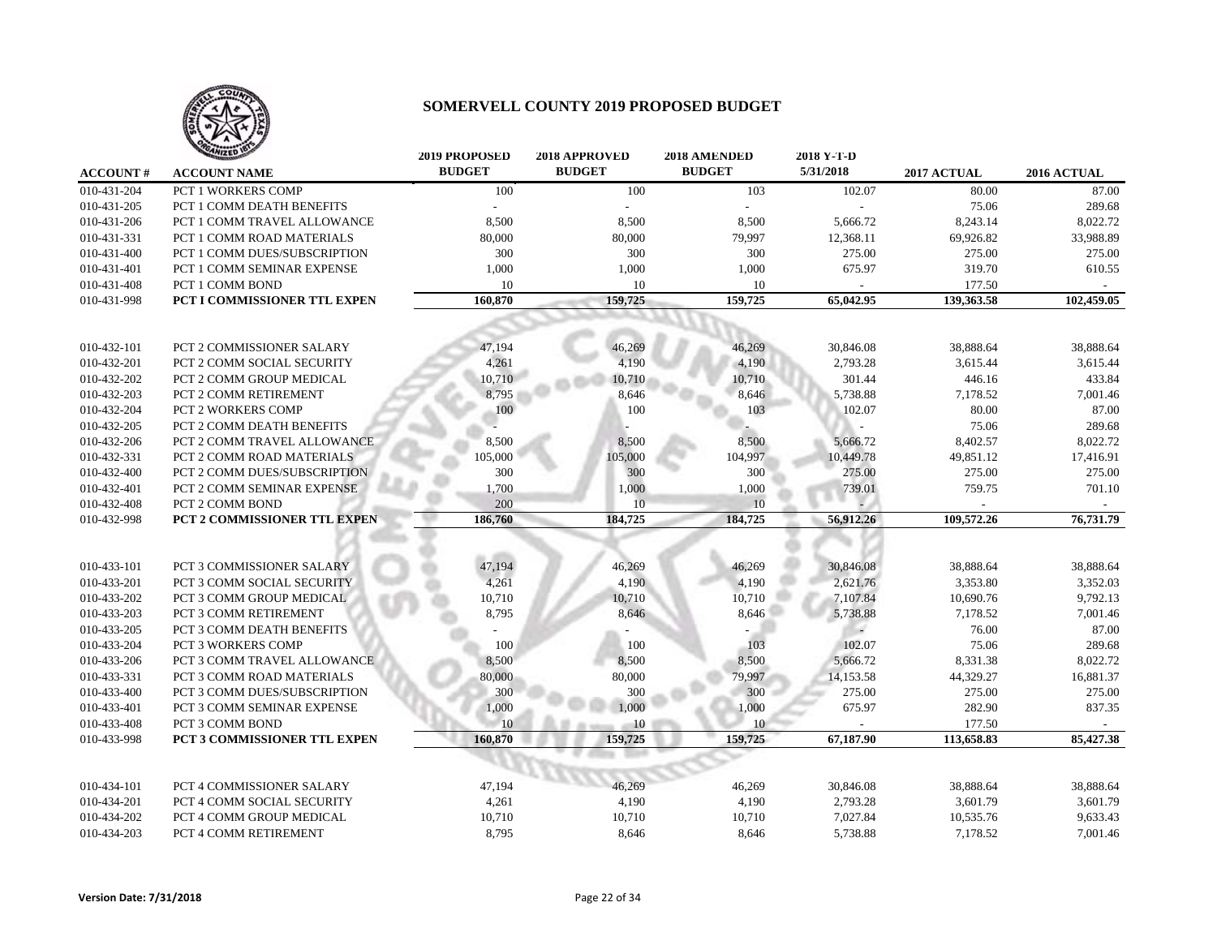# SOMERVELL COUNTY 2019 PROPOSED BUDGET

| ACCOUNT # | ACCOUNT NAME | 2019 PROPOSED BUDGET | 2018 APPROVED BUDGET | 2018 AMENDED BUDGET | 2018 Y-T-D 5/31/2018 | 2017 ACTUAL | 2016 ACTUAL |
|---|---|---|---|---|---|---|---|
| 010-431-204 | PCT 1 WORKERS COMP | 100 | 100 | 103 | 102.07 | 80.00 | 87.00 |
| 010-431-205 | PCT 1 COMM DEATH BENEFITS | - | - | - | - | 75.06 | 289.68 |
| 010-431-206 | PCT 1 COMM TRAVEL ALLOWANCE | 8,500 | 8,500 | 8,500 | 5,666.72 | 8,243.14 | 8,022.72 |
| 010-431-331 | PCT 1 COMM ROAD MATERIALS | 80,000 | 80,000 | 79,997 | 12,368.11 | 69,926.82 | 33,988.89 |
| 010-431-400 | PCT 1 COMM DUES/SUBSCRIPTION | 300 | 300 | 300 | 275.00 | 275.00 | 275.00 |
| 010-431-401 | PCT 1 COMM SEMINAR EXPENSE | 1,000 | 1,000 | 1,000 | 675.97 | 319.70 | 610.55 |
| 010-431-408 | PCT 1 COMM BOND | 10 | 10 | 10 | - | 177.50 | - |
| 010-431-998 | **PCT I COMMISSIONER TTL EXPEN** | **160,870** | **159,725** | **159,725** | **65,042.95** | **139,363.58** | **102,459.05** |
| | | | | | | | |
| 010-432-101 | PCT 2 COMMISSIONER SALARY | 47,194 | 46,269 | 46,269 | 30,846.08 | 38,888.64 | 38,888.64 |
| 010-432-201 | PCT 2 COMM SOCIAL SECURITY | 4,261 | 4,190 | 4,190 | 2,793.28 | 3,615.44 | 3,615.44 |
| 010-432-202 | PCT 2 COMM GROUP MEDICAL | 10,710 | 10,710 | 10,710 | 301.44 | 446.16 | 433.84 |
| 010-432-203 | PCT 2 COMM RETIREMENT | 8,795 | 8,646 | 8,646 | 5,738.88 | 7,178.52 | 7,001.46 |
| 010-432-204 | PCT 2 WORKERS COMP | 100 | 100 | 103 | 102.07 | 80.00 | 87.00 |
| 010-432-205 | PCT 2 COMM DEATH BENEFITS | - | - | - | - | 75.06 | 289.68 |
| 010-432-206 | PCT 2 COMM TRAVEL ALLOWANCE | 8,500 | 8,500 | 8,500 | 5,666.72 | 8,402.57 | 8,022.72 |
| 010-432-331 | PCT 2 COMM ROAD MATERIALS | 105,000 | 105,000 | 104,997 | 10,449.78 | 49,851.12 | 17,416.91 |
| 010-432-400 | PCT 2 COMM DUES/SUBSCRIPTION | 300 | 300 | 300 | 275.00 | 275.00 | 275.00 |
| 010-432-401 | PCT 2 COMM SEMINAR EXPENSE | 1,700 | 1,000 | 1,000 | 739.01 | 759.75 | 701.10 |
| 010-432-408 | PCT 2 COMM BOND | 200 | 10 | 10 | - | - | - |
| 010-432-998 | **PCT 2 COMMISSIONER TTL EXPEN** | **186,760** | **184,725** | **184,725** | **56,912.26** | **109,572.26** | **76,731.79** |
| | | | | | | | |
| 010-433-101 | PCT 3 COMMISSIONER SALARY | 47,194 | 46,269 | 46,269 | 30,846.08 | 38,888.64 | 38,888.64 |
| 010-433-201 | PCT 3 COMM SOCIAL SECURITY | 4,261 | 4,190 | 4,190 | 2,621.76 | 3,353.80 | 3,352.03 |
| 010-433-202 | PCT 3 COMM GROUP MEDICAL | 10,710 | 10,710 | 10,710 | 7,107.84 | 10,690.76 | 9,792.13 |
| 010-433-203 | PCT 3 COMM RETIREMENT | 8,795 | 8,646 | 8,646 | 5,738.88 | 7,178.52 | 7,001.46 |
| 010-433-205 | PCT 3 COMM DEATH BENEFITS | - | - | - | - | 76.00 | 87.00 |
| 010-433-204 | PCT 3 WORKERS COMP | 100 | 100 | 103 | 102.07 | 75.06 | 289.68 |
| 010-433-206 | PCT 3 COMM TRAVEL ALLOWANCE | 8,500 | 8,500 | 8,500 | 5,666.72 | 8,331.38 | 8,022.72 |
| 010-433-331 | PCT 3 COMM ROAD MATERIALS | 80,000 | 80,000 | 79,997 | 14,153.58 | 44,329.27 | 16,881.37 |
| 010-433-400 | PCT 3 COMM DUES/SUBSCRIPTION | 300 | 300 | 300 | 275.00 | 275.00 | 275.00 |
| 010-433-401 | PCT 3 COMM SEMINAR EXPENSE | 1,000 | 1,000 | 1,000 | 675.97 | 282.90 | 837.35 |
| 010-433-408 | PCT 3 COMM BOND | 10 | 10 | 10 | - | 177.50 | - |
| 010-433-998 | **PCT 3 COMMISSIONER TTL EXPEN** | **160,870** | **159,725** | **159,725** | **67,187.90** | **113,658.83** | **85,427.38** |
| | | | | | | | |
| 010-434-101 | PCT 4 COMMISSIONER SALARY | 47,194 | 46,269 | 46,269 | 30,846.08 | 38,888.64 | 38,888.64 |
| 010-434-201 | PCT 4 COMM SOCIAL SECURITY | 4,261 | 4,190 | 4,190 | 2,793.28 | 3,601.79 | 3,601.79 |
| 010-434-202 | PCT 4 COMM GROUP MEDICAL | 10,710 | 10,710 | 10,710 | 7,027.84 | 10,535.76 | 9,633.43 |
| 010-434-203 | PCT 4 COMM RETIREMENT | 8,795 | 8,646 | 8,646 | 5,738.88 | 7,178.52 | 7,001.46 |

**Version Date: 7/31/2018**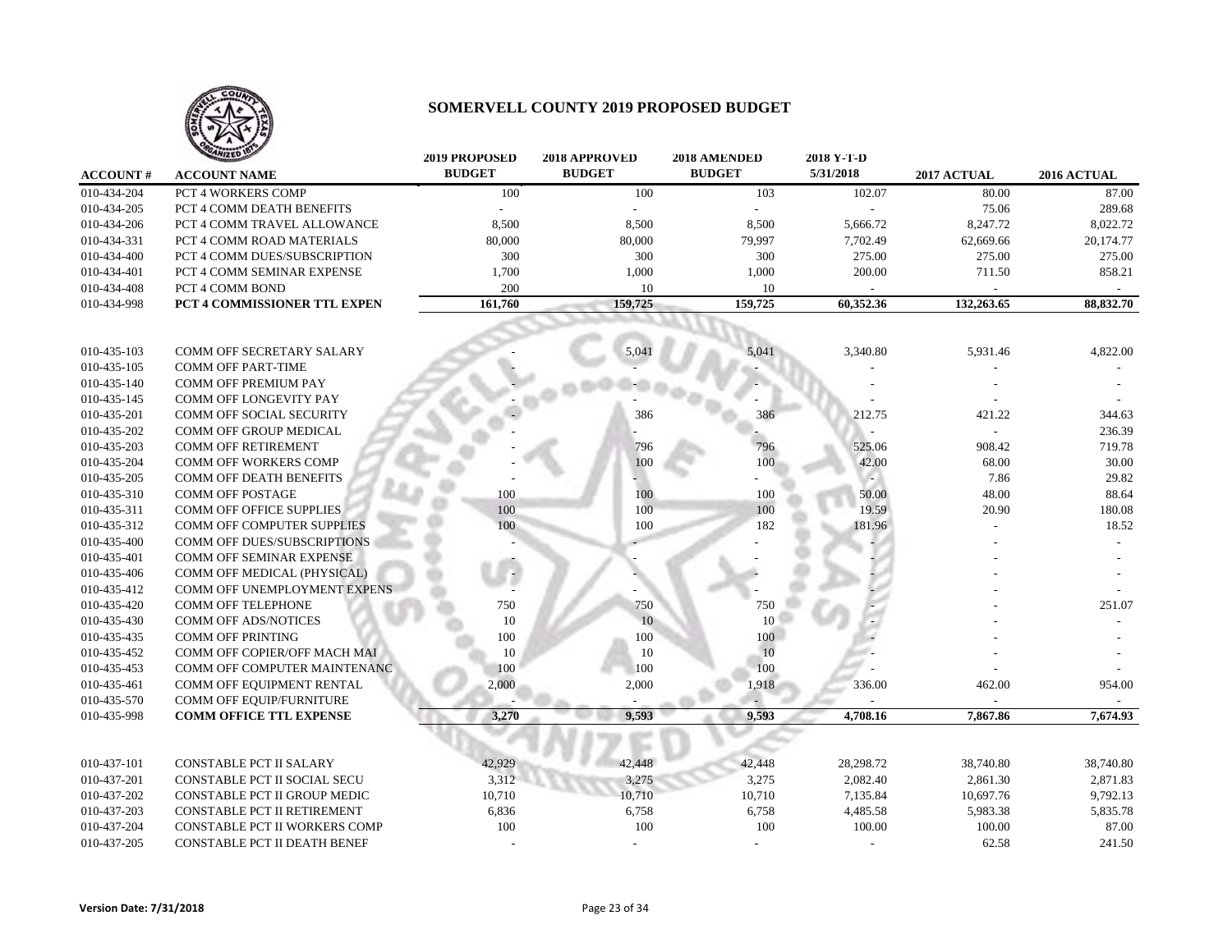# SOMERVELL COUNTY 2019 PROPOSED BUDGET

| ACCOUNT # | ACCOUNT NAME | 2019 PROPOSED BUDGET | 2018 APPROVED BUDGET | 2018 AMENDED BUDGET | 2018 Y-T-D 5/31/2018 | 2017 ACTUAL | 2016 ACTUAL |
|---|---|---|---|---|---|---|---|
| 010-434-204 | PCT 4 WORKERS COMP | 100 | 100 | 103 | 102.07 | 80.00 | 87.00 |
| 010-434-205 | PCT 4 COMM DEATH BENEFITS | - | - | - | - | 75.06 | 289.68 |
| 010-434-206 | PCT 4 COMM TRAVEL ALLOWANCE | 8,500 | 8,500 | 8,500 | 5,666.72 | 8,247.72 | 8,022.72 |
| 010-434-331 | PCT 4 COMM ROAD MATERIALS | 80,000 | 80,000 | 79,997 | 7,702.49 | 62,669.66 | 20,174.77 |
| 010-434-400 | PCT 4 COMM DUES/SUBSCRIPTION | 300 | 300 | 300 | 275.00 | 275.00 | 275.00 |
| 010-434-401 | PCT 4 COMM SEMINAR EXPENSE | 1,700 | 1,000 | 1,000 | 200.00 | 711.50 | 858.21 |
| 010-434-408 | PCT 4 COMM BOND | 200 | 10 | 10 | - | - | - |
| 010-434-998 | **PCT 4 COMMISSIONER TTL EXPEN** | **161,760** | **159,725** | **159,725** | **60,352.36** | **132,263.65** | **88,832.70** |
| | | | | | | | |
| 010-435-103 | COMM OFF SECRETARY SALARY | - | 5,041 | 5,041 | 3,340.80 | 5,931.46 | 4,822.00 |
| 010-435-105 | COMM OFF PART-TIME | - | - | - | - | - | - |
| 010-435-140 | COMM OFF PREMIUM PAY | - | - | - | - | - | - |
| 010-435-145 | COMM OFF LONGEVITY PAY | - | - | - | - | - | - |
| 010-435-201 | COMM OFF SOCIAL SECURITY | - | 386 | 386 | 212.75 | 421.22 | 344.63 |
| 010-435-202 | COMM OFF GROUP MEDICAL | - | - | - | - | - | 236.39 |
| 010-435-203 | COMM OFF RETIREMENT | - | 796 | 796 | 525.06 | 908.42 | 719.78 |
| 010-435-204 | COMM OFF WORKERS COMP | - | 100 | 100 | 42.00 | 68.00 | 30.00 |
| 010-435-205 | COMM OFF DEATH BENEFITS | - | - | - | - | 7.86 | 29.82 |
| 010-435-310 | COMM OFF POSTAGE | 100 | 100 | 100 | 50.00 | 48.00 | 88.64 |
| 010-435-311 | COMM OFF OFFICE SUPPLIES | 100 | 100 | 100 | 19.59 | 20.90 | 180.08 |
| 010-435-312 | COMM OFF COMPUTER SUPPLIES | 100 | 100 | 182 | 181.96 | - | 18.52 |
| 010-435-400 | COMM OFF DUES/SUBSCRIPTIONS | - | - | - | - | - | - |
| 010-435-401 | COMM OFF SEMINAR EXPENSE | - | - | - | - | - | - |
| 010-435-406 | COMM OFF MEDICAL (PHYSICAL) | - | - | - | - | - | - |
| 010-435-412 | COMM OFF UNEMPLOYMENT EXPENS | - | - | - | - | - | - |
| 010-435-420 | COMM OFF TELEPHONE | 750 | 750 | 750 | - | - | 251.07 |
| 010-435-430 | COMM OFF ADS/NOTICES | 10 | 10 | 10 | - | - | - |
| 010-435-435 | COMM OFF PRINTING | 100 | 100 | 100 | - | - | - |
| 010-435-452 | COMM OFF COPIER/OFF MACH MAI | 10 | 10 | 10 | - | - | - |
| 010-435-453 | COMM OFF COMPUTER MAINTENANC | 100 | 100 | 100 | - | - | - |
| 010-435-461 | COMM OFF EQUIPMENT RENTAL | 2,000 | 2,000 | 1,918 | 336.00 | 462.00 | 954.00 |
| 010-435-570 | COMM OFF EQUIP/FURNITURE | - | - | - | - | - | - |
| 010-435-998 | **COMM OFFICE TTL EXPENSE** | **3,270** | **9,593** | **9,593** | **4,708.16** | **7,867.86** | **7,674.93** |
| | | | | | | | |
| 010-437-101 | CONSTABLE PCT II SALARY | 42,929 | 42,448 | 42,448 | 28,298.72 | 38,740.80 | 38,740.80 |
| 010-437-201 | CONSTABLE PCT II SOCIAL SECU | 3,312 | 3,275 | 3,275 | 2,082.40 | 2,861.30 | 2,871.83 |
| 010-437-202 | CONSTABLE PCT II GROUP MEDIC | 10,710 | 10,710 | 10,710 | 7,135.84 | 10,697.76 | 9,792.13 |
| 010-437-203 | CONSTABLE PCT II RETIREMENT | 6,836 | 6,758 | 6,758 | 4,485.58 | 5,983.38 | 5,835.78 |
| 010-437-204 | CONSTABLE PCT II WORKERS COMP | 100 | 100 | 100 | 100.00 | 100.00 | 87.00 |
| 010-437-205 | CONSTABLE PCT II DEATH BENEF | - | - | - | - | 62.58 | 241.50 |

**Version Date: 7/31/2018**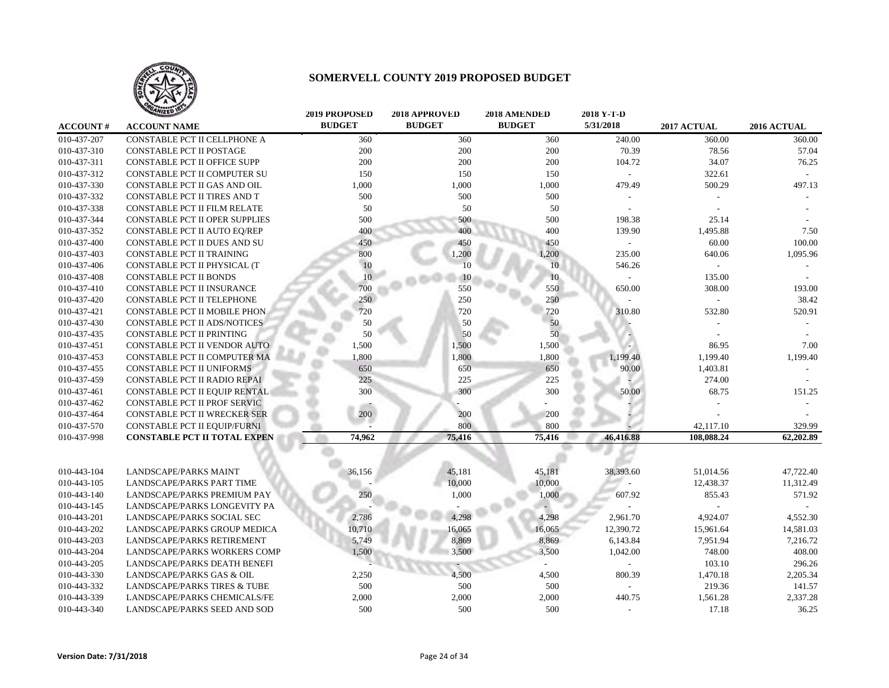# SOMERVELL COUNTY 2019 PROPOSED BUDGET

| ACCOUNT # | ACCOUNT NAME | 2019 PROPOSED BUDGET | 2018 APPROVED BUDGET | 2018 AMENDED BUDGET | 2018 Y-T-D 5/31/2018 | 2017 ACTUAL | 2016 ACTUAL |
|---|---|---|---|---|---|---|---|
| 010-437-207 | CONSTABLE PCT II CELLPHONE A | 360 | 360 | 360 | 240.00 | 360.00 | 360.00 |
| 010-437-310 | CONSTABLE PCT II POSTAGE | 200 | 200 | 200 | 70.39 | 78.56 | 57.04 |
| 010-437-311 | CONSTABLE PCT II OFFICE SUPP | 200 | 200 | 200 | 104.72 | 34.07 | 76.25 |
| 010-437-312 | CONSTABLE PCT II COMPUTER SU | 150 | 150 | 150 | - | 322.61 | - |
| 010-437-330 | CONSTABLE PCT II GAS AND OIL | 1,000 | 1,000 | 1,000 | 479.49 | 500.29 | 497.13 |
| 010-437-332 | CONSTABLE PCT II TIRES AND T | 500 | 500 | 500 | - | - | - |
| 010-437-338 | CONSTABLE PCT II FILM RELATE | 50 | 50 | 50 | - | - | - |
| 010-437-344 | CONSTABLE PCT II OPER SUPPLIES | 500 | 500 | 500 | 198.38 | 25.14 | - |
| 010-437-352 | CONSTABLE PCT II AUTO EQ/REP | 400 | 400 | 400 | 139.90 | 1,495.88 | 7.50 |
| 010-437-400 | CONSTABLE PCT II DUES AND SU | 450 | 450 | 450 | - | 60.00 | 100.00 |
| 010-437-403 | CONSTABLE PCT II TRAINING | 800 | 1,200 | 1,200 | 235.00 | 640.06 | 1,095.96 |
| 010-437-406 | CONSTABLE PCT II PHYSICAL (T | 10 | 10 | 10 | 546.26 | - | - |
| 010-437-408 | CONSTABLE PCT II BONDS | 10 | 10 | 10 | - | 135.00 | - |
| 010-437-410 | CONSTABLE PCT II INSURANCE | 700 | 550 | 550 | 650.00 | 308.00 | 193.00 |
| 010-437-420 | CONSTABLE PCT II TELEPHONE | 250 | 250 | 250 | - | - | 38.42 |
| 010-437-421 | CONSTABLE PCT II MOBILE PHON | 720 | 720 | 720 | 310.80 | 532.80 | 520.91 |
| 010-437-430 | CONSTABLE PCT II ADS/NOTICES | 50 | 50 | 50 | - | - | - |
| 010-437-435 | CONSTABLE PCT II PRINTING | 50 | 50 | 50 | - | - | - |
| 010-437-451 | CONSTABLE PCT II VENDOR AUTO | 1,500 | 1,500 | 1,500 | - | 86.95 | 7.00 |
| 010-437-453 | CONSTABLE PCT II COMPUTER MA | 1,800 | 1,800 | 1,800 | 1,199.40 | 1,199.40 | 1,199.40 |
| 010-437-455 | CONSTABLE PCT II UNIFORMS | 650 | 650 | 650 | 90.00 | 1,403.81 | - |
| 010-437-459 | CONSTABLE PCT II RADIO REPAI | 225 | 225 | 225 | - | 274.00 | - |
| 010-437-461 | CONSTABLE PCT II EQUIP RENTAL | 300 | 300 | 300 | 50.00 | 68.75 | 151.25 |
| 010-437-462 | CONSTABLE PCT II PROF SERVIC | - | - | - | - | - | - |
| 010-437-464 | CONSTABLE PCT II WRECKER SER | 200 | 200 | 200 | - | - | - |
| 010-437-570 | CONSTABLE PCT II EQUIP/FURNI | - | 800 | 800 | - | 42,117.10 | 329.99 |
| 010-437-998 | **CONSTABLE PCT II TOTAL EXPEN** | **74,962** | **75,416** | **75,416** | **46,416.88** | **108,088.24** | **62,202.89** |
| | | | | | | | |
| 010-443-104 | LANDSCAPE/PARKS MAINT | 36,156 | 45,181 | 45,181 | 38,393.60 | 51,014.56 | 47,722.40 |
| 010-443-105 | LANDSCAPE/PARKS PART TIME | - | 10,000 | 10,000 | - | 12,438.37 | 11,312.49 |
| 010-443-140 | LANDSCAPE/PARKS PREMIUM PAY | 250 | 1,000 | 1,000 | 607.92 | 855.43 | 571.92 |
| 010-443-145 | LANDSCAPE/PARKS LONGEVITY PA | - | - | - | - | - | - |
| 010-443-201 | LANDSCAPE/PARKS SOCIAL SEC | 2,786 | 4,298 | 4,298 | 2,961.70 | 4,924.07 | 4,552.30 |
| 010-443-202 | LANDSCAPE/PARKS GROUP MEDICA | 10,710 | 16,065 | 16,065 | 12,390.72 | 15,961.64 | 14,581.03 |
| 010-443-203 | LANDSCAPE/PARKS RETIREMENT | 5,749 | 8,869 | 8,869 | 6,143.84 | 7,951.94 | 7,216.72 |
| 010-443-204 | LANDSCAPE/PARKS WORKERS COMP | 1,500 | 3,500 | 3,500 | 1,042.00 | 748.00 | 408.00 |
| 010-443-205 | LANDSCAPE/PARKS DEATH BENEFI | - | - | - | - | 103.10 | 296.26 |
| 010-443-330 | LANDSCAPE/PARKS GAS & OIL | 2,250 | 4,500 | 4,500 | 800.39 | 1,470.18 | 2,205.34 |
| 010-443-332 | LANDSCAPE/PARKS TIRES & TUBE | 500 | 500 | 500 | - | 219.36 | 141.57 |
| 010-443-339 | LANDSCAPE/PARKS CHEMICALS/FE | 2,000 | 2,000 | 2,000 | 440.75 | 1,561.28 | 2,337.28 |
| 010-443-340 | LANDSCAPE/PARKS SEED AND SOD | 500 | 500 | 500 | - | 17.18 | 36.25 |

**Version Date: 7/31/2018**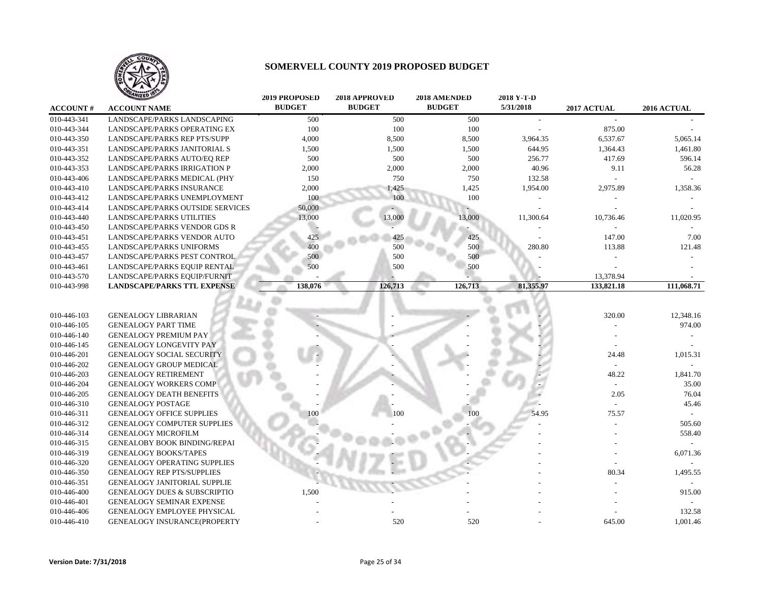# SOMERVELL COUNTY 2019 PROPOSED BUDGET

| ACCOUNT # | ACCOUNT NAME | 2019 PROPOSED BUDGET | 2018 APPROVED BUDGET | 2018 AMENDED BUDGET | 2018 Y-T-D 5/31/2018 | 2017 ACTUAL | 2016 ACTUAL |
|---|---|---|---|---|---|---|---|
| 010-443-341 | LANDSCAPE/PARKS LANDSCAPING | 500 | 500 | 500 | - | - | - |
| 010-443-344 | LANDSCAPE/PARKS OPERATING EX | 100 | 100 | 100 | - | 875.00 | - |
| 010-443-350 | LANDSCAPE/PARKS REP PTS/SUPP | 4,000 | 8,500 | 8,500 | 3,964.35 | 6,537.67 | 5,065.14 |
| 010-443-351 | LANDSCAPE/PARKS JANITORIAL S | 1,500 | 1,500 | 1,500 | 644.95 | 1,364.43 | 1,461.80 |
| 010-443-352 | LANDSCAPE/PARKS AUTO/EQ REP | 500 | 500 | 500 | 256.77 | 417.69 | 596.14 |
| 010-443-353 | LANDSCAPE/PARKS IRRIGATION P | 2,000 | 2,000 | 2,000 | 40.96 | 9.11 | 56.28 |
| 010-443-406 | LANDSCAPE/PARKS MEDICAL (PHY | 150 | 750 | 750 | 132.58 | - | - |
| 010-443-410 | LANDSCAPE/PARKS INSURANCE | 2,000 | 1,425 | 1,425 | 1,954.00 | 2,975.89 | 1,358.36 |
| 010-443-412 | LANDSCAPE/PARKS UNEMPLOYMENT | 100 | 100 | 100 | - | - | - |
| 010-443-414 | LANDSCAPE/PARKS OUTSIDE SERVICES | 50,000 | - | - | - | - | - |
| 010-443-440 | LANDSCAPE/PARKS UTILITIES | 13,000 | 13,000 | 13,000 | 11,300.64 | 10,736.46 | 11,020.95 |
| 010-443-450 | LANDSCAPE/PARKS VENDOR GDS R | - | - | - | - | - | - |
| 010-443-451 | LANDSCAPE/PARKS VENDOR AUTO | 425 | 425 | 425 | - | 147.00 | 7.00 |
| 010-443-455 | LANDSCAPE/PARKS UNIFORMS | 400 | 500 | 500 | 280.80 | 113.88 | 121.48 |
| 010-443-457 | LANDSCAPE/PARKS PEST CONTROL | 500 | 500 | 500 | - | - | - |
| 010-443-461 | LANDSCAPE/PARKS EQUIP RENTAL | 500 | 500 | 500 | - | - | - |
| 010-443-570 | LANDSCAPE/PARKS EQUIP/FURNIT | - | - | - | - | 13,378.94 | - |
| 010-443-998 | **LANDSCAPE/PARKS TTL EXPENSE** | **138,076** | **126,713** | **126,713** | **81,355.97** | **133,821.18** | **111,068.71** |
| | | | | | | | |
| 010-446-103 | GENEALOGY LIBRARIAN | - | - | - | - | 320.00 | 12,348.16 |
| 010-446-105 | GENEALOGY PART TIME | - | - | - | - | - | 974.00 |
| 010-446-140 | GENEALOGY PREMIUM PAY | - | - | - | - | - | - |
| 010-446-145 | GENEALOGY LONGEVITY PAY | - | - | - | - | - | - |
| 010-446-201 | GENEALOGY SOCIAL SECURITY | - | - | - | - | 24.48 | 1,015.31 |
| 010-446-202 | GENEALOGY GROUP MEDICAL | - | - | - | - | - | - |
| 010-446-203 | GENEALOGY RETIREMENT | - | - | - | - | 48.22 | 1,841.70 |
| 010-446-204 | GENEALOGY WORKERS COMP | - | - | - | - | - | 35.00 |
| 010-446-205 | GENEALOGY DEATH BENEFITS | - | - | - | - | 2.05 | 76.04 |
| 010-446-310 | GENEALOGY POSTAGE | - | - | - | - | - | 45.46 |
| 010-446-311 | GENEALOGY OFFICE SUPPLIES | 100 | 100 | 100 | 54.95 | 75.57 | - |
| 010-446-312 | GENEALOGY COMPUTER SUPPLIES | - | - | - | - | - | 505.60 |
| 010-446-314 | GENEALOGY MICROFILM | - | - | - | - | - | 558.40 |
| 010-446-315 | GENEALOBY BOOK BINDING/REPAI | - | - | - | - | - | - |
| 010-446-319 | GENEALOGY BOOKS/TAPES | - | - | - | - | - | 6,071.36 |
| 010-446-320 | GENEALOGY OPERATING SUPPLIES | - | - | - | - | - | - |
| 010-446-350 | GENEALOGY REP PTS/SUPPLIES | - | - | - | - | 80.34 | 1,495.55 |
| 010-446-351 | GENEALOGY JANITORIAL SUPPLIE | - | - | - | - | - | - |
| 010-446-400 | GENEALOGY DUES & SUBSCRIPTIO | 1,500 | - | - | - | - | 915.00 |
| 010-446-401 | GENEALOGY SEMINAR EXPENSE | - | - | - | - | - | - |
| 010-446-406 | GENEALOGY EMPLOYEE PHYSICAL | - | - | - | - | - | 132.58 |
| 010-446-410 | GENEALOGY INSURANCE(PROPERTY | - | 520 | 520 | - | 645.00 | 1,001.46 |

**Version Date: 7/31/2018**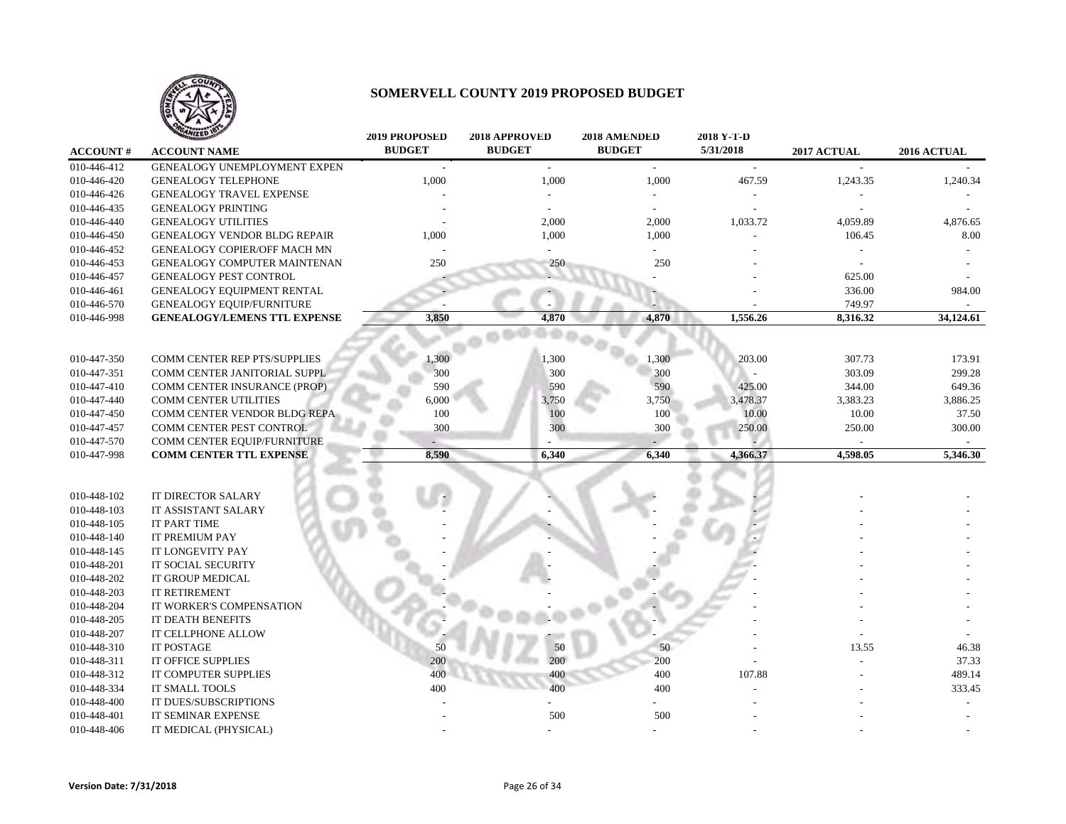# SOMERVELL COUNTY 2019 PROPOSED BUDGET

| ACCOUNT # | ACCOUNT NAME | 2019 PROPOSED BUDGET | 2018 APPROVED BUDGET | 2018 AMENDED BUDGET | 2018 Y-T-D 5/31/2018 | 2017 ACTUAL | 2016 ACTUAL |
|---|---|---|---|---|---|---|---|
| 010-446-412 | GENEALOGY UNEMPLOYMENT EXPEN | - | - | - | - | - | - |
| 010-446-420 | GENEALOGY TELEPHONE | 1,000 | 1,000 | 1,000 | 467.59 | 1,243.35 | 1,240.34 |
| 010-446-426 | GENEALOGY TRAVEL EXPENSE | - | - | - | - | - | - |
| 010-446-435 | GENEALOGY PRINTING | - | - | - | - | - | - |
| 010-446-440 | GENEALOGY UTILITIES | - | 2,000 | 2,000 | 1,033.72 | 4,059.89 | 4,876.65 |
| 010-446-450 | GENEALOGY VENDOR BLDG REPAIR | 1,000 | 1,000 | 1,000 | - | 106.45 | 8.00 |
| 010-446-452 | GENEALOGY COPIER/OFF MACH MN | - | - | - | - | - | - |
| 010-446-453 | GENEALOGY COMPUTER MAINTENAN | 250 | 250 | 250 | - | - | - |
| 010-446-457 | GENEALOGY PEST CONTROL | - | - | - | - | 625.00 | - |
| 010-446-461 | GENEALOGY EQUIPMENT RENTAL | - | - | - | - | 336.00 | 984.00 |
| 010-446-570 | GENEALOGY EQUIP/FURNITURE | - | - | - | - | 749.97 | - |
| 010-446-998 | **GENEALOGY/LEMENS TTL EXPENSE** | **3,850** | **4,870** | **4,870** | **1,556.26** | **8,316.32** | **34,124.61** |
| | | | | | | | |
| 010-447-350 | COMM CENTER REP PTS/SUPPLIES | 1,300 | 1,300 | 1,300 | 203.00 | 307.73 | 173.91 |
| 010-447-351 | COMM CENTER JANITORIAL SUPPL | 300 | 300 | 300 | - | 303.09 | 299.28 |
| 010-447-410 | COMM CENTER INSURANCE (PROP) | 590 | 590 | 590 | 425.00 | 344.00 | 649.36 |
| 010-447-440 | COMM CENTER UTILITIES | 6,000 | 3,750 | 3,750 | 3,478.37 | 3,383.23 | 3,886.25 |
| 010-447-450 | COMM CENTER VENDOR BLDG REPA | 100 | 100 | 100 | 10.00 | 10.00 | 37.50 |
| 010-447-457 | COMM CENTER PEST CONTROL | 300 | 300 | 300 | 250.00 | 250.00 | 300.00 |
| 010-447-570 | COMM CENTER EQUIP/FURNITURE | - | - | - | - | - | - |
| 010-447-998 | **COMM CENTER TTL EXPENSE** | **8,590** | **6,340** | **6,340** | **4,366.37** | **4,598.05** | **5,346.30** |
| | | | | | | | |
| 010-448-102 | IT DIRECTOR SALARY | - | - | - | - | - | - |
| 010-448-103 | IT ASSISTANT SALARY | - | - | - | - | - | - |
| 010-448-105 | IT PART TIME | - | - | - | - | - | - |
| 010-448-140 | IT PREMIUM PAY | - | - | - | - | - | - |
| 010-448-145 | IT LONGEVITY PAY | - | - | - | - | - | - |
| 010-448-201 | IT SOCIAL SECURITY | - | - | - | - | - | - |
| 010-448-202 | IT GROUP MEDICAL | - | - | - | - | - | - |
| 010-448-203 | IT RETIREMENT | - | - | - | - | - | - |
| 010-448-204 | IT WORKER'S COMPENSATION | - | - | - | - | - | - |
| 010-448-205 | IT DEATH BENEFITS | - | - | - | - | - | - |
| 010-448-207 | IT CELLPHONE ALLOW | - | - | - | - | - | - |
| 010-448-310 | IT POSTAGE | 50 | 50 | 50 | - | 13.55 | 46.38 |
| 010-448-311 | IT OFFICE SUPPLIES | 200 | 200 | 200 | - | - | 37.33 |
| 010-448-312 | IT COMPUTER SUPPLIES | 400 | 400 | 400 | 107.88 | - | 489.14 |
| 010-448-334 | IT SMALL TOOLS | 400 | 400 | 400 | - | - | 333.45 |
| 010-448-400 | IT DUES/SUBSCRIPTIONS | - | - | - | - | - | - |
| 010-448-401 | IT SEMINAR EXPENSE | - | 500 | 500 | - | - | - |
| 010-448-406 | IT MEDICAL (PHYSICAL) | - | - | - | - | - | - |

**Version Date: 7/31/2018**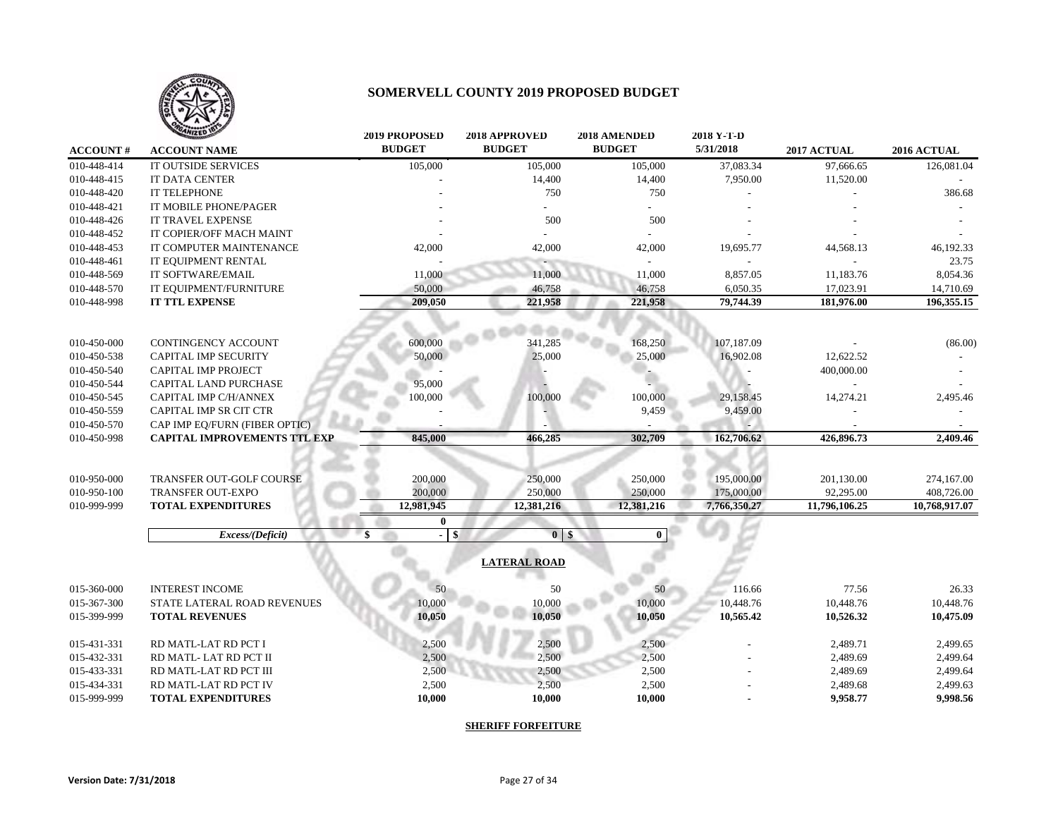# SOMERVELL COUNTY 2019 PROPOSED BUDGET

| ACCOUNT # | ACCOUNT NAME | 2019 PROPOSED BUDGET | 2018 APPROVED BUDGET | 2018 AMENDED BUDGET | 2018 Y-T-D 5/31/2018 | 2017 ACTUAL | 2016 ACTUAL |
|---|---|---|---|---|---|---|---|
| 010-448-414 | IT OUTSIDE SERVICES | 105,000 | 105,000 | 105,000 | 37,083.34 | 97,666.65 | 126,081.04 |
| 010-448-415 | IT DATA CENTER | - | 14,400 | 14,400 | 7,950.00 | 11,520.00 | - |
| 010-448-420 | IT TELEPHONE | - | 750 | 750 | - | - | 386.68 |
| 010-448-421 | IT MOBILE PHONE/PAGER | - | - | - | - | - | - |
| 010-448-426 | IT TRAVEL EXPENSE | - | 500 | 500 | - | - | - |
| 010-448-452 | IT COPIER/OFF MACH MAINT | - | - | - | - | - | - |
| 010-448-453 | IT COMPUTER MAINTENANCE | 42,000 | 42,000 | 42,000 | 19,695.77 | 44,568.13 | 46,192.33 |
| 010-448-461 | IT EQUIPMENT RENTAL | - | - | - | - | - | 23.75 |
| 010-448-569 | IT SOFTWARE/EMAIL | 11,000 | 11,000 | 11,000 | 8,857.05 | 11,183.76 | 8,054.36 |
| 010-448-570 | IT EQUIPMENT/FURNITURE | 50,000 | 46,758 | 46,758 | 6,050.35 | 17,023.91 | 14,710.69 |
| 010-448-998 | **IT TTL EXPENSE** | **209,050** | **221,958** | **221,958** | **79,744.39** | **181,976.00** | **196,355.15** |
| | | | | | | | |
| 010-450-000 | CONTINGENCY ACCOUNT | 600,000 | 341,285 | 168,250 | 107,187.09 | - | (86.00) |
| 010-450-538 | CAPITAL IMP SECURITY | 50,000 | 25,000 | 25,000 | 16,902.08 | 12,622.52 | - |
| 010-450-540 | CAPITAL IMP PROJECT | - | - | - | - | 400,000.00 | - |
| 010-450-544 | CAPITAL LAND PURCHASE | 95,000 | - | - | - | - | - |
| 010-450-545 | CAPITAL IMP C/H/ANNEX | 100,000 | 100,000 | 100,000 | 29,158.45 | 14,274.21 | 2,495.46 |
| 010-450-559 | CAPITAL IMP SR CIT CTR | - | - | 9,459 | 9,459.00 | - | - |
| 010-450-570 | CAP IMP EQ/FURN (FIBER OPTIC) | - | - | - | - | - | - |
| 010-450-998 | **CAPITAL IMPROVEMENTS TTL EXP** | **845,000** | **466,285** | **302,709** | **162,706.62** | **426,896.73** | **2,409.46** |
| | | | | | | | |
| 010-950-000 | TRANSFER OUT-GOLF COURSE | 200,000 | 250,000 | 250,000 | 195,000.00 | 201,130.00 | 274,167.00 |
| 010-950-100 | TRANSFER OUT-EXPO | 200,000 | 250,000 | 250,000 | 175,000.00 | 92,295.00 | 408,726.00 |
| 010-999-999 | **TOTAL EXPENDITURES** | **12,981,945** | **12,381,216** | **12,381,216** | **7,766,350.27** | **11,796,106.25** | **10,768,917.07** |
| | | **0** | | | | | |
| | ***Excess/(Deficit)*** | **$ -** | **$ 0** | **$ 0** | | | |

## LATERAL ROAD

| ACCOUNT # | ACCOUNT NAME | 2019 PROPOSED BUDGET | 2018 APPROVED BUDGET | 2018 AMENDED BUDGET | 2018 Y-T-D 5/31/2018 | 2017 ACTUAL | 2016 ACTUAL |
|---|---|---|---|---|---|---|---|
| 015-360-000 | INTEREST INCOME | 50 | 50 | 50 | 116.66 | 77.56 | 26.33 |
| 015-367-300 | STATE LATERAL ROAD REVENUES | 10,000 | 10,000 | 10,000 | 10,448.76 | 10,448.76 | 10,448.76 |
| 015-399-999 | **TOTAL REVENUES** | **10,050** | **10,050** | **10,050** | **10,565.42** | **10,526.32** | **10,475.09** |
| | | | | | | | |
| 015-431-331 | RD MATL-LAT RD PCT I | 2,500 | 2,500 | 2,500 | - | 2,489.71 | 2,499.65 |
| 015-432-331 | RD MATL- LAT RD PCT II | 2,500 | 2,500 | 2,500 | - | 2,489.69 | 2,499.64 |
| 015-433-331 | RD MATL-LAT RD PCT III | 2,500 | 2,500 | 2,500 | - | 2,489.69 | 2,499.64 |
| 015-434-331 | RD MATL-LAT RD PCT IV | 2,500 | 2,500 | 2,500 | - | 2,489.68 | 2,499.63 |
| 015-999-999 | **TOTAL EXPENDITURES** | **10,000** | **10,000** | **10,000** | **-** | **9,958.77** | **9,998.56** |

## SHERIFF FORFEITURE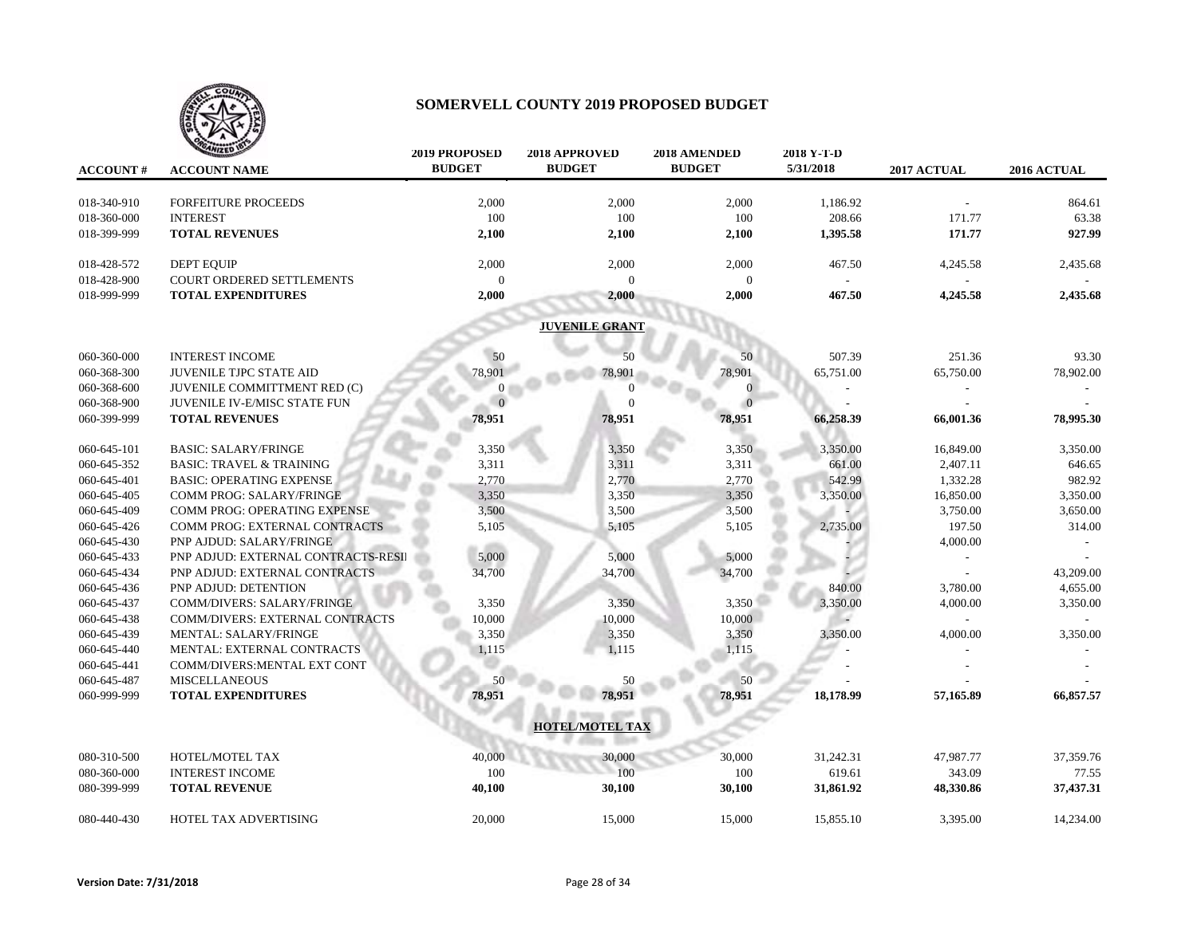# SOMERVELL COUNTY 2019 PROPOSED BUDGET

| ACCOUNT # | ACCOUNT NAME | 2019 PROPOSED BUDGET | 2018 APPROVED BUDGET | 2018 AMENDED BUDGET | 2018 Y-T-D 5/31/2018 | 2017 ACTUAL | 2016 ACTUAL |
|---|---|---|---|---|---|---|---|
| 018-340-910 | FORFEITURE PROCEEDS | 2,000 | 2,000 | 2,000 | 1,186.92 | - | 864.61 |
| 018-360-000 | INTEREST | 100 | 100 | 100 | 208.66 | 171.77 | 63.38 |
| 018-399-999 | **TOTAL REVENUES** | **2,100** | **2,100** | **2,100** | **1,395.58** | **171.77** | **927.99** |
| 018-428-572 | DEPT EQUIP | 2,000 | 2,000 | 2,000 | 467.50 | 4,245.58 | 2,435.68 |
| 018-428-900 | COURT ORDERED SETTLEMENTS | 0 | 0 | 0 | - | - | - |
| 018-999-999 | **TOTAL EXPENDITURES** | **2,000** | **2,000** | **2,000** | **467.50** | **4,245.58** | **2,435.68** |
| | **JUVENILE GRANT** | | | | | | |
| 060-360-000 | INTEREST INCOME | 50 | 50 | 50 | 507.39 | 251.36 | 93.30 |
| 060-368-300 | JUVENILE TJPC STATE AID | 78,901 | 78,901 | 78,901 | 65,751.00 | 65,750.00 | 78,902.00 |
| 060-368-600 | JUVENILE COMMITTMENT RED (C) | 0 | 0 | 0 | - | - | - |
| 060-368-900 | JUVENILE IV-E/MISC STATE FUN | 0 | 0 | 0 | - | - | - |
| 060-399-999 | **TOTAL REVENUES** | **78,951** | **78,951** | **78,951** | **66,258.39** | **66,001.36** | **78,995.30** |
| 060-645-101 | BASIC: SALARY/FRINGE | 3,350 | 3,350 | 3,350 | 3,350.00 | 16,849.00 | 3,350.00 |
| 060-645-352 | BASIC: TRAVEL & TRAINING | 3,311 | 3,311 | 3,311 | 661.00 | 2,407.11 | 646.65 |
| 060-645-401 | BASIC: OPERATING EXPENSE | 2,770 | 2,770 | 2,770 | 542.99 | 1,332.28 | 982.92 |
| 060-645-405 | COMM PROG: SALARY/FRINGE | 3,350 | 3,350 | 3,350 | 3,350.00 | 16,850.00 | 3,350.00 |
| 060-645-409 | COMM PROG: OPERATING EXPENSE | 3,500 | 3,500 | 3,500 | - | 3,750.00 | 3,650.00 |
| 060-645-426 | COMM PROG: EXTERNAL CONTRACTS | 5,105 | 5,105 | 5,105 | 2,735.00 | 197.50 | 314.00 |
| 060-645-430 | PNP AJDUD: SALARY/FRINGE | | | | - | 4,000.00 | - |
| 060-645-433 | PNP ADJUD: EXTERNAL CONTRACTS-RESI | 5,000 | 5,000 | 5,000 | - | - | - |
| 060-645-434 | PNP ADJUD: EXTERNAL CONTRACTS | 34,700 | 34,700 | 34,700 | - | - | 43,209.00 |
| 060-645-436 | PNP ADJUD: DETENTION | | | | 840.00 | 3,780.00 | 4,655.00 |
| 060-645-437 | COMM/DIVERS: SALARY/FRINGE | 3,350 | 3,350 | 3,350 | 3,350.00 | 4,000.00 | 3,350.00 |
| 060-645-438 | COMM/DIVERS: EXTERNAL CONTRACTS | 10,000 | 10,000 | 10,000 | - | - | - |
| 060-645-439 | MENTAL: SALARY/FRINGE | 3,350 | 3,350 | 3,350 | 3,350.00 | 4,000.00 | 3,350.00 |
| 060-645-440 | MENTAL: EXTERNAL CONTRACTS | 1,115 | 1,115 | 1,115 | - | - | - |
| 060-645-441 | COMM/DIVERS:MENTAL EXT CONT | | | | - | - | - |
| 060-645-487 | MISCELLANEOUS | 50 | 50 | 50 | - | - | - |
| 060-999-999 | **TOTAL EXPENDITURES** | **78,951** | **78,951** | **78,951** | **18,178.99** | **57,165.89** | **66,857.57** |
| | **HOTEL/MOTEL TAX** | | | | | | |
| 080-310-500 | HOTEL/MOTEL TAX | 40,000 | 30,000 | 30,000 | 31,242.31 | 47,987.77 | 37,359.76 |
| 080-360-000 | INTEREST INCOME | 100 | 100 | 100 | 619.61 | 343.09 | 77.55 |
| 080-399-999 | **TOTAL REVENUE** | **40,100** | **30,100** | **30,100** | **31,861.92** | **48,330.86** | **37,437.31** |
| 080-440-430 | HOTEL TAX ADVERTISING | 20,000 | 15,000 | 15,000 | 15,855.10 | 3,395.00 | 14,234.00 |

Version Date: 7/31/2018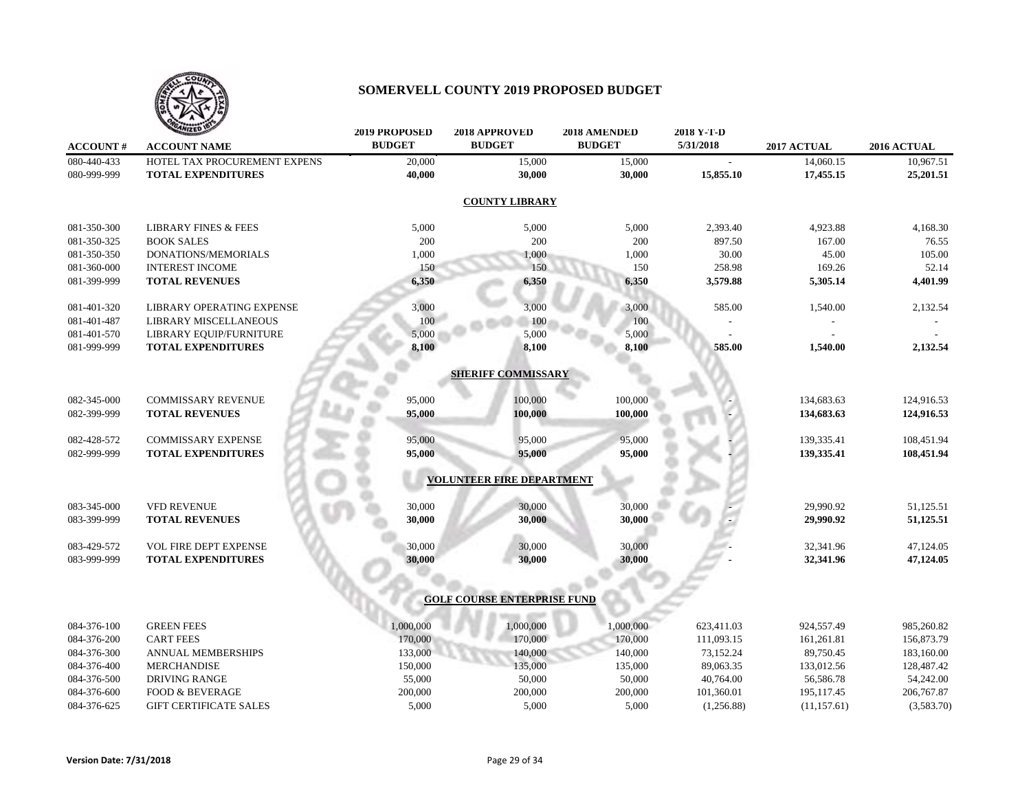# SOMERVELL COUNTY 2019 PROPOSED BUDGET

| ACCOUNT # | ACCOUNT NAME | 2019 PROPOSED BUDGET | 2018 APPROVED BUDGET | 2018 AMENDED BUDGET | 2018 Y-T-D 5/31/2018 | 2017 ACTUAL | 2016 ACTUAL |
|---|---|---|---|---|---|---|---|
| 080-440-433 | HOTEL TAX PROCUREMENT EXPENS | 20,000 | 15,000 | 15,000 | - | 14,060.15 | 10,967.51 |
| 080-999-999 | **TOTAL EXPENDITURES** | **40,000** | **30,000** | **30,000** | **15,855.10** | **17,455.15** | **25,201.51** |
| | | | **COUNTY LIBRARY** | | | | |
| 081-350-300 | LIBRARY FINES & FEES | 5,000 | 5,000 | 5,000 | 2,393.40 | 4,923.88 | 4,168.30 |
| 081-350-325 | BOOK SALES | 200 | 200 | 200 | 897.50 | 167.00 | 76.55 |
| 081-350-350 | DONATIONS/MEMORIALS | 1,000 | 1,000 | 1,000 | 30.00 | 45.00 | 105.00 |
| 081-360-000 | INTEREST INCOME | 150 | 150 | 150 | 258.98 | 169.26 | 52.14 |
| 081-399-999 | **TOTAL REVENUES** | **6,350** | **6,350** | **6,350** | **3,579.88** | **5,305.14** | **4,401.99** |
| 081-401-320 | LIBRARY OPERATING EXPENSE | 3,000 | 3,000 | 3,000 | 585.00 | 1,540.00 | 2,132.54 |
| 081-401-487 | LIBRARY MISCELLANEOUS | 100 | 100 | 100 | - | - | - |
| 081-401-570 | LIBRARY EQUIP/FURNITURE | 5,000 | 5,000 | 5,000 | - | - | - |
| 081-999-999 | **TOTAL EXPENDITURES** | **8,100** | **8,100** | **8,100** | **585.00** | **1,540.00** | **2,132.54** |
| | | | **SHERIFF COMMISSARY** | | | | |
| 082-345-000 | COMMISSARY REVENUE | 95,000 | 100,000 | 100,000 | - | 134,683.63 | 124,916.53 |
| 082-399-999 | **TOTAL REVENUES** | **95,000** | **100,000** | **100,000** | **-** | **134,683.63** | **124,916.53** |
| 082-428-572 | COMMISSARY EXPENSE | 95,000 | 95,000 | 95,000 | - | 139,335.41 | 108,451.94 |
| 082-999-999 | **TOTAL EXPENDITURES** | **95,000** | **95,000** | **95,000** | **-** | **139,335.41** | **108,451.94** |
| | | | **VOLUNTEER FIRE DEPARTMENT** | | | | |
| 083-345-000 | VFD REVENUE | 30,000 | 30,000 | 30,000 | - | 29,990.92 | 51,125.51 |
| 083-399-999 | **TOTAL REVENUES** | **30,000** | **30,000** | **30,000** | **-** | **29,990.92** | **51,125.51** |
| 083-429-572 | VOL FIRE DEPT EXPENSE | 30,000 | 30,000 | 30,000 | - | 32,341.96 | 47,124.05 |
| 083-999-999 | **TOTAL EXPENDITURES** | **30,000** | **30,000** | **30,000** | **-** | **32,341.96** | **47,124.05** |
| | | | **GOLF COURSE ENTERPRISE FUND** | | | | |
| 084-376-100 | GREEN FEES | 1,000,000 | 1,000,000 | 1,000,000 | 623,411.03 | 924,557.49 | 985,260.82 |
| 084-376-200 | CART FEES | 170,000 | 170,000 | 170,000 | 111,093.15 | 161,261.81 | 156,873.79 |
| 084-376-300 | ANNUAL MEMBERSHIPS | 133,000 | 140,000 | 140,000 | 73,152.24 | 89,750.45 | 183,160.00 |
| 084-376-400 | MERCHANDISE | 150,000 | 135,000 | 135,000 | 89,063.35 | 133,012.56 | 128,487.42 |
| 084-376-500 | DRIVING RANGE | 55,000 | 50,000 | 50,000 | 40,764.00 | 56,586.78 | 54,242.00 |
| 084-376-600 | FOOD & BEVERAGE | 200,000 | 200,000 | 200,000 | 101,360.01 | 195,117.45 | 206,767.87 |
| 084-376-625 | GIFT CERTIFICATE SALES | 5,000 | 5,000 | 5,000 | (1,256.88) | (11,157.61) | (3,583.70) |

**Version Date: 7/31/2018**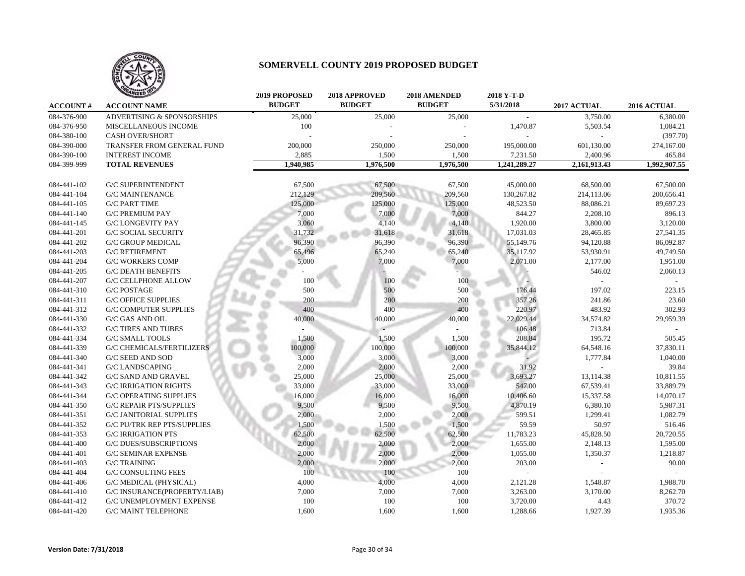# SOMERVELL COUNTY 2019 PROPOSED BUDGET

| ACCOUNT # | ACCOUNT NAME | 2019 PROPOSED BUDGET | 2018 APPROVED BUDGET | 2018 AMENDED BUDGET | 2018 Y-T-D 5/31/2018 | 2017 ACTUAL | 2016 ACTUAL |
|---|---|---|---|---|---|---|---|
| 084-376-900 | ADVERTISING & SPONSORSHIPS | 25,000 | 25,000 | 25,000 | - | 3,750.00 | 6,380.00 |
| 084-376-950 | MISCELLANEOUS INCOME | 100 | - | - | 1,470.87 | 5,503.54 | 1,084.21 |
| 084-380-100 | CASH OVER/SHORT | - | - | - | - | - | (397.70) |
| 084-390-000 | TRANSFER FROM GENERAL FUND | 200,000 | 250,000 | 250,000 | 195,000.00 | 601,130.00 | 274,167.00 |
| 084-390-100 | INTEREST INCOME | 2,885 | 1,500 | 1,500 | 7,231.50 | 2,400.96 | 465.84 |
| 084-399-999 | **TOTAL REVENUES** | **1,940,985** | **1,976,500** | **1,976,500** | **1,241,289.27** | **2,161,913.43** | **1,992,907.55** |
| | | | | | | | |
| 084-441-102 | G/C SUPERINTENDENT | 67,500 | 67,500 | 67,500 | 45,000.00 | 68,500.00 | 67,500.00 |
| 084-441-104 | G/C MAINTENANCE | 212,129 | 209,560 | 209,560 | 130,267.82 | 214,113.06 | 200,656.41 |
| 084-441-105 | G/C PART TIME | 125,000 | 125,000 | 125,000 | 48,523.50 | 88,086.21 | 89,697.23 |
| 084-441-140 | G/C PREMIUM PAY | 7,000 | 7,000 | 7,000 | 844.27 | 2,208.10 | 896.13 |
| 084-441-145 | G/C LONGEVITY PAY | 3,060 | 4,140 | 4,140 | 1,920.00 | 3,800.00 | 3,120.00 |
| 084-441-201 | G/C SOCIAL SECURITY | 31,732 | 31,618 | 31,618 | 17,031.03 | 28,465.85 | 27,541.35 |
| 084-441-202 | G/C GROUP MEDICAL | 96,390 | 96,390 | 96,390 | 55,149.76 | 94,120.88 | 86,092.87 |
| 084-441-203 | G/C RETIREMENT | 65,496 | 65,240 | 65,240 | 35,117.92 | 53,930.91 | 49,749.50 |
| 084-441-204 | G/C WORKERS COMP | 5,000 | 7,000 | 7,000 | 2,071.00 | 2,177.00 | 1,951.00 |
| 084-441-205 | G/C DEATH BENEFITS | - | - | - | - | 546.02 | 2,060.13 |
| 084-441-207 | G/C CELLPHONE ALLOW | 100 | 100 | 100 | - | - | - |
| 084-441-310 | G/C POSTAGE | 500 | 500 | 500 | 176.44 | 197.02 | 223.15 |
| 084-441-311 | G/C OFFICE SUPPLIES | 200 | 200 | 200 | 357.26 | 241.86 | 23.60 |
| 084-441-312 | G/C COMPUTER SUPPLIES | 400 | 400 | 400 | 220.97 | 483.92 | 302.93 |
| 084-441-330 | G/C GAS AND OIL | 40,000 | 40,000 | 40,000 | 22,029.44 | 34,574.82 | 29,959.39 |
| 084-441-332 | G/C TIRES AND TUBES | - | - | - | 106.48 | 713.84 | - |
| 084-441-334 | G/C SMALL TOOLS | 1,500 | 1,500 | 1,500 | 208.84 | 195.72 | 505.45 |
| 084-441-339 | G/C CHEMICALS/FERTILIZERS | 100,000 | 100,000 | 100,000 | 35,844.12 | 64,548.16 | 37,830.11 |
| 084-441-340 | G/C SEED AND SOD | 3,000 | 3,000 | 3,000 | - | 1,777.84 | 1,040.00 |
| 084-441-341 | G/C LANDSCAPING | 2,000 | 2,000 | 2,000 | 31.92 | - | 39.84 |
| 084-441-342 | G/C SAND AND GRAVEL | 25,000 | 25,000 | 25,000 | 3,693.27 | 13,114.38 | 10,811.55 |
| 084-441-343 | G/C IRRIGATION RIGHTS | 33,000 | 33,000 | 33,000 | 547.00 | 67,539.41 | 33,889.79 |
| 084-441-344 | G/C OPERATING SUPPLIES | 16,000 | 16,000 | 16,000 | 10,406.60 | 15,337.58 | 14,070.17 |
| 084-441-350 | G/C REPAIR PTS/SUPPLIES | 9,500 | 9,500 | 9,500 | 4,870.19 | 6,380.10 | 5,987.31 |
| 084-441-351 | G/C JANITORIAL SUPPLIES | 2,000 | 2,000 | 2,000 | 599.51 | 1,299.41 | 1,082.79 |
| 084-441-352 | G/C PU/TRK REP PTS/SUPPLIES | 1,500 | 1,500 | 1,500 | 59.59 | 50.97 | 516.46 |
| 084-441-353 | G/C IRRIGATION PTS | 62,500 | 62,500 | 62,500 | 11,783.23 | 45,828.50 | 20,720.55 |
| 084-441-400 | G/C DUES/SUBSCRIPTIONS | 2,000 | 2,000 | 2,000 | 1,655.00 | 2,148.13 | 1,595.00 |
| 084-441-401 | G/C SEMINAR EXPENSE | 2,000 | 2,000 | 2,000 | 1,055.00 | 1,350.37 | 1,218.87 |
| 084-441-403 | G/C TRAINING | 2,000 | 2,000 | 2,000 | 203.00 | - | 90.00 |
| 084-441-404 | G/C CONSULTING FEES | 100 | 100 | 100 | - | - | - |
| 084-441-406 | G/C MEDICAL (PHYSICAL) | 4,000 | 4,000 | 4,000 | 2,121.28 | 1,548.87 | 1,988.70 |
| 084-441-410 | G/C INSURANCE(PROPERTY/LIAB) | 7,000 | 7,000 | 7,000 | 3,263.00 | 3,170.00 | 8,262.70 |
| 084-441-412 | G/C UNEMPLOYMENT EXPENSE | 100 | 100 | 100 | 3,720.00 | 4.43 | 370.72 |
| 084-441-420 | G/C MAINT TELEPHONE | 1,600 | 1,600 | 1,600 | 1,288.66 | 1,927.39 | 1,935.36 |

**Version Date: 7/31/2018**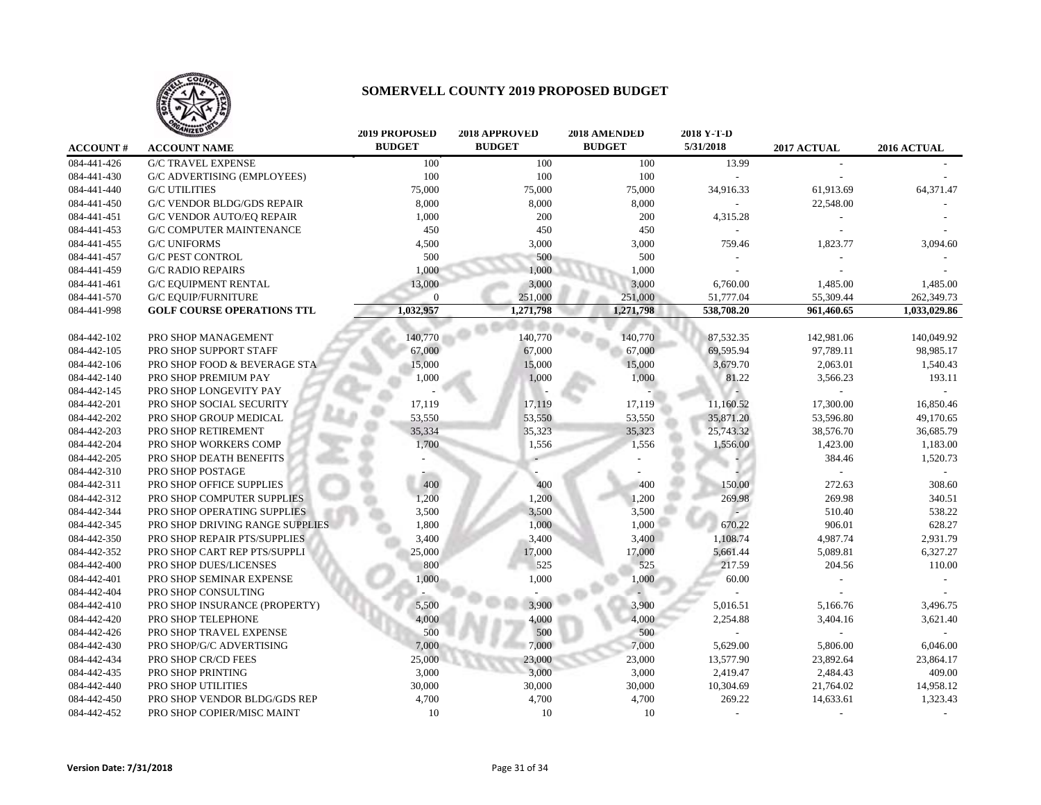# SOMERVELL COUNTY 2019 PROPOSED BUDGET

| ACCOUNT # | ACCOUNT NAME | 2019 PROPOSED BUDGET | 2018 APPROVED BUDGET | 2018 AMENDED BUDGET | 2018 Y-T-D 5/31/2018 | 2017 ACTUAL | 2016 ACTUAL |
|---|---|---|---|---|---|---|---|
| 084-441-426 | G/C TRAVEL EXPENSE | 100 | 100 | 100 | 13.99 | - | - |
| 084-441-430 | G/C ADVERTISING (EMPLOYEES) | 100 | 100 | 100 | - | - | - |
| 084-441-440 | G/C UTILITIES | 75,000 | 75,000 | 75,000 | 34,916.33 | 61,913.69 | 64,371.47 |
| 084-441-450 | G/C VENDOR BLDG/GDS REPAIR | 8,000 | 8,000 | 8,000 | - | 22,548.00 | - |
| 084-441-451 | G/C VENDOR AUTO/EQ REPAIR | 1,000 | 200 | 200 | 4,315.28 | - | - |
| 084-441-453 | G/C COMPUTER MAINTENANCE | 450 | 450 | 450 | - | - | - |
| 084-441-455 | G/C UNIFORMS | 4,500 | 3,000 | 3,000 | 759.46 | 1,823.77 | 3,094.60 |
| 084-441-457 | G/C PEST CONTROL | 500 | 500 | 500 | - | - | - |
| 084-441-459 | G/C RADIO REPAIRS | 1,000 | 1,000 | 1,000 | - | - | - |
| 084-441-461 | G/C EQUIPMENT RENTAL | 13,000 | 3,000 | 3,000 | 6,760.00 | 1,485.00 | 1,485.00 |
| 084-441-570 | G/C EQUIP/FURNITURE | 0 | 251,000 | 251,000 | 51,777.04 | 55,309.44 | 262,349.73 |
| 084-441-998 | **GOLF COURSE OPERATIONS TTL** | **1,032,957** | **1,271,798** | **1,271,798** | **538,708.20** | **961,460.65** | **1,033,029.86** |
| | | | | | | | |
| 084-442-102 | PRO SHOP MANAGEMENT | 140,770 | 140,770 | 140,770 | 87,532.35 | 142,981.06 | 140,049.92 |
| 084-442-105 | PRO SHOP SUPPORT STAFF | 67,000 | 67,000 | 67,000 | 69,595.94 | 97,789.11 | 98,985.17 |
| 084-442-106 | PRO SHOP FOOD & BEVERAGE STA | 15,000 | 15,000 | 15,000 | 3,679.70 | 2,063.01 | 1,540.43 |
| 084-442-140 | PRO SHOP PREMIUM PAY | 1,000 | 1,000 | 1,000 | 81.22 | 3,566.23 | 193.11 |
| 084-442-145 | PRO SHOP LONGEVITY PAY | - | - | - | - | - | - |
| 084-442-201 | PRO SHOP SOCIAL SECURITY | 17,119 | 17,119 | 17,119 | 11,160.52 | 17,300.00 | 16,850.46 |
| 084-442-202 | PRO SHOP GROUP MEDICAL | 53,550 | 53,550 | 53,550 | 35,871.20 | 53,596.80 | 49,170.65 |
| 084-442-203 | PRO SHOP RETIREMENT | 35,334 | 35,323 | 35,323 | 25,743.32 | 38,576.70 | 36,685.79 |
| 084-442-204 | PRO SHOP WORKERS COMP | 1,700 | 1,556 | 1,556 | 1,556.00 | 1,423.00 | 1,183.00 |
| 084-442-205 | PRO SHOP DEATH BENEFITS | - | - | - | - | 384.46 | 1,520.73 |
| 084-442-310 | PRO SHOP POSTAGE | - | - | - | - | - | - |
| 084-442-311 | PRO SHOP OFFICE SUPPLIES | 400 | 400 | 400 | 150.00 | 272.63 | 308.60 |
| 084-442-312 | PRO SHOP COMPUTER SUPPLIES | 1,200 | 1,200 | 1,200 | 269.98 | 269.98 | 340.51 |
| 084-442-344 | PRO SHOP OPERATING SUPPLIES | 3,500 | 3,500 | 3,500 | - | 510.40 | 538.22 |
| 084-442-345 | PRO SHOP DRIVING RANGE SUPPLIES | 1,800 | 1,000 | 1,000 | 670.22 | 906.01 | 628.27 |
| 084-442-350 | PRO SHOP REPAIR PTS/SUPPLIES | 3,400 | 3,400 | 3,400 | 1,108.74 | 4,987.74 | 2,931.79 |
| 084-442-352 | PRO SHOP CART REP PTS/SUPPLI | 25,000 | 17,000 | 17,000 | 5,661.44 | 5,089.81 | 6,327.27 |
| 084-442-400 | PRO SHOP DUES/LICENSES | 800 | 525 | 525 | 217.59 | 204.56 | 110.00 |
| 084-442-401 | PRO SHOP SEMINAR EXPENSE | 1,000 | 1,000 | 1,000 | 60.00 | - | - |
| 084-442-404 | PRO SHOP CONSULTING | - | - | - | - | - | - |
| 084-442-410 | PRO SHOP INSURANCE (PROPERTY) | 5,500 | 3,900 | 3,900 | 5,016.51 | 5,166.76 | 3,496.75 |
| 084-442-420 | PRO SHOP TELEPHONE | 4,000 | 4,000 | 4,000 | 2,254.88 | 3,404.16 | 3,621.40 |
| 084-442-426 | PRO SHOP TRAVEL EXPENSE | 500 | 500 | 500 | - | - | - |
| 084-442-430 | PRO SHOP/G/C ADVERTISING | 7,000 | 7,000 | 7,000 | 5,629.00 | 5,806.00 | 6,046.00 |
| 084-442-434 | PRO SHOP CR/CD FEES | 25,000 | 23,000 | 23,000 | 13,577.90 | 23,892.64 | 23,864.17 |
| 084-442-435 | PRO SHOP PRINTING | 3,000 | 3,000 | 3,000 | 2,419.47 | 2,484.43 | 409.00 |
| 084-442-440 | PRO SHOP UTILITIES | 30,000 | 30,000 | 30,000 | 10,304.69 | 21,764.02 | 14,958.12 |
| 084-442-450 | PRO SHOP VENDOR BLDG/GDS REP | 4,700 | 4,700 | 4,700 | 269.22 | 14,633.61 | 1,323.43 |
| 084-442-452 | PRO SHOP COPIER/MISC MAINT | 10 | 10 | 10 | - | - | - |

Version Date: 7/31/2018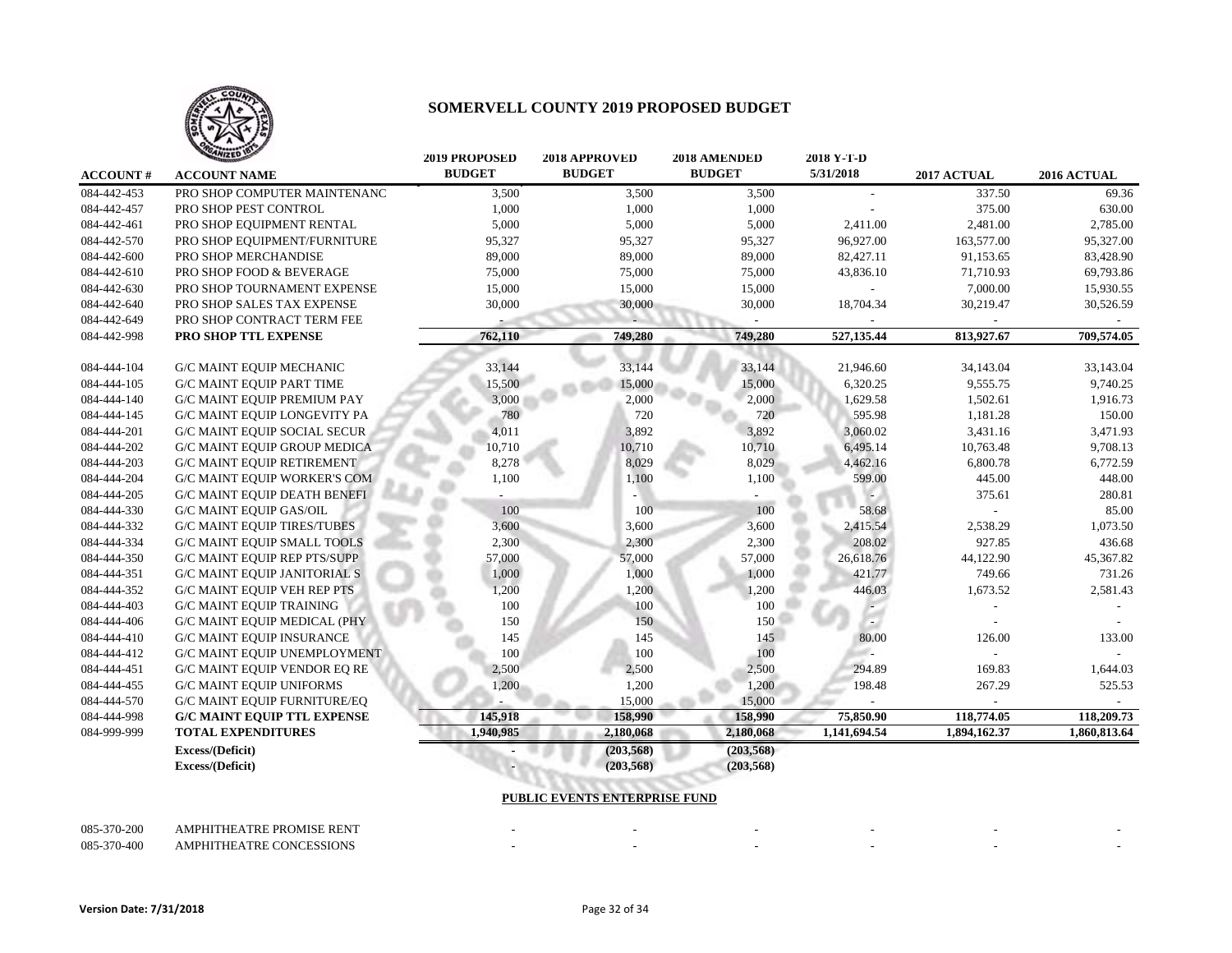# SOMERVELL COUNTY 2019 PROPOSED BUDGET

| ACCOUNT # | ACCOUNT NAME | 2019 PROPOSED BUDGET | 2018 APPROVED BUDGET | 2018 AMENDED BUDGET | 2018 Y-T-D 5/31/2018 | 2017 ACTUAL | 2016 ACTUAL |
|---|---|---|---|---|---|---|---|
| 084-442-453 | PRO SHOP COMPUTER MAINTENANC | 3,500 | 3,500 | 3,500 | - | 337.50 | 69.36 |
| 084-442-457 | PRO SHOP PEST CONTROL | 1,000 | 1,000 | 1,000 | - | 375.00 | 630.00 |
| 084-442-461 | PRO SHOP EQUIPMENT RENTAL | 5,000 | 5,000 | 5,000 | 2,411.00 | 2,481.00 | 2,785.00 |
| 084-442-570 | PRO SHOP EQUIPMENT/FURNITURE | 95,327 | 95,327 | 95,327 | 96,927.00 | 163,577.00 | 95,327.00 |
| 084-442-600 | PRO SHOP MERCHANDISE | 89,000 | 89,000 | 89,000 | 82,427.11 | 91,153.65 | 83,428.90 |
| 084-442-610 | PRO SHOP FOOD & BEVERAGE | 75,000 | 75,000 | 75,000 | 43,836.10 | 71,710.93 | 69,793.86 |
| 084-442-630 | PRO SHOP TOURNAMENT EXPENSE | 15,000 | 15,000 | 15,000 | - | 7,000.00 | 15,930.55 |
| 084-442-640 | PRO SHOP SALES TAX EXPENSE | 30,000 | 30,000 | 30,000 | 18,704.34 | 30,219.47 | 30,526.59 |
| 084-442-649 | PRO SHOP CONTRACT TERM FEE | - | - | - | - | - | - |
| 084-442-998 | **PRO SHOP TTL EXPENSE** | **762,110** | **749,280** | **749,280** | **527,135.44** | **813,927.67** | **709,574.05** |
| | | | | | | | |
| 084-444-104 | G/C MAINT EQUIP MECHANIC | 33,144 | 33,144 | 33,144 | 21,946.60 | 34,143.04 | 33,143.04 |
| 084-444-105 | G/C MAINT EQUIP PART TIME | 15,500 | 15,000 | 15,000 | 6,320.25 | 9,555.75 | 9,740.25 |
| 084-444-140 | G/C MAINT EQUIP PREMIUM PAY | 3,000 | 2,000 | 2,000 | 1,629.58 | 1,502.61 | 1,916.73 |
| 084-444-145 | G/C MAINT EQUIP LONGEVITY PA | 780 | 720 | 720 | 595.98 | 1,181.28 | 150.00 |
| 084-444-201 | G/C MAINT EQUIP SOCIAL SECUR | 4,011 | 3,892 | 3,892 | 3,060.02 | 3,431.16 | 3,471.93 |
| 084-444-202 | G/C MAINT EQUIP GROUP MEDICA | 10,710 | 10,710 | 10,710 | 6,495.14 | 10,763.48 | 9,708.13 |
| 084-444-203 | G/C MAINT EQUIP RETIREMENT | 8,278 | 8,029 | 8,029 | 4,462.16 | 6,800.78 | 6,772.59 |
| 084-444-204 | G/C MAINT EQUIP WORKER'S COM | 1,100 | 1,100 | 1,100 | 599.00 | 445.00 | 448.00 |
| 084-444-205 | G/C MAINT EQUIP DEATH BENEFI | - | - | - | - | 375.61 | 280.81 |
| 084-444-330 | G/C MAINT EQUIP GAS/OIL | 100 | 100 | 100 | 58.68 | - | 85.00 |
| 084-444-332 | G/C MAINT EQUIP TIRES/TUBES | 3,600 | 3,600 | 3,600 | 2,415.54 | 2,538.29 | 1,073.50 |
| 084-444-334 | G/C MAINT EQUIP SMALL TOOLS | 2,300 | 2,300 | 2,300 | 208.02 | 927.85 | 436.68 |
| 084-444-350 | G/C MAINT EQUIP REP PTS/SUPP | 57,000 | 57,000 | 57,000 | 26,618.76 | 44,122.90 | 45,367.82 |
| 084-444-351 | G/C MAINT EQUIP JANITORIAL S | 1,000 | 1,000 | 1,000 | 421.77 | 749.66 | 731.26 |
| 084-444-352 | G/C MAINT EQUIP VEH REP PTS | 1,200 | 1,200 | 1,200 | 446.03 | 1,673.52 | 2,581.43 |
| 084-444-403 | G/C MAINT EQUIP TRAINING | 100 | 100 | 100 | - | - | - |
| 084-444-406 | G/C MAINT EQUIP MEDICAL (PHY | 150 | 150 | 150 | - | - | - |
| 084-444-410 | G/C MAINT EQUIP INSURANCE | 145 | 145 | 145 | 80.00 | 126.00 | 133.00 |
| 084-444-412 | G/C MAINT EQUIP UNEMPLOYMENT | 100 | 100 | 100 | - | - | - |
| 084-444-451 | G/C MAINT EQUIP VENDOR EQ RE | 2,500 | 2,500 | 2,500 | 294.89 | 169.83 | 1,644.03 |
| 084-444-455 | G/C MAINT EQUIP UNIFORMS | 1,200 | 1,200 | 1,200 | 198.48 | 267.29 | 525.53 |
| 084-444-570 | G/C MAINT EQUIP FURNITURE/EQ | - | 15,000 | 15,000 | - | - | - |
| 084-444-998 | **G/C MAINT EQUIP TTL EXPENSE** | **145,918** | **158,990** | **158,990** | **75,850.90** | **118,774.05** | **118,209.73** |
| 084-999-999 | **TOTAL EXPENDITURES** | **1,940,985** | **2,180,068** | **2,180,068** | **1,141,694.54** | **1,894,162.37** | **1,860,813.64** |
| | **Excess/(Deficit)** | **-** | **(203,568)** | **(203,568)** | | | |
| | **Excess/(Deficit)** | **-** | **(203,568)** | **(203,568)** | | | |

**PUBLIC EVENTS ENTERPRISE FUND**

| ACCOUNT # | ACCOUNT NAME | 2019 PROPOSED BUDGET | 2018 APPROVED BUDGET | 2018 AMENDED BUDGET | 2018 Y-T-D 5/31/2018 | 2017 ACTUAL | 2016 ACTUAL |
|---|---|---|---|---|---|---|---|
| 085-370-200 | AMPHITHEATRE PROMISE RENT | - | - | - | - | - | - |
| 085-370-400 | AMPHITHEATRE CONCESSIONS | - | - | - | - | - | - |

Version Date: 7/31/2018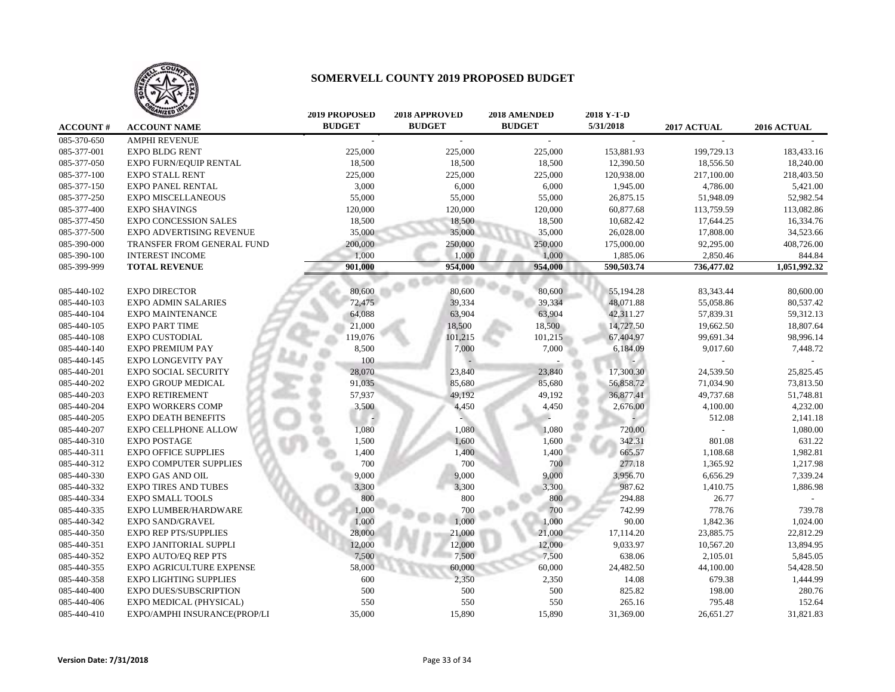# SOMERVELL COUNTY 2019 PROPOSED BUDGET

| ACCOUNT # | ACCOUNT NAME | 2019 PROPOSED BUDGET | 2018 APPROVED BUDGET | 2018 AMENDED BUDGET | 2018 Y-T-D 5/31/2018 | 2017 ACTUAL | 2016 ACTUAL |
|---|---|---|---|---|---|---|---|
| 085-370-650 | AMPHI REVENUE | - | - | - | - | - | - |
| 085-377-001 | EXPO BLDG RENT | 225,000 | 225,000 | 225,000 | 153,881.93 | 199,729.13 | 183,433.16 |
| 085-377-050 | EXPO FURN/EQUIP RENTAL | 18,500 | 18,500 | 18,500 | 12,390.50 | 18,556.50 | 18,240.00 |
| 085-377-100 | EXPO STALL RENT | 225,000 | 225,000 | 225,000 | 120,938.00 | 217,100.00 | 218,403.50 |
| 085-377-150 | EXPO PANEL RENTAL | 3,000 | 6,000 | 6,000 | 1,945.00 | 4,786.00 | 5,421.00 |
| 085-377-250 | EXPO MISCELLANEOUS | 55,000 | 55,000 | 55,000 | 26,875.15 | 51,948.09 | 52,982.54 |
| 085-377-400 | EXPO SHAVINGS | 120,000 | 120,000 | 120,000 | 60,877.68 | 113,759.59 | 113,082.86 |
| 085-377-450 | EXPO CONCESSION SALES | 18,500 | 18,500 | 18,500 | 10,682.42 | 17,644.25 | 16,334.76 |
| 085-377-500 | EXPO ADVERTISING REVENUE | 35,000 | 35,000 | 35,000 | 26,028.00 | 17,808.00 | 34,523.66 |
| 085-390-000 | TRANSFER FROM GENERAL FUND | 200,000 | 250,000 | 250,000 | 175,000.00 | 92,295.00 | 408,726.00 |
| 085-390-100 | INTEREST INCOME | 1,000 | 1,000 | 1,000 | 1,885.06 | 2,850.46 | 844.84 |
| 085-399-999 | **TOTAL REVENUE** | **901,000** | **954,000** | **954,000** | **590,503.74** | **736,477.02** | **1,051,992.32** |
| | | | | | | | |
| 085-440-102 | EXPO DIRECTOR | 80,600 | 80,600 | 80,600 | 55,194.28 | 83,343.44 | 80,600.00 |
| 085-440-103 | EXPO ADMIN SALARIES | 72,475 | 39,334 | 39,334 | 48,071.88 | 55,058.86 | 80,537.42 |
| 085-440-104 | EXPO MAINTENANCE | 64,088 | 63,904 | 63,904 | 42,311.27 | 57,839.31 | 59,312.13 |
| 085-440-105 | EXPO PART TIME | 21,000 | 18,500 | 18,500 | 14,727.50 | 19,662.50 | 18,807.64 |
| 085-440-108 | EXPO CUSTODIAL | 119,076 | 101,215 | 101,215 | 67,404.97 | 99,691.34 | 98,996.14 |
| 085-440-140 | EXPO PREMIUM PAY | 8,500 | 7,000 | 7,000 | 6,184.09 | 9,017.60 | 7,448.72 |
| 085-440-145 | EXPO LONGEVITY PAY | 100 | - | - | - | - | - |
| 085-440-201 | EXPO SOCIAL SECURITY | 28,070 | 23,840 | 23,840 | 17,300.30 | 24,539.50 | 25,825.45 |
| 085-440-202 | EXPO GROUP MEDICAL | 91,035 | 85,680 | 85,680 | 56,858.72 | 71,034.90 | 73,813.50 |
| 085-440-203 | EXPO RETIREMENT | 57,937 | 49,192 | 49,192 | 36,877.41 | 49,737.68 | 51,748.81 |
| 085-440-204 | EXPO WORKERS COMP | 3,500 | 4,450 | 4,450 | 2,676.00 | 4,100.00 | 4,232.00 |
| 085-440-205 | EXPO DEATH BENEFITS | - | - | - | - | 512.08 | 2,141.18 |
| 085-440-207 | EXPO CELLPHONE ALLOW | 1,080 | 1,080 | 1,080 | 720.00 | - | 1,080.00 |
| 085-440-310 | EXPO POSTAGE | 1,500 | 1,600 | 1,600 | 342.31 | 801.08 | 631.22 |
| 085-440-311 | EXPO OFFICE SUPPLIES | 1,400 | 1,400 | 1,400 | 665.57 | 1,108.68 | 1,982.81 |
| 085-440-312 | EXPO COMPUTER SUPPLIES | 700 | 700 | 700 | 277.18 | 1,365.92 | 1,217.98 |
| 085-440-330 | EXPO GAS AND OIL | 9,000 | 9,000 | 9,000 | 3,956.70 | 6,656.29 | 7,339.24 |
| 085-440-332 | EXPO TIRES AND TUBES | 3,300 | 3,300 | 3,300 | 987.62 | 1,410.75 | 1,886.98 |
| 085-440-334 | EXPO SMALL TOOLS | 800 | 800 | 800 | 294.88 | 26.77 | - |
| 085-440-335 | EXPO LUMBER/HARDWARE | 1,000 | 700 | 700 | 742.99 | 778.76 | 739.78 |
| 085-440-342 | EXPO SAND/GRAVEL | 1,000 | 1,000 | 1,000 | 90.00 | 1,842.36 | 1,024.00 |
| 085-440-350 | EXPO REP PTS/SUPPLIES | 28,000 | 21,000 | 21,000 | 17,114.20 | 23,885.75 | 22,812.29 |
| 085-440-351 | EXPO JANITORIAL SUPPLI | 12,000 | 12,000 | 12,000 | 9,033.97 | 10,567.20 | 13,894.95 |
| 085-440-352 | EXPO AUTO/EQ REP PTS | 7,500 | 7,500 | 7,500 | 638.06 | 2,105.01 | 5,845.05 |
| 085-440-355 | EXPO AGRICULTURE EXPENSE | 58,000 | 60,000 | 60,000 | 24,482.50 | 44,100.00 | 54,428.50 |
| 085-440-358 | EXPO LIGHTING SUPPLIES | 600 | 2,350 | 2,350 | 14.08 | 679.38 | 1,444.99 |
| 085-440-400 | EXPO DUES/SUBSCRIPTION | 500 | 500 | 500 | 825.82 | 198.00 | 280.76 |
| 085-440-406 | EXPO MEDICAL (PHYSICAL) | 550 | 550 | 550 | 265.16 | 795.48 | 152.64 |
| 085-440-410 | EXPO/AMPHI INSURANCE(PROP/LI | 35,000 | 15,890 | 15,890 | 31,369.00 | 26,651.27 | 31,821.83 |

**Version Date: 7/31/2018**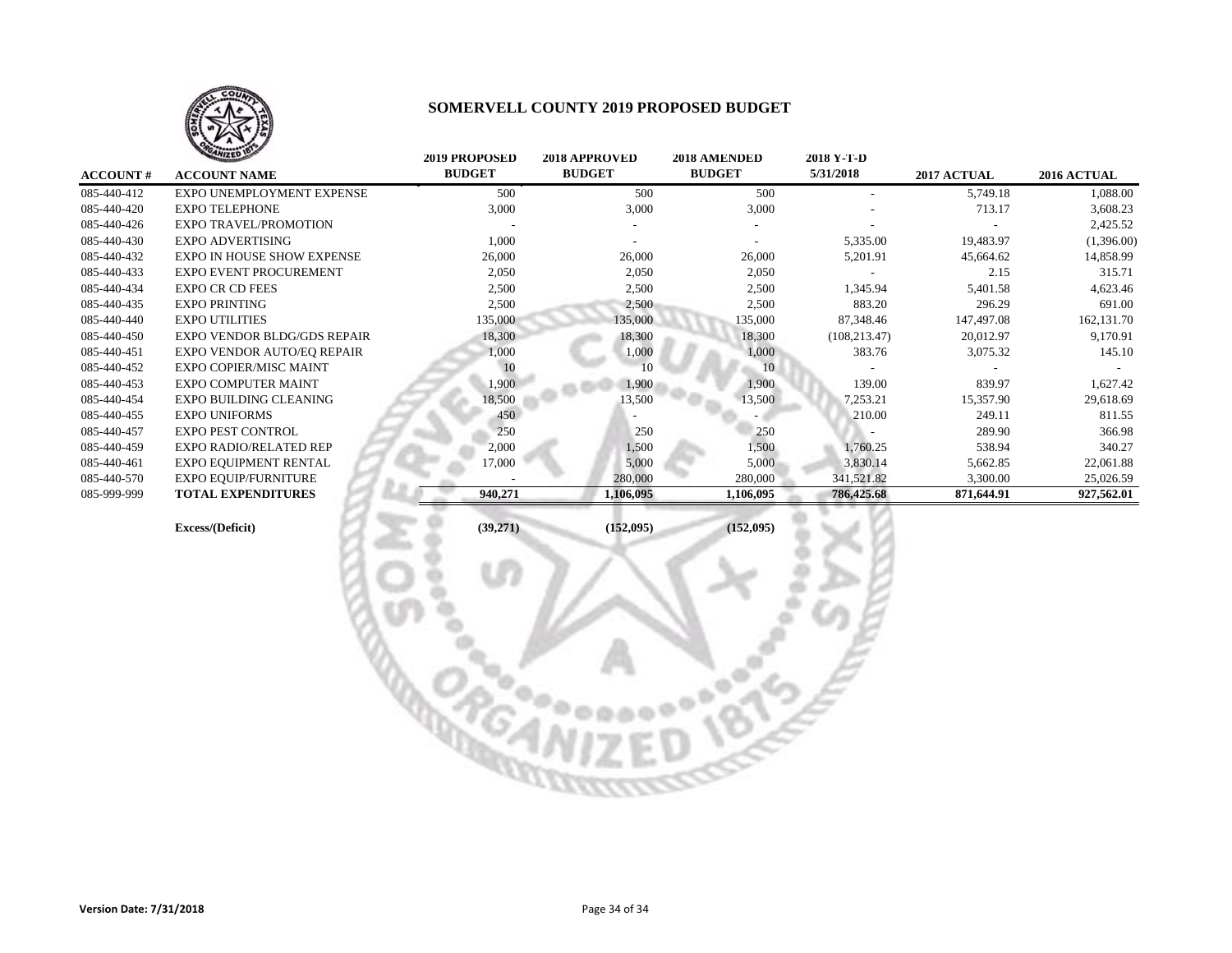# SOMERVELL COUNTY 2019 PROPOSED BUDGET

| ACCOUNT # | ACCOUNT NAME | 2019 PROPOSED BUDGET | 2018 APPROVED BUDGET | 2018 AMENDED BUDGET | 2018 Y-T-D 5/31/2018 | 2017 ACTUAL | 2016 ACTUAL |
|---|---|---|---|---|---|---|---|
| 085-440-412 | EXPO UNEMPLOYMENT EXPENSE | 500 | 500 | 500 | - | 5,749.18 | 1,088.00 |
| 085-440-420 | EXPO TELEPHONE | 3,000 | 3,000 | 3,000 | - | 713.17 | 3,608.23 |
| 085-440-426 | EXPO TRAVEL/PROMOTION | - | - | - | - | - | 2,425.52 |
| 085-440-430 | EXPO ADVERTISING | 1,000 | - | - | 5,335.00 | 19,483.97 | (1,396.00) |
| 085-440-432 | EXPO IN HOUSE SHOW EXPENSE | 26,000 | 26,000 | 26,000 | 5,201.91 | 45,664.62 | 14,858.99 |
| 085-440-433 | EXPO EVENT PROCUREMENT | 2,050 | 2,050 | 2,050 | - | 2.15 | 315.71 |
| 085-440-434 | EXPO CR CD FEES | 2,500 | 2,500 | 2,500 | 1,345.94 | 5,401.58 | 4,623.46 |
| 085-440-435 | EXPO PRINTING | 2,500 | 2,500 | 2,500 | 883.20 | 296.29 | 691.00 |
| 085-440-440 | EXPO UTILITIES | 135,000 | 135,000 | 135,000 | 87,348.46 | 147,497.08 | 162,131.70 |
| 085-440-450 | EXPO VENDOR BLDG/GDS REPAIR | 18,300 | 18,300 | 18,300 | (108,213.47) | 20,012.97 | 9,170.91 |
| 085-440-451 | EXPO VENDOR AUTO/EQ REPAIR | 1,000 | 1,000 | 1,000 | 383.76 | 3,075.32 | 145.10 |
| 085-440-452 | EXPO COPIER/MISC MAINT | 10 | 10 | 10 | - | - | - |
| 085-440-453 | EXPO COMPUTER MAINT | 1,900 | 1,900 | 1,900 | 139.00 | 839.97 | 1,627.42 |
| 085-440-454 | EXPO BUILDING CLEANING | 18,500 | 13,500 | 13,500 | 7,253.21 | 15,357.90 | 29,618.69 |
| 085-440-455 | EXPO UNIFORMS | 450 | - | - | 210.00 | 249.11 | 811.55 |
| 085-440-457 | EXPO PEST CONTROL | 250 | 250 | 250 | - | 289.90 | 366.98 |
| 085-440-459 | EXPO RADIO/RELATED REP | 2,000 | 1,500 | 1,500 | 1,760.25 | 538.94 | 340.27 |
| 085-440-461 | EXPO EQUIPMENT RENTAL | 17,000 | 5,000 | 5,000 | 3,830.14 | 5,662.85 | 22,061.88 |
| 085-440-570 | EXPO EQUIP/FURNITURE | - | 280,000 | 280,000 | 341,521.82 | 3,300.00 | 25,026.59 |
| 085-999-999 | **TOTAL EXPENDITURES** | **940,271** | **1,106,095** | **1,106,095** | **786,425.68** | **871,644.91** | **927,562.01** |
| | **Excess/(Deficit)** | **(39,271)** | **(152,095)** | **(152,095)** | | | |

**Version Date: 7/31/2018**